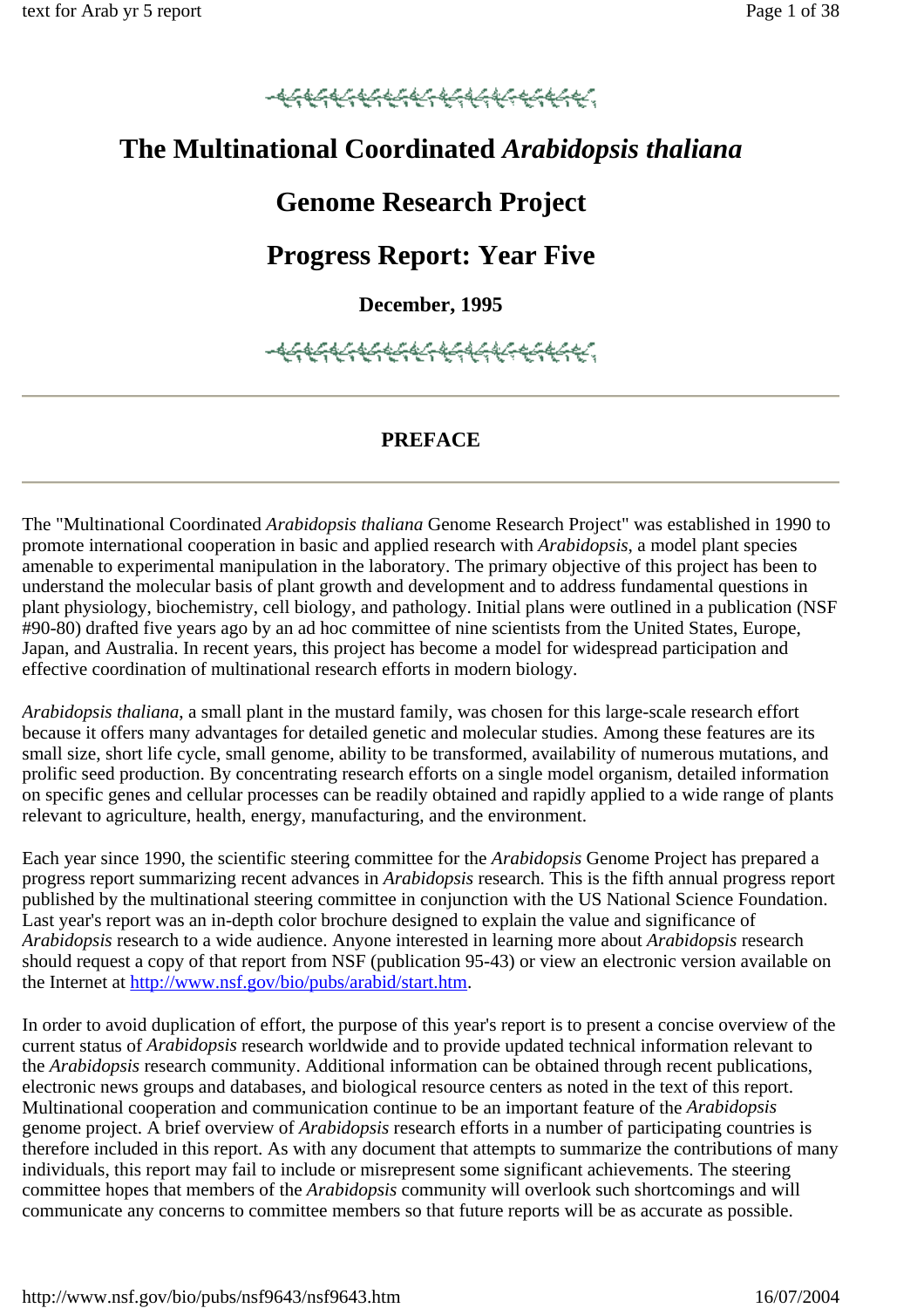# The Multinational Coordinated *Arabidopsis thaliana*

# Genome Research Project

# Progress Report: Year Five

**December, 1995**

---

## PREFACE

---

The "Multinational Coordinated *Arabidopsis thaliana* Genome Research Project" was established in 1990 to promote international cooperation in basic and applied research with *Arabidopsis*, a model plant species amenable to experimental manipulation in the laboratory. The primary objective of this project has been to understand the molecular basis of plant growth and development and to address fundamental questions in plant physiology, biochemistry, cell biology, and pathology. Initial plans were outlined in a publication (NSF #90-80) drafted five years ago by an ad hoc committee of nine scientists from the United States, Europe, Japan, and Australia. In recent years, this project has become a model for widespread participation and effective coordination of multinational research efforts in modern biology.

*Arabidopsis thaliana*, a small plant in the mustard family, was chosen for this large-scale research effort because it offers many advantages for detailed genetic and molecular studies. Among these features are its small size, short life cycle, small genome, ability to be transformed, availability of numerous mutations, and prolific seed production. By concentrating research efforts on a single model organism, detailed information on specific genes and cellular processes can be readily obtained and rapidly applied to a wide range of plants relevant to agriculture, health, energy, manufacturing, and the environment.

Each year since 1990, the scientific steering committee for the *Arabidopsis* Genome Project has prepared a progress report summarizing recent advances in *Arabidopsis* research. This is the fifth annual progress report published by the multinational steering committee in conjunction with the US National Science Foundation. Last year's report was an in-depth color brochure designed to explain the value and significance of *Arabidopsis* research to a wide audience. Anyone interested in learning more about *Arabidopsis* research should request a copy of that report from NSF (publication 95-43) or view an electronic version available on the Internet at http://www.nsf.gov/bio/pubs/arabid/start.htm.

In order to avoid duplication of effort, the purpose of this year's report is to present a concise overview of the current status of *Arabidopsis* research worldwide and to provide updated technical information relevant to the *Arabidopsis* research community. Additional information can be obtained through recent publications, electronic news groups and databases, and biological resource centers as noted in the text of this report. Multinational cooperation and communication continue to be an important feature of the *Arabidopsis* genome project. A brief overview of *Arabidopsis* research efforts in a number of participating countries is therefore included in this report. As with any document that attempts to summarize the contributions of many individuals, this report may fail to include or misrepresent some significant achievements. The steering committee hopes that members of the *Arabidopsis* community will overlook such shortcomings and will communicate any concerns to committee members so that future reports will be as accurate as possible.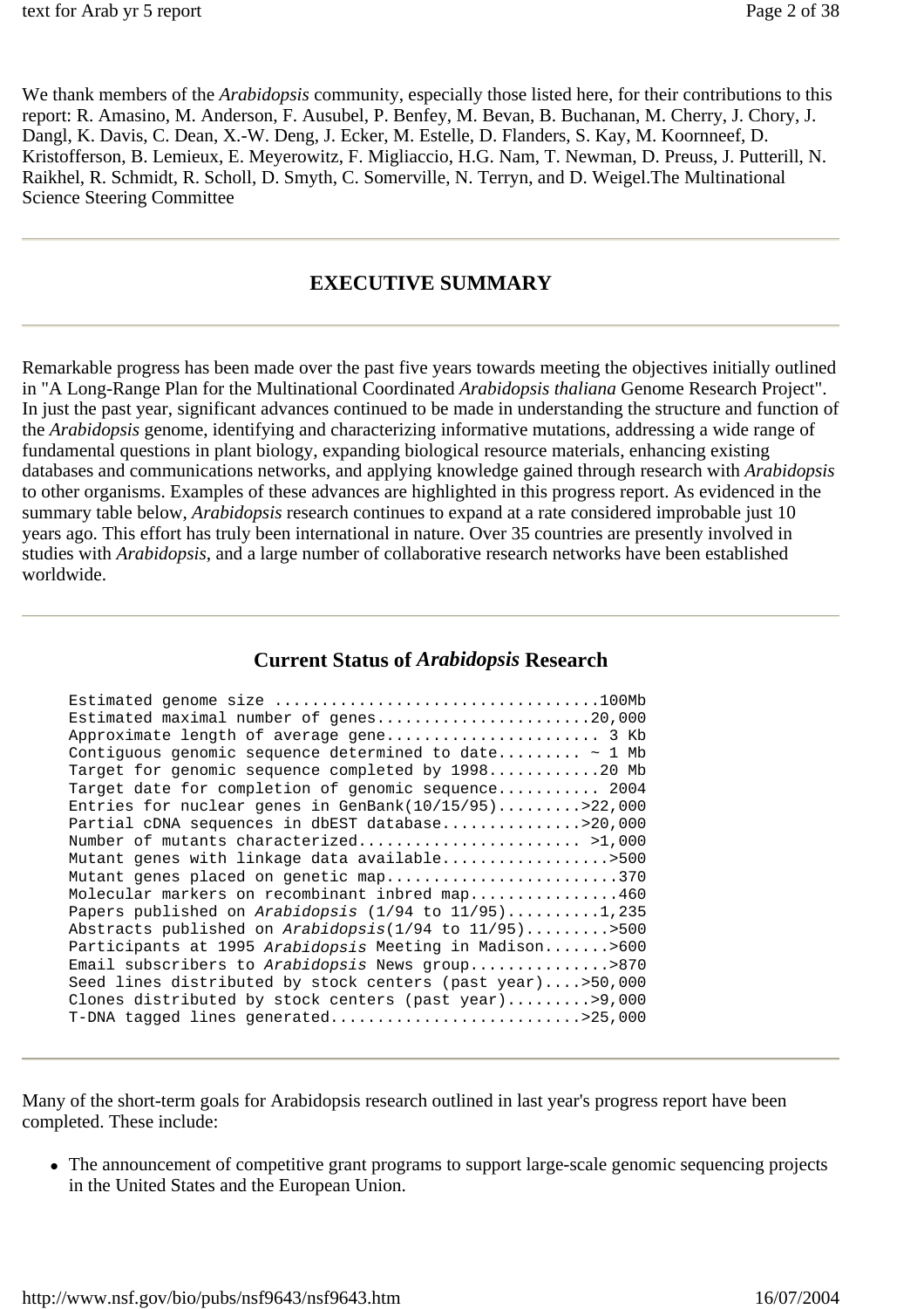We thank members of the *Arabidopsis* community, especially those listed here, for their contributions to this report: R. Amasino, M. Anderson, F. Ausubel, P. Benfey, M. Bevan, B. Buchanan, M. Cherry, J. Chory, J. Dangl, K. Davis, C. Dean, X.-W. Deng, J. Ecker, M. Estelle, D. Flanders, S. Kay, M. Koornneef, D. Kristofferson, B. Lemieux, E. Meyerowitz, F. Migliaccio, H.G. Nam, T. Newman, D. Preuss, J. Putterill, N. Raikhel, R. Schmidt, R. Scholl, D. Smyth, C. Somerville, N. Terryn, and D. Weigel.The Multinational Science Steering Committee

---

## EXECUTIVE SUMMARY

---

Remarkable progress has been made over the past five years towards meeting the objectives initially outlined in "A Long-Range Plan for the Multinational Coordinated *Arabidopsis thaliana* Genome Research Project". In just the past year, significant advances continued to be made in understanding the structure and function of the *Arabidopsis* genome, identifying and characterizing informative mutations, addressing a wide range of fundamental questions in plant biology, expanding biological resource materials, enhancing existing databases and communications networks, and applying knowledge gained through research with *Arabidopsis* to other organisms. Examples of these advances are highlighted in this progress report. As evidenced in the summary table below, *Arabidopsis* research continues to expand at a rate considered improbable just 10 years ago. This effort has truly been international in nature. Over 35 countries are presently involved in studies with *Arabidopsis*, and a large number of collaborative research networks have been established worldwide.

---

## Current Status of *Arabidopsis* Research

```
Estimated genome size ..................................100Mb
Estimated maximal number of genes.......................20,000
Approximate length of average gene...................... 3 Kb
Contiguous genomic sequence determined to date......... ~ 1 Mb
Target for genomic sequence completed by 1998...........20 Mb
Target date for completion of genomic sequence.......... 2004
Entries for nuclear genes in GenBank(10/15/95).........>22,000
Partial cDNA sequences in dbEST database...............>20,000
Number of mutants characterized........................ >1,000
Mutant genes with linkage data available.................>500
Mutant genes placed on genetic map.........................370
Molecular markers on recombinant inbred map................460
Papers published on Arabidopsis (1/94 to 11/95)..........1,235
Abstracts published on Arabidopsis(1/94 to 11/95).........>500
Participants at 1995 Arabidopsis Meeting in Madison.......>600
Email subscribers to Arabidopsis News group...............>870
Seed lines distributed by stock centers (past year)....>50,000
Clones distributed by stock centers (past year).........>9,000
T-DNA tagged lines generated...........................>25,000
```

---

Many of the short-term goals for Arabidopsis research outlined in last year's progress report have been completed. These include:

- The announcement of competitive grant programs to support large-scale genomic sequencing projects in the United States and the European Union.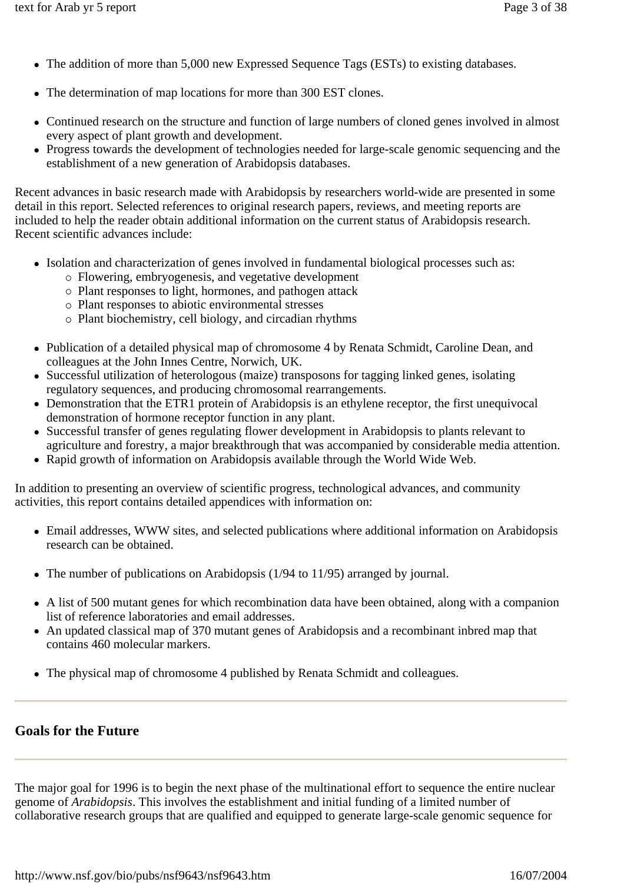- The addition of more than 5,000 new Expressed Sequence Tags (ESTs) to existing databases.
- The determination of map locations for more than 300 EST clones.
- Continued research on the structure and function of large numbers of cloned genes involved in almost every aspect of plant growth and development.
- Progress towards the development of technologies needed for large-scale genomic sequencing and the establishment of a new generation of Arabidopsis databases.

Recent advances in basic research made with Arabidopsis by researchers world-wide are presented in some detail in this report. Selected references to original research papers, reviews, and meeting reports are included to help the reader obtain additional information on the current status of Arabidopsis research. Recent scientific advances include:

- Isolation and characterization of genes involved in fundamental biological processes such as:
  - Flowering, embryogenesis, and vegetative development
  - Plant responses to light, hormones, and pathogen attack
  - Plant responses to abiotic environmental stresses
  - Plant biochemistry, cell biology, and circadian rhythms
- Publication of a detailed physical map of chromosome 4 by Renata Schmidt, Caroline Dean, and colleagues at the John Innes Centre, Norwich, UK.
- Successful utilization of heterologous (maize) transposons for tagging linked genes, isolating regulatory sequences, and producing chromosomal rearrangements.
- Demonstration that the ETR1 protein of Arabidopsis is an ethylene receptor, the first unequivocal demonstration of hormone receptor function in any plant.
- Successful transfer of genes regulating flower development in Arabidopsis to plants relevant to agriculture and forestry, a major breakthrough that was accompanied by considerable media attention.
- Rapid growth of information on Arabidopsis available through the World Wide Web.

In addition to presenting an overview of scientific progress, technological advances, and community activities, this report contains detailed appendices with information on:

- Email addresses, WWW sites, and selected publications where additional information on Arabidopsis research can be obtained.
- The number of publications on Arabidopsis (1/94 to 11/95) arranged by journal.
- A list of 500 mutant genes for which recombination data have been obtained, along with a companion list of reference laboratories and email addresses.
- An updated classical map of 370 mutant genes of Arabidopsis and a recombinant inbred map that contains 460 molecular markers.
- The physical map of chromosome 4 published by Renata Schmidt and colleagues.

---

## Goals for the Future

---

The major goal for 1996 is to begin the next phase of the multinational effort to sequence the entire nuclear genome of *Arabidopsis*. This involves the establishment and initial funding of a limited number of collaborative research groups that are qualified and equipped to generate large-scale genomic sequence for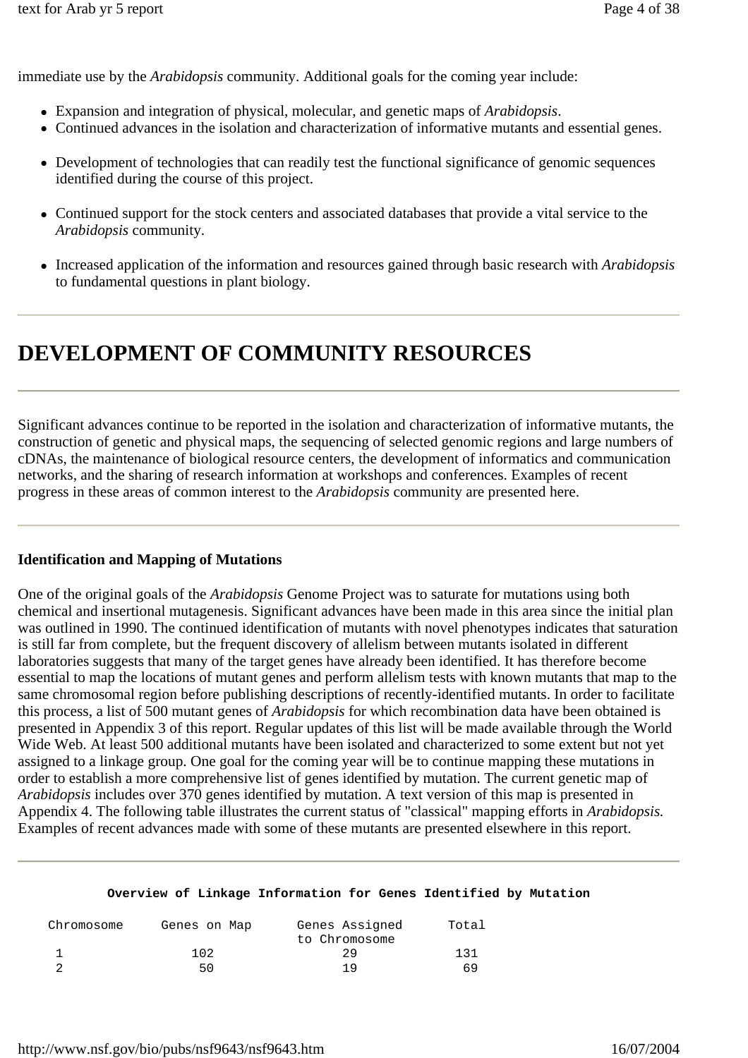immediate use by the *Arabidopsis* community. Additional goals for the coming year include:

- Expansion and integration of physical, molecular, and genetic maps of *Arabidopsis*.
- Continued advances in the isolation and characterization of informative mutants and essential genes.
- Development of technologies that can readily test the functional significance of genomic sequences identified during the course of this project.
- Continued support for the stock centers and associated databases that provide a vital service to the *Arabidopsis* community.
- Increased application of the information and resources gained through basic research with *Arabidopsis* to fundamental questions in plant biology.

---

# DEVELOPMENT OF COMMUNITY RESOURCES

---

Significant advances continue to be reported in the isolation and characterization of informative mutants, the construction of genetic and physical maps, the sequencing of selected genomic regions and large numbers of cDNAs, the maintenance of biological resource centers, the development of informatics and communication networks, and the sharing of research information at workshops and conferences. Examples of recent progress in these areas of common interest to the *Arabidopsis* community are presented here.

---

**Identification and Mapping of Mutations**

One of the original goals of the *Arabidopsis* Genome Project was to saturate for mutations using both chemical and insertional mutagenesis. Significant advances have been made in this area since the initial plan was outlined in 1990. The continued identification of mutants with novel phenotypes indicates that saturation is still far from complete, but the frequent discovery of allelism between mutants isolated in different laboratories suggests that many of the target genes have already been identified. It has therefore become essential to map the locations of mutant genes and perform allelism tests with known mutants that map to the same chromosomal region before publishing descriptions of recently-identified mutants. In order to facilitate this process, a list of 500 mutant genes of *Arabidopsis* for which recombination data have been obtained is presented in Appendix 3 of this report. Regular updates of this list will be made available through the World Wide Web. At least 500 additional mutants have been isolated and characterized to some extent but not yet assigned to a linkage group. One goal for the coming year will be to continue mapping these mutations in order to establish a more comprehensive list of genes identified by mutation. The current genetic map of *Arabidopsis* includes over 370 genes identified by mutation. A text version of this map is presented in Appendix 4. The following table illustrates the current status of "classical" mapping efforts in *Arabidopsis.* Examples of recent advances made with some of these mutants are presented elsewhere in this report.

---

**Overview of Linkage Information for Genes Identified by Mutation**

| Chromosome | Genes on Map | Genes Assigned to Chromosome | Total |
|---|---|---|---|
| 1 | 102 | 29 | 131 |
| 2 | 50 | 19 | 69 |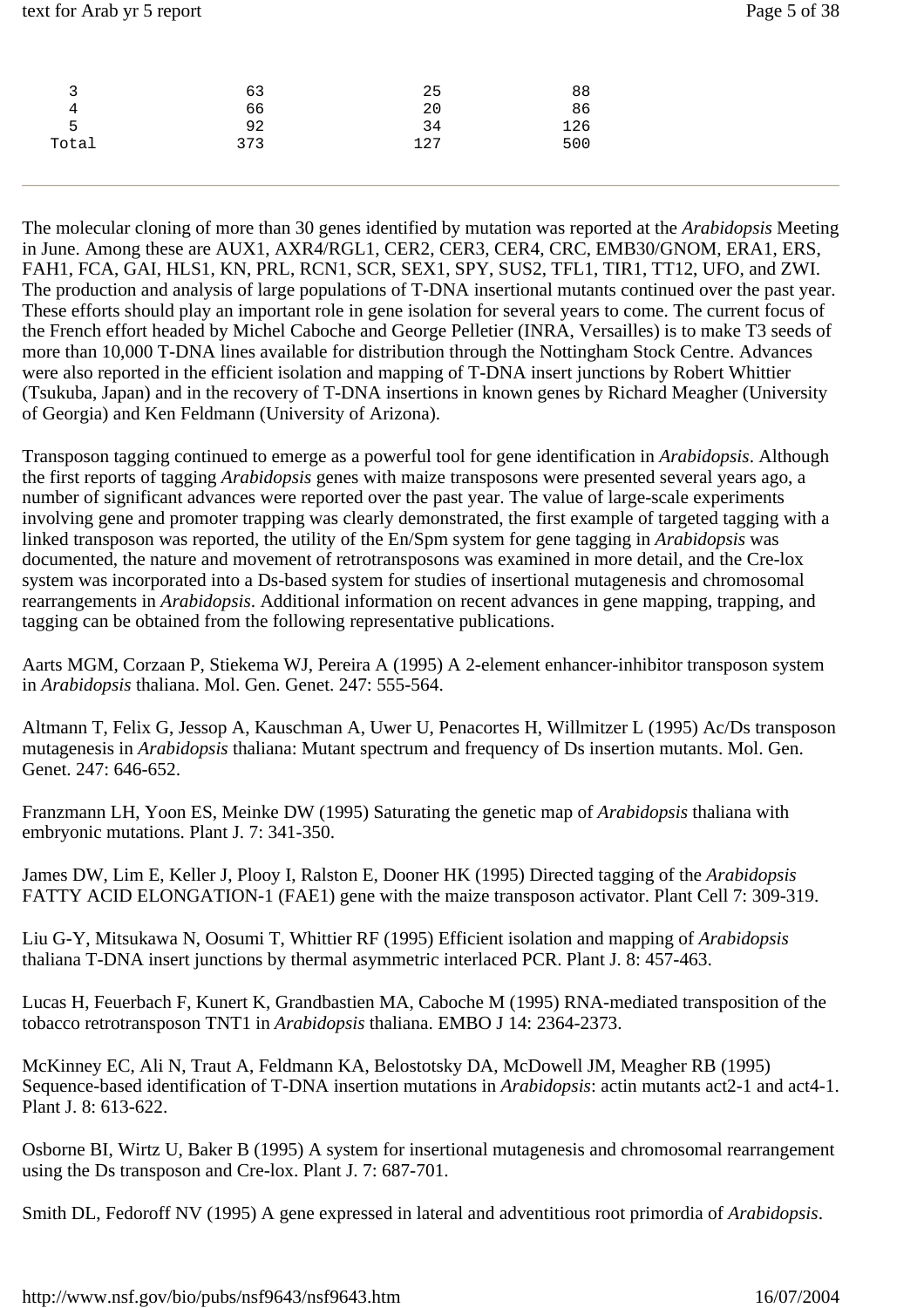| | | | |
|---|---|---|---|
| 3 | 63 | 25 | 88 |
| 4 | 66 | 20 | 86 |
| 5 | 92 | 34 | 126 |
| Total | 373 | 127 | 500 |

---

The molecular cloning of more than 30 genes identified by mutation was reported at the *Arabidopsis* Meeting in June. Among these are AUX1, AXR4/RGL1, CER2, CER3, CER4, CRC, EMB30/GNOM, ERA1, ERS, FAH1, FCA, GAI, HLS1, KN, PRL, RCN1, SCR, SEX1, SPY, SUS2, TFL1, TIR1, TT12, UFO, and ZWI. The production and analysis of large populations of T-DNA insertional mutants continued over the past year. These efforts should play an important role in gene isolation for several years to come. The current focus of the French effort headed by Michel Caboche and George Pelletier (INRA, Versailles) is to make T3 seeds of more than 10,000 T-DNA lines available for distribution through the Nottingham Stock Centre. Advances were also reported in the efficient isolation and mapping of T-DNA insert junctions by Robert Whittier (Tsukuba, Japan) and in the recovery of T-DNA insertions in known genes by Richard Meagher (University of Georgia) and Ken Feldmann (University of Arizona).

Transposon tagging continued to emerge as a powerful tool for gene identification in *Arabidopsis*. Although the first reports of tagging *Arabidopsis* genes with maize transposons were presented several years ago, a number of significant advances were reported over the past year. The value of large-scale experiments involving gene and promoter trapping was clearly demonstrated, the first example of targeted tagging with a linked transposon was reported, the utility of the En/Spm system for gene tagging in *Arabidopsis* was documented, the nature and movement of retrotransposons was examined in more detail, and the Cre-lox system was incorporated into a Ds-based system for studies of insertional mutagenesis and chromosomal rearrangements in *Arabidopsis*. Additional information on recent advances in gene mapping, trapping, and tagging can be obtained from the following representative publications.

Aarts MGM, Corzaan P, Stiekema WJ, Pereira A (1995) A 2-element enhancer-inhibitor transposon system in *Arabidopsis* thaliana. Mol. Gen. Genet. 247: 555-564.

Altmann T, Felix G, Jessop A, Kauschman A, Uwer U, Penacortes H, Willmitzer L (1995) Ac/Ds transposon mutagenesis in *Arabidopsis* thaliana: Mutant spectrum and frequency of Ds insertion mutants. Mol. Gen. Genet. 247: 646-652.

Franzmann LH, Yoon ES, Meinke DW (1995) Saturating the genetic map of *Arabidopsis* thaliana with embryonic mutations. Plant J. 7: 341-350.

James DW, Lim E, Keller J, Plooy I, Ralston E, Dooner HK (1995) Directed tagging of the *Arabidopsis* FATTY ACID ELONGATION-1 (FAE1) gene with the maize transposon activator. Plant Cell 7: 309-319.

Liu G-Y, Mitsukawa N, Oosumi T, Whittier RF (1995) Efficient isolation and mapping of *Arabidopsis* thaliana T-DNA insert junctions by thermal asymmetric interlaced PCR. Plant J. 8: 457-463.

Lucas H, Feuerbach F, Kunert K, Grandbastien MA, Caboche M (1995) RNA-mediated transposition of the tobacco retrotransposon TNT1 in *Arabidopsis* thaliana. EMBO J 14: 2364-2373.

McKinney EC, Ali N, Traut A, Feldmann KA, Belostotsky DA, McDowell JM, Meagher RB (1995) Sequence-based identification of T-DNA insertion mutations in *Arabidopsis*: actin mutants act2-1 and act4-1. Plant J. 8: 613-622.

Osborne BI, Wirtz U, Baker B (1995) A system for insertional mutagenesis and chromosomal rearrangement using the Ds transposon and Cre-lox. Plant J. 7: 687-701.

Smith DL, Fedoroff NV (1995) A gene expressed in lateral and adventitious root primordia of *Arabidopsis*.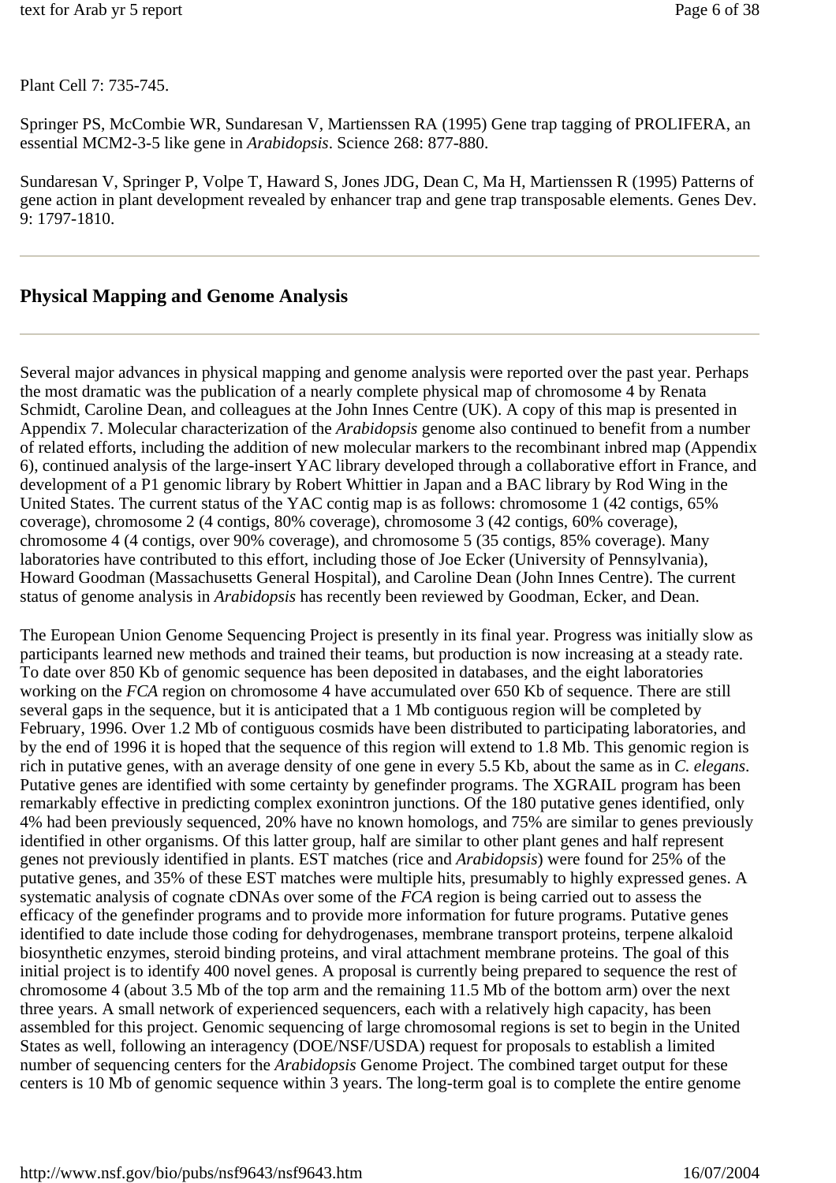Plant Cell 7: 735-745.

Springer PS, McCombie WR, Sundaresan V, Martienssen RA (1995) Gene trap tagging of PROLIFERA, an essential MCM2-3-5 like gene in *Arabidopsis*. Science 268: 877-880.

Sundaresan V, Springer P, Volpe T, Haward S, Jones JDG, Dean C, Ma H, Martienssen R (1995) Patterns of gene action in plant development revealed by enhancer trap and gene trap transposable elements. Genes Dev. 9: 1797-1810.

---

## Physical Mapping and Genome Analysis

---

Several major advances in physical mapping and genome analysis were reported over the past year. Perhaps the most dramatic was the publication of a nearly complete physical map of chromosome 4 by Renata Schmidt, Caroline Dean, and colleagues at the John Innes Centre (UK). A copy of this map is presented in Appendix 7. Molecular characterization of the *Arabidopsis* genome also continued to benefit from a number of related efforts, including the addition of new molecular markers to the recombinant inbred map (Appendix 6), continued analysis of the large-insert YAC library developed through a collaborative effort in France, and development of a P1 genomic library by Robert Whittier in Japan and a BAC library by Rod Wing in the United States. The current status of the YAC contig map is as follows: chromosome 1 (42 contigs, 65% coverage), chromosome 2 (4 contigs, 80% coverage), chromosome 3 (42 contigs, 60% coverage), chromosome 4 (4 contigs, over 90% coverage), and chromosome 5 (35 contigs, 85% coverage). Many laboratories have contributed to this effort, including those of Joe Ecker (University of Pennsylvania), Howard Goodman (Massachusetts General Hospital), and Caroline Dean (John Innes Centre). The current status of genome analysis in *Arabidopsis* has recently been reviewed by Goodman, Ecker, and Dean.

The European Union Genome Sequencing Project is presently in its final year. Progress was initially slow as participants learned new methods and trained their teams, but production is now increasing at a steady rate. To date over 850 Kb of genomic sequence has been deposited in databases, and the eight laboratories working on the *FCA* region on chromosome 4 have accumulated over 650 Kb of sequence. There are still several gaps in the sequence, but it is anticipated that a 1 Mb contiguous region will be completed by February, 1996. Over 1.2 Mb of contiguous cosmids have been distributed to participating laboratories, and by the end of 1996 it is hoped that the sequence of this region will extend to 1.8 Mb. This genomic region is rich in putative genes, with an average density of one gene in every 5.5 Kb, about the same as in *C. elegans*. Putative genes are identified with some certainty by genefinder programs. The XGRAIL program has been remarkably effective in predicting complex exonintron junctions. Of the 180 putative genes identified, only 4% had been previously sequenced, 20% have no known homologs, and 75% are similar to genes previously identified in other organisms. Of this latter group, half are similar to other plant genes and half represent genes not previously identified in plants. EST matches (rice and *Arabidopsis*) were found for 25% of the putative genes, and 35% of these EST matches were multiple hits, presumably to highly expressed genes. A systematic analysis of cognate cDNAs over some of the *FCA* region is being carried out to assess the efficacy of the genefinder programs and to provide more information for future programs. Putative genes identified to date include those coding for dehydrogenases, membrane transport proteins, terpene alkaloid biosynthetic enzymes, steroid binding proteins, and viral attachment membrane proteins. The goal of this initial project is to identify 400 novel genes. A proposal is currently being prepared to sequence the rest of chromosome 4 (about 3.5 Mb of the top arm and the remaining 11.5 Mb of the bottom arm) over the next three years. A small network of experienced sequencers, each with a relatively high capacity, has been assembled for this project. Genomic sequencing of large chromosomal regions is set to begin in the United States as well, following an interagency (DOE/NSF/USDA) request for proposals to establish a limited number of sequencing centers for the *Arabidopsis* Genome Project. The combined target output for these centers is 10 Mb of genomic sequence within 3 years. The long-term goal is to complete the entire genome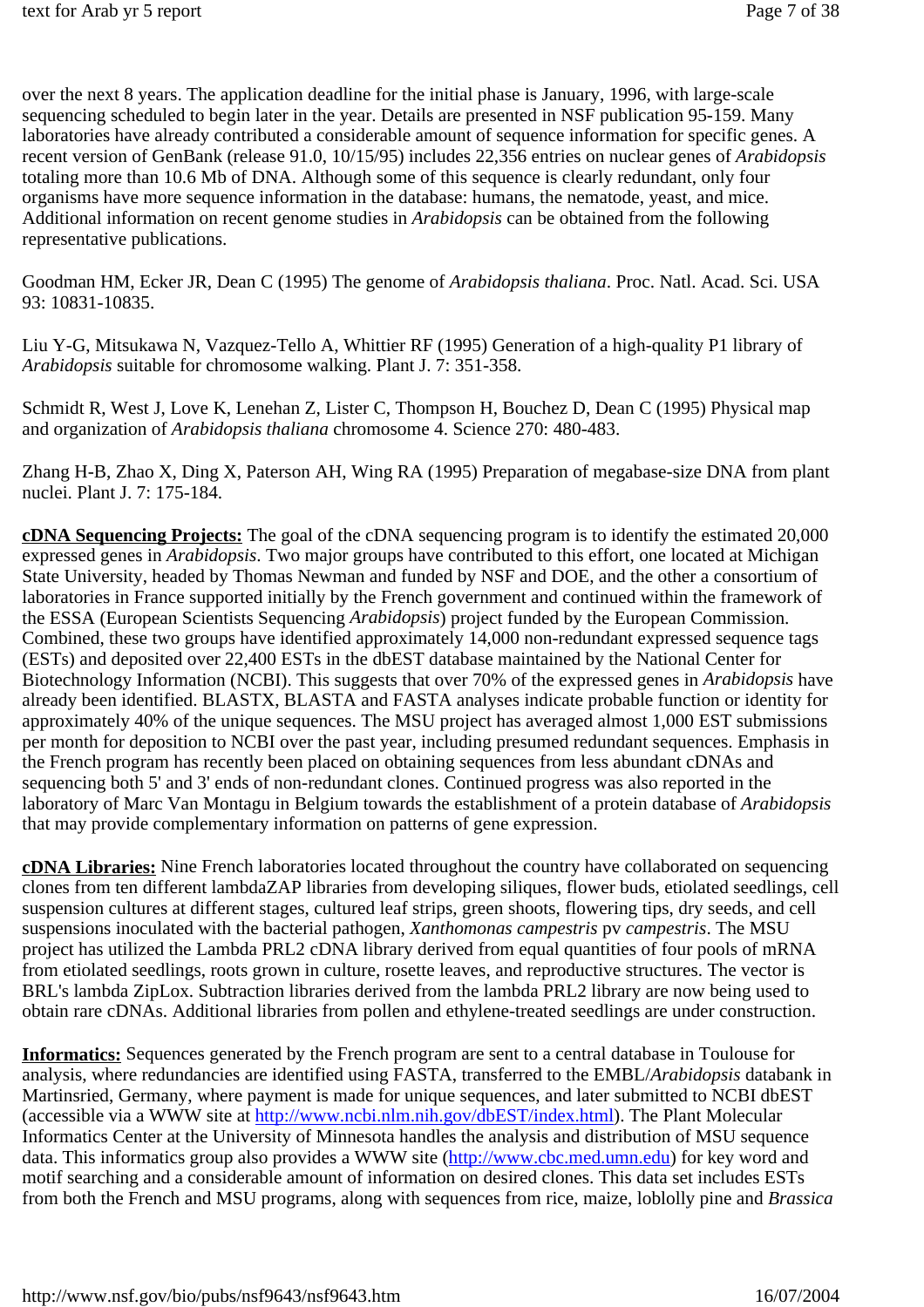over the next 8 years. The application deadline for the initial phase is January, 1996, with large-scale sequencing scheduled to begin later in the year. Details are presented in NSF publication 95-159. Many laboratories have already contributed a considerable amount of sequence information for specific genes. A recent version of GenBank (release 91.0, 10/15/95) includes 22,356 entries on nuclear genes of *Arabidopsis* totaling more than 10.6 Mb of DNA. Although some of this sequence is clearly redundant, only four organisms have more sequence information in the database: humans, the nematode, yeast, and mice. Additional information on recent genome studies in *Arabidopsis* can be obtained from the following representative publications.

Goodman HM, Ecker JR, Dean C (1995) The genome of *Arabidopsis thaliana*. Proc. Natl. Acad. Sci. USA 93: 10831-10835.

Liu Y-G, Mitsukawa N, Vazquez-Tello A, Whittier RF (1995) Generation of a high-quality P1 library of *Arabidopsis* suitable for chromosome walking. Plant J. 7: 351-358.

Schmidt R, West J, Love K, Lenehan Z, Lister C, Thompson H, Bouchez D, Dean C (1995) Physical map and organization of *Arabidopsis thaliana* chromosome 4. Science 270: 480-483.

Zhang H-B, Zhao X, Ding X, Paterson AH, Wing RA (1995) Preparation of megabase-size DNA from plant nuclei. Plant J. 7: 175-184.

**cDNA Sequencing Projects:** The goal of the cDNA sequencing program is to identify the estimated 20,000 expressed genes in *Arabidopsis*. Two major groups have contributed to this effort, one located at Michigan State University, headed by Thomas Newman and funded by NSF and DOE, and the other a consortium of laboratories in France supported initially by the French government and continued within the framework of the ESSA (European Scientists Sequencing *Arabidopsis*) project funded by the European Commission. Combined, these two groups have identified approximately 14,000 non-redundant expressed sequence tags (ESTs) and deposited over 22,400 ESTs in the dbEST database maintained by the National Center for Biotechnology Information (NCBI). This suggests that over 70% of the expressed genes in *Arabidopsis* have already been identified. BLASTX, BLASTA and FASTA analyses indicate probable function or identity for approximately 40% of the unique sequences. The MSU project has averaged almost 1,000 EST submissions per month for deposition to NCBI over the past year, including presumed redundant sequences. Emphasis in the French program has recently been placed on obtaining sequences from less abundant cDNAs and sequencing both 5' and 3' ends of non-redundant clones. Continued progress was also reported in the laboratory of Marc Van Montagu in Belgium towards the establishment of a protein database of *Arabidopsis* that may provide complementary information on patterns of gene expression.

**cDNA Libraries:** Nine French laboratories located throughout the country have collaborated on sequencing clones from ten different lambdaZAP libraries from developing siliques, flower buds, etiolated seedlings, cell suspension cultures at different stages, cultured leaf strips, green shoots, flowering tips, dry seeds, and cell suspensions inoculated with the bacterial pathogen, *Xanthomonas campestris* pv *campestris*. The MSU project has utilized the Lambda PRL2 cDNA library derived from equal quantities of four pools of mRNA from etiolated seedlings, roots grown in culture, rosette leaves, and reproductive structures. The vector is BRL's lambda ZipLox. Subtraction libraries derived from the lambda PRL2 library are now being used to obtain rare cDNAs. Additional libraries from pollen and ethylene-treated seedlings are under construction.

**Informatics:** Sequences generated by the French program are sent to a central database in Toulouse for analysis, where redundancies are identified using FASTA, transferred to the EMBL/*Arabidopsis* databank in Martinsried, Germany, where payment is made for unique sequences, and later submitted to NCBI dbEST (accessible via a WWW site at http://www.ncbi.nlm.nih.gov/dbEST/index.html). The Plant Molecular Informatics Center at the University of Minnesota handles the analysis and distribution of MSU sequence data. This informatics group also provides a WWW site (http://www.cbc.med.umn.edu) for key word and motif searching and a considerable amount of information on desired clones. This data set includes ESTs from both the French and MSU programs, along with sequences from rice, maize, loblolly pine and *Brassica*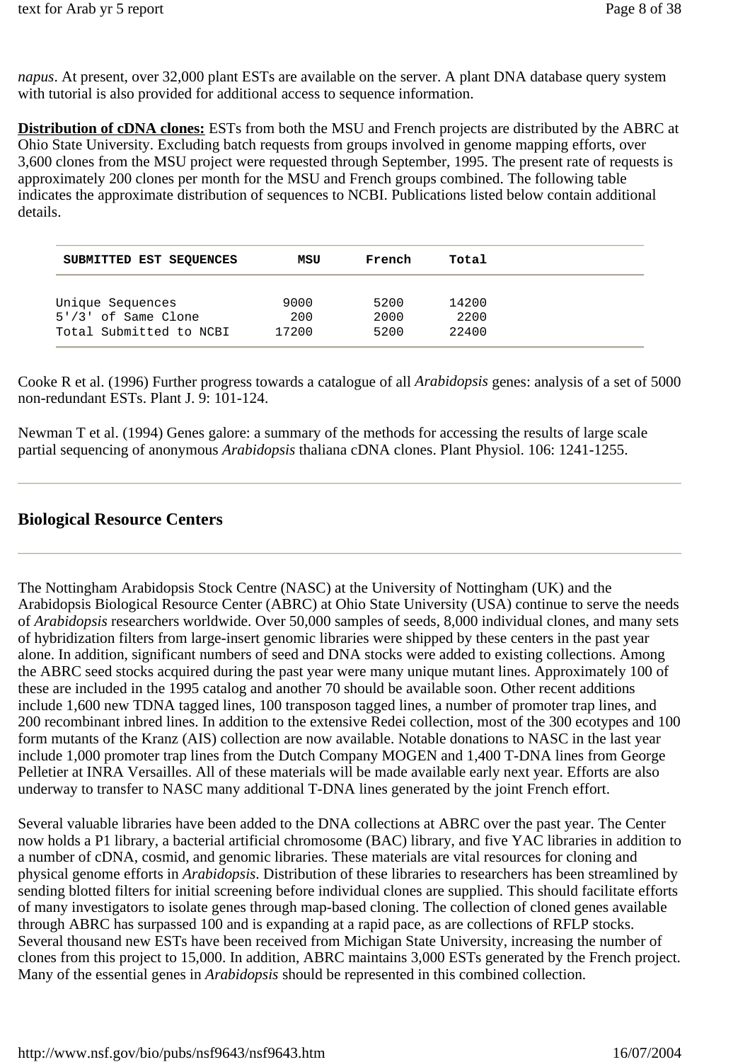*napus*. At present, over 32,000 plant ESTs are available on the server. A plant DNA database query system with tutorial is also provided for additional access to sequence information.

**Distribution of cDNA clones:** ESTs from both the MSU and French projects are distributed by the ABRC at Ohio State University. Excluding batch requests from groups involved in genome mapping efforts, over 3,600 clones from the MSU project were requested through September, 1995. The present rate of requests is approximately 200 clones per month for the MSU and French groups combined. The following table indicates the approximate distribution of sequences to NCBI. Publications listed below contain additional details.

| SUBMITTED EST SEQUENCES | MSU | French | Total |
|---|---|---|---|
| Unique Sequences | 9000 | 5200 | 14200 |
| 5'/3' of Same Clone | 200 | 2000 | 2200 |
| Total Submitted to NCBI | 17200 | 5200 | 22400 |

Cooke R et al. (1996) Further progress towards a catalogue of all *Arabidopsis* genes: analysis of a set of 5000 non-redundant ESTs. Plant J. 9: 101-124.

Newman T et al. (1994) Genes galore: a summary of the methods for accessing the results of large scale partial sequencing of anonymous *Arabidopsis* thaliana cDNA clones. Plant Physiol. 106: 1241-1255.

## Biological Resource Centers

The Nottingham Arabidopsis Stock Centre (NASC) at the University of Nottingham (UK) and the Arabidopsis Biological Resource Center (ABRC) at Ohio State University (USA) continue to serve the needs of *Arabidopsis* researchers worldwide. Over 50,000 samples of seeds, 8,000 individual clones, and many sets of hybridization filters from large-insert genomic libraries were shipped by these centers in the past year alone. In addition, significant numbers of seed and DNA stocks were added to existing collections. Among the ABRC seed stocks acquired during the past year were many unique mutant lines. Approximately 100 of these are included in the 1995 catalog and another 70 should be available soon. Other recent additions include 1,600 new TDNA tagged lines, 100 transposon tagged lines, a number of promoter trap lines, and 200 recombinant inbred lines. In addition to the extensive Redei collection, most of the 300 ecotypes and 100 form mutants of the Kranz (AIS) collection are now available. Notable donations to NASC in the last year include 1,000 promoter trap lines from the Dutch Company MOGEN and 1,400 T-DNA lines from George Pelletier at INRA Versailles. All of these materials will be made available early next year. Efforts are also underway to transfer to NASC many additional T-DNA lines generated by the joint French effort.

Several valuable libraries have been added to the DNA collections at ABRC over the past year. The Center now holds a P1 library, a bacterial artificial chromosome (BAC) library, and five YAC libraries in addition to a number of cDNA, cosmid, and genomic libraries. These materials are vital resources for cloning and physical genome efforts in *Arabidopsis*. Distribution of these libraries to researchers has been streamlined by sending blotted filters for initial screening before individual clones are supplied. This should facilitate efforts of many investigators to isolate genes through map-based cloning. The collection of cloned genes available through ABRC has surpassed 100 and is expanding at a rapid pace, as are collections of RFLP stocks. Several thousand new ESTs have been received from Michigan State University, increasing the number of clones from this project to 15,000. In addition, ABRC maintains 3,000 ESTs generated by the French project. Many of the essential genes in *Arabidopsis* should be represented in this combined collection.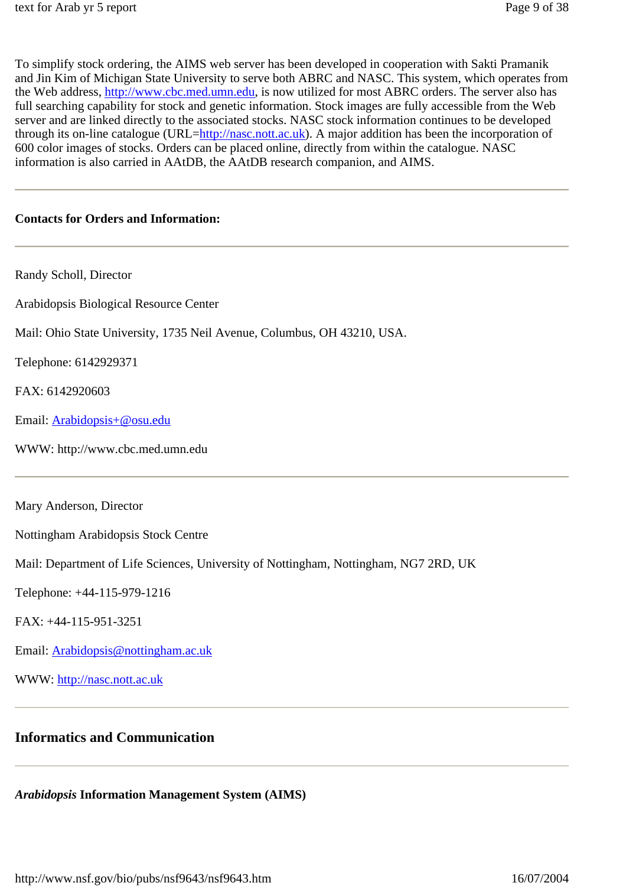To simplify stock ordering, the AIMS web server has been developed in cooperation with Sakti Pramanik and Jin Kim of Michigan State University to serve both ABRC and NASC. This system, which operates from the Web address, http://www.cbc.med.umn.edu, is now utilized for most ABRC orders. The server also has full searching capability for stock and genetic information. Stock images are fully accessible from the Web server and are linked directly to the associated stocks. NASC stock information continues to be developed through its on-line catalogue (URL=http://nasc.nott.ac.uk). A major addition has been the incorporation of 600 color images of stocks. Orders can be placed online, directly from within the catalogue. NASC information is also carried in AAtDB, the AAtDB research companion, and AIMS.

---

**Contacts for Orders and Information:**

---

Randy Scholl, Director

Arabidopsis Biological Resource Center

Mail: Ohio State University, 1735 Neil Avenue, Columbus, OH 43210, USA.

Telephone: 6142929371

FAX: 6142920603

Email: Arabidopsis+@osu.edu

WWW: http://www.cbc.med.umn.edu

---

Mary Anderson, Director

Nottingham Arabidopsis Stock Centre

Mail: Department of Life Sciences, University of Nottingham, Nottingham, NG7 2RD, UK

Telephone: +44-115-979-1216

FAX: +44-115-951-3251

Email: Arabidopsis@nottingham.ac.uk

WWW: http://nasc.nott.ac.uk

---

## Informatics and Communication

---

***Arabidopsis* Information Management System (AIMS)**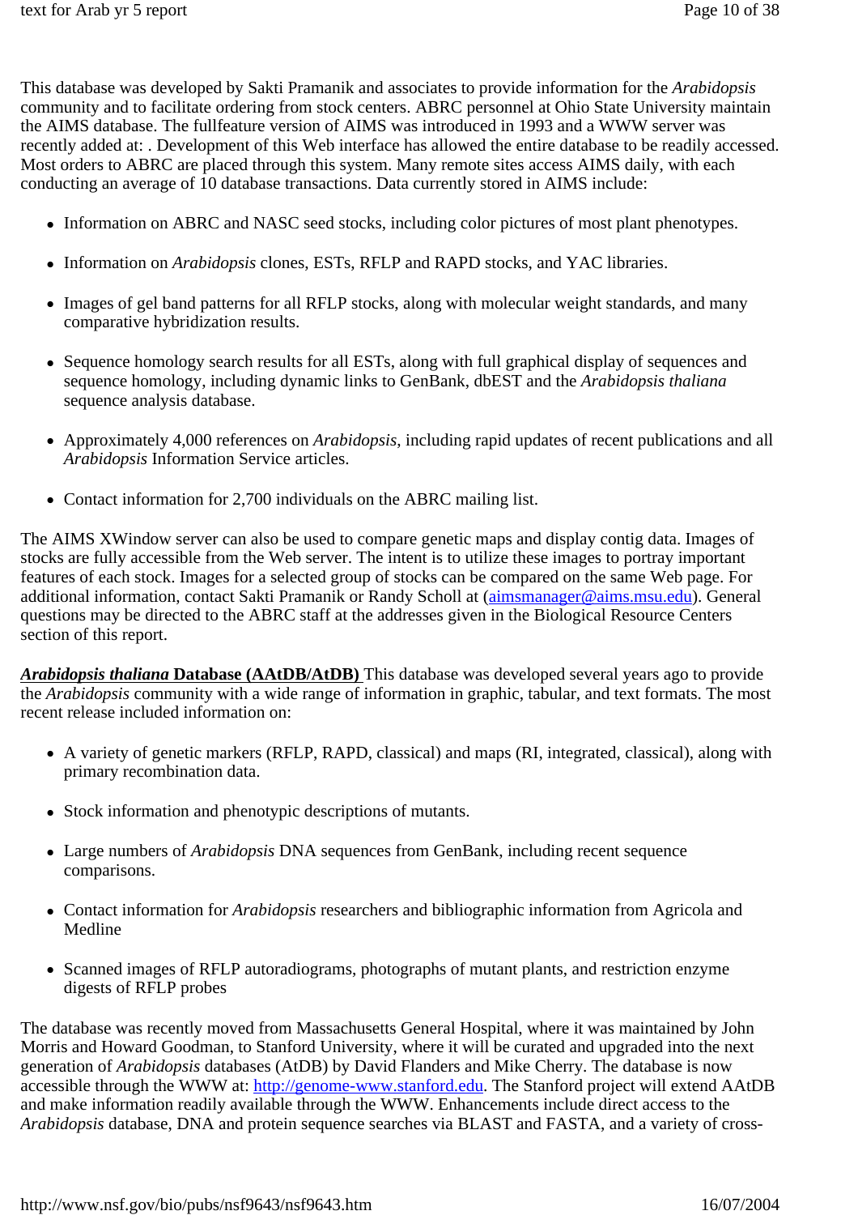This database was developed by Sakti Pramanik and associates to provide information for the *Arabidopsis* community and to facilitate ordering from stock centers. ABRC personnel at Ohio State University maintain the AIMS database. The fullfeature version of AIMS was introduced in 1993 and a WWW server was recently added at: . Development of this Web interface has allowed the entire database to be readily accessed. Most orders to ABRC are placed through this system. Many remote sites access AIMS daily, with each conducting an average of 10 database transactions. Data currently stored in AIMS include:

- Information on ABRC and NASC seed stocks, including color pictures of most plant phenotypes.
- Information on *Arabidopsis* clones, ESTs, RFLP and RAPD stocks, and YAC libraries.
- Images of gel band patterns for all RFLP stocks, along with molecular weight standards, and many comparative hybridization results.
- Sequence homology search results for all ESTs, along with full graphical display of sequences and sequence homology, including dynamic links to GenBank, dbEST and the *Arabidopsis thaliana* sequence analysis database.
- Approximately 4,000 references on *Arabidopsis*, including rapid updates of recent publications and all *Arabidopsis* Information Service articles.
- Contact information for 2,700 individuals on the ABRC mailing list.

The AIMS XWindow server can also be used to compare genetic maps and display contig data. Images of stocks are fully accessible from the Web server. The intent is to utilize these images to portray important features of each stock. Images for a selected group of stocks can be compared on the same Web page. For additional information, contact Sakti Pramanik or Randy Scholl at (aimsmanager@aims.msu.edu). General questions may be directed to the ABRC staff at the addresses given in the Biological Resource Centers section of this report.

***Arabidopsis thaliana* Database (AAtDB/AtDB)** This database was developed several years ago to provide the *Arabidopsis* community with a wide range of information in graphic, tabular, and text formats. The most recent release included information on:

- A variety of genetic markers (RFLP, RAPD, classical) and maps (RI, integrated, classical), along with primary recombination data.
- Stock information and phenotypic descriptions of mutants.
- Large numbers of *Arabidopsis* DNA sequences from GenBank, including recent sequence comparisons.
- Contact information for *Arabidopsis* researchers and bibliographic information from Agricola and Medline
- Scanned images of RFLP autoradiograms, photographs of mutant plants, and restriction enzyme digests of RFLP probes

The database was recently moved from Massachusetts General Hospital, where it was maintained by John Morris and Howard Goodman, to Stanford University, where it will be curated and upgraded into the next generation of *Arabidopsis* databases (AtDB) by David Flanders and Mike Cherry. The database is now accessible through the WWW at: http://genome-www.stanford.edu. The Stanford project will extend AAtDB and make information readily available through the WWW. Enhancements include direct access to the *Arabidopsis* database, DNA and protein sequence searches via BLAST and FASTA, and a variety of cross-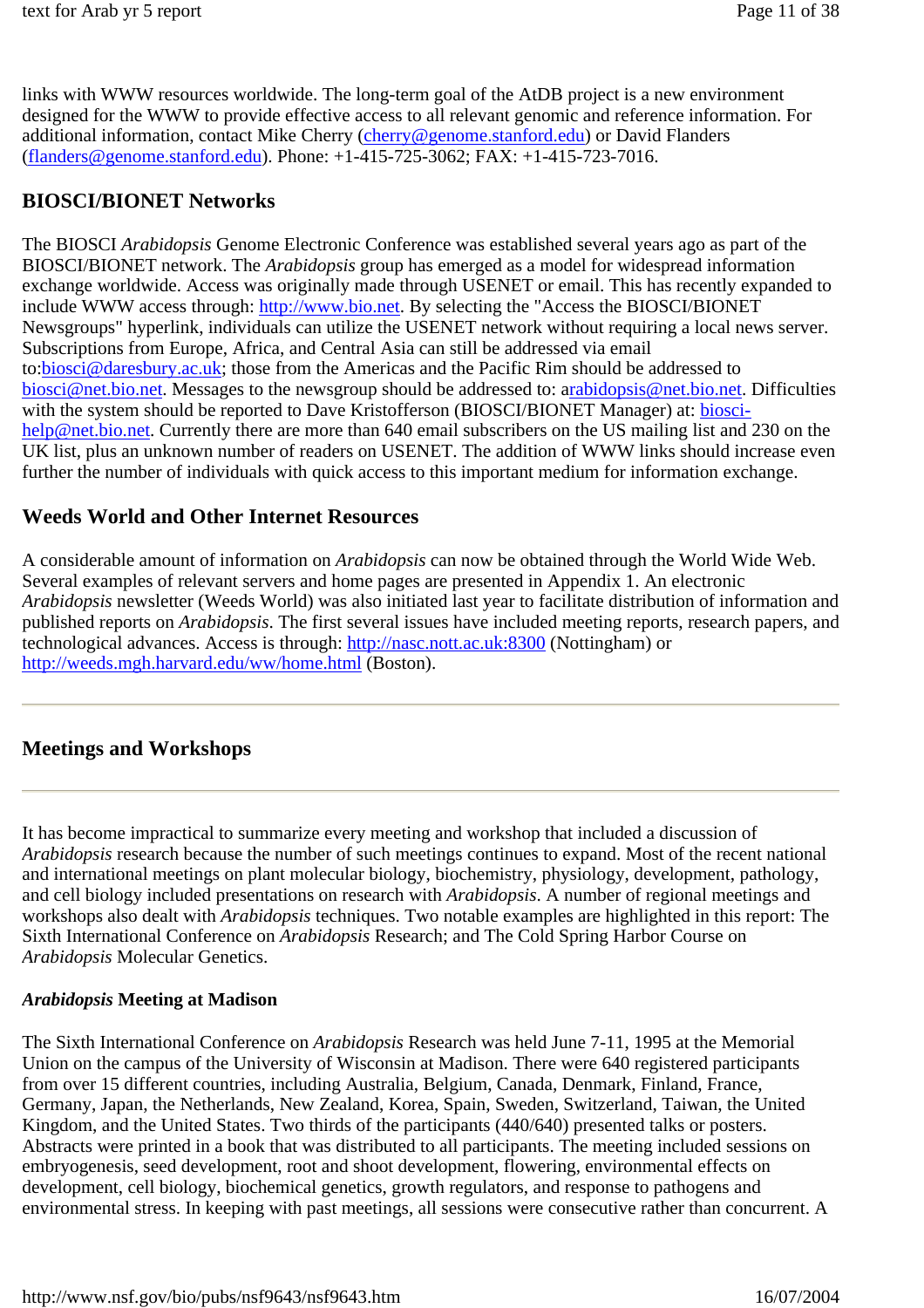links with WWW resources worldwide. The long-term goal of the AtDB project is a new environment designed for the WWW to provide effective access to all relevant genomic and reference information. For additional information, contact Mike Cherry (cherry@genome.stanford.edu) or David Flanders (flanders@genome.stanford.edu). Phone: +1-415-725-3062; FAX: +1-415-723-7016.

### BIOSCI/BIONET Networks

The BIOSCI *Arabidopsis* Genome Electronic Conference was established several years ago as part of the BIOSCI/BIONET network. The *Arabidopsis* group has emerged as a model for widespread information exchange worldwide. Access was originally made through USENET or email. This has recently expanded to include WWW access through: http://www.bio.net. By selecting the "Access the BIOSCI/BIONET Newsgroups" hyperlink, individuals can utilize the USENET network without requiring a local news server. Subscriptions from Europe, Africa, and Central Asia can still be addressed via email to:biosci@daresbury.ac.uk; those from the Americas and the Pacific Rim should be addressed to biosci@net.bio.net. Messages to the newsgroup should be addressed to: arabidopsis@net.bio.net. Difficulties with the system should be reported to Dave Kristofferson (BIOSCI/BIONET Manager) at: biosci-help@net.bio.net. Currently there are more than 640 email subscribers on the US mailing list and 230 on the UK list, plus an unknown number of readers on USENET. The addition of WWW links should increase even further the number of individuals with quick access to this important medium for information exchange.

### Weeds World and Other Internet Resources

A considerable amount of information on *Arabidopsis* can now be obtained through the World Wide Web. Several examples of relevant servers and home pages are presented in Appendix 1. An electronic *Arabidopsis* newsletter (Weeds World) was also initiated last year to facilitate distribution of information and published reports on *Arabidopsis*. The first several issues have included meeting reports, research papers, and technological advances. Access is through: http://nasc.nott.ac.uk:8300 (Nottingham) or http://weeds.mgh.harvard.edu/ww/home.html (Boston).

---

## Meetings and Workshops

---

It has become impractical to summarize every meeting and workshop that included a discussion of *Arabidopsis* research because the number of such meetings continues to expand. Most of the recent national and international meetings on plant molecular biology, biochemistry, physiology, development, pathology, and cell biology included presentations on research with *Arabidopsis*. A number of regional meetings and workshops also dealt with *Arabidopsis* techniques. Two notable examples are highlighted in this report: The Sixth International Conference on *Arabidopsis* Research; and The Cold Spring Harbor Course on *Arabidopsis* Molecular Genetics.

#### *Arabidopsis* Meeting at Madison

The Sixth International Conference on *Arabidopsis* Research was held June 7-11, 1995 at the Memorial Union on the campus of the University of Wisconsin at Madison. There were 640 registered participants from over 15 different countries, including Australia, Belgium, Canada, Denmark, Finland, France, Germany, Japan, the Netherlands, New Zealand, Korea, Spain, Sweden, Switzerland, Taiwan, the United Kingdom, and the United States. Two thirds of the participants (440/640) presented talks or posters. Abstracts were printed in a book that was distributed to all participants. The meeting included sessions on embryogenesis, seed development, root and shoot development, flowering, environmental effects on development, cell biology, biochemical genetics, growth regulators, and response to pathogens and environmental stress. In keeping with past meetings, all sessions were consecutive rather than concurrent. A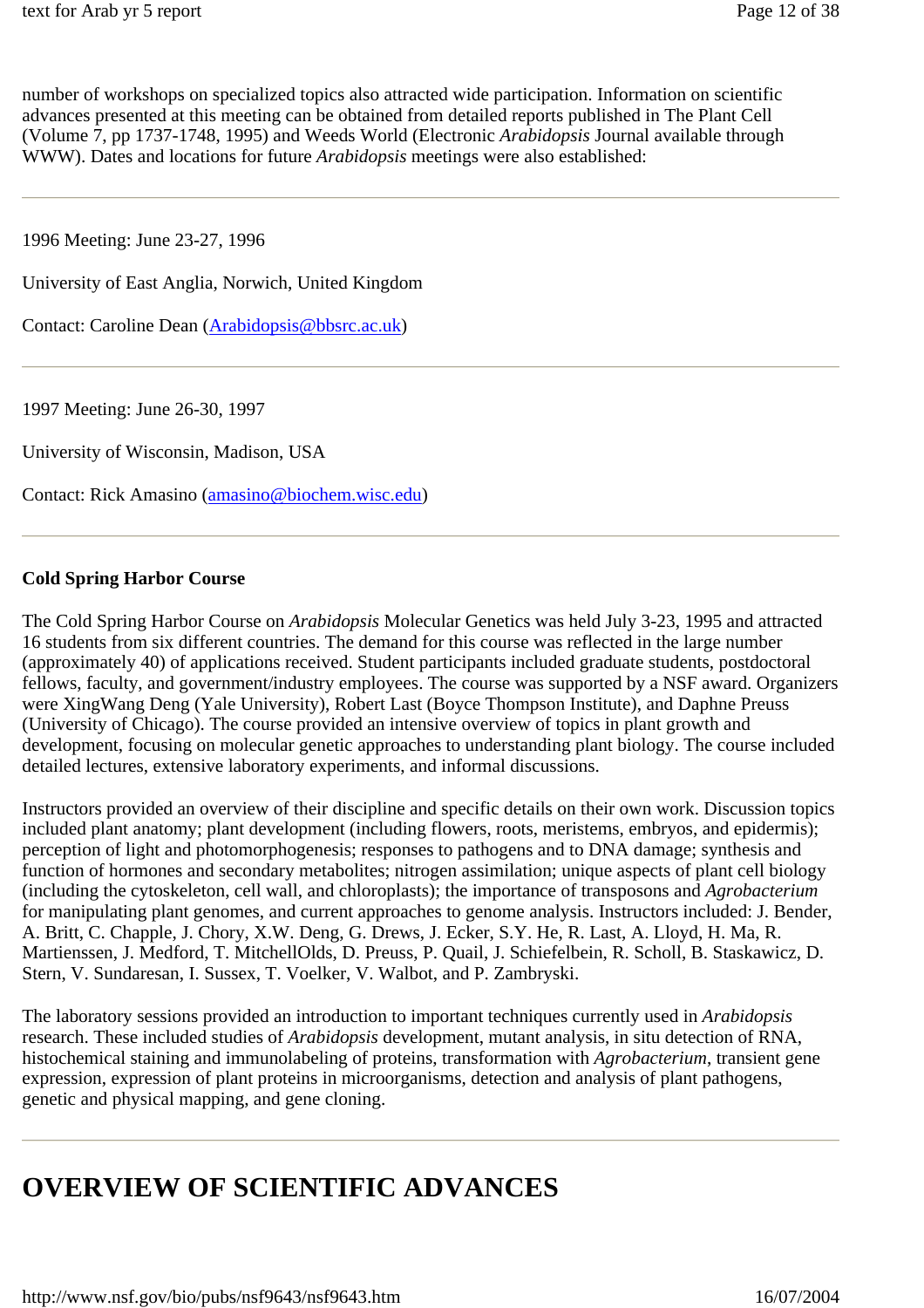number of workshops on specialized topics also attracted wide participation. Information on scientific advances presented at this meeting can be obtained from detailed reports published in The Plant Cell (Volume 7, pp 1737-1748, 1995) and Weeds World (Electronic *Arabidopsis* Journal available through WWW). Dates and locations for future *Arabidopsis* meetings were also established:

---

1996 Meeting: June 23-27, 1996

University of East Anglia, Norwich, United Kingdom

Contact: Caroline Dean (Arabidopsis@bbsrc.ac.uk)

---

1997 Meeting: June 26-30, 1997

University of Wisconsin, Madison, USA

Contact: Rick Amasino (amasino@biochem.wisc.edu)

---

**Cold Spring Harbor Course**

The Cold Spring Harbor Course on *Arabidopsis* Molecular Genetics was held July 3-23, 1995 and attracted 16 students from six different countries. The demand for this course was reflected in the large number (approximately 40) of applications received. Student participants included graduate students, postdoctoral fellows, faculty, and government/industry employees. The course was supported by a NSF award. Organizers were XingWang Deng (Yale University), Robert Last (Boyce Thompson Institute), and Daphne Preuss (University of Chicago). The course provided an intensive overview of topics in plant growth and development, focusing on molecular genetic approaches to understanding plant biology. The course included detailed lectures, extensive laboratory experiments, and informal discussions.

Instructors provided an overview of their discipline and specific details on their own work. Discussion topics included plant anatomy; plant development (including flowers, roots, meristems, embryos, and epidermis); perception of light and photomorphogenesis; responses to pathogens and to DNA damage; synthesis and function of hormones and secondary metabolites; nitrogen assimilation; unique aspects of plant cell biology (including the cytoskeleton, cell wall, and chloroplasts); the importance of transposons and *Agrobacterium* for manipulating plant genomes, and current approaches to genome analysis. Instructors included: J. Bender, A. Britt, C. Chapple, J. Chory, X.W. Deng, G. Drews, J. Ecker, S.Y. He, R. Last, A. Lloyd, H. Ma, R. Martienssen, J. Medford, T. MitchellOlds, D. Preuss, P. Quail, J. Schiefelbein, R. Scholl, B. Staskawicz, D. Stern, V. Sundaresan, I. Sussex, T. Voelker, V. Walbot, and P. Zambryski.

The laboratory sessions provided an introduction to important techniques currently used in *Arabidopsis* research. These included studies of *Arabidopsis* development, mutant analysis, in situ detection of RNA, histochemical staining and immunolabeling of proteins, transformation with *Agrobacterium*, transient gene expression, expression of plant proteins in microorganisms, detection and analysis of plant pathogens, genetic and physical mapping, and gene cloning.

---

# OVERVIEW OF SCIENTIFIC ADVANCES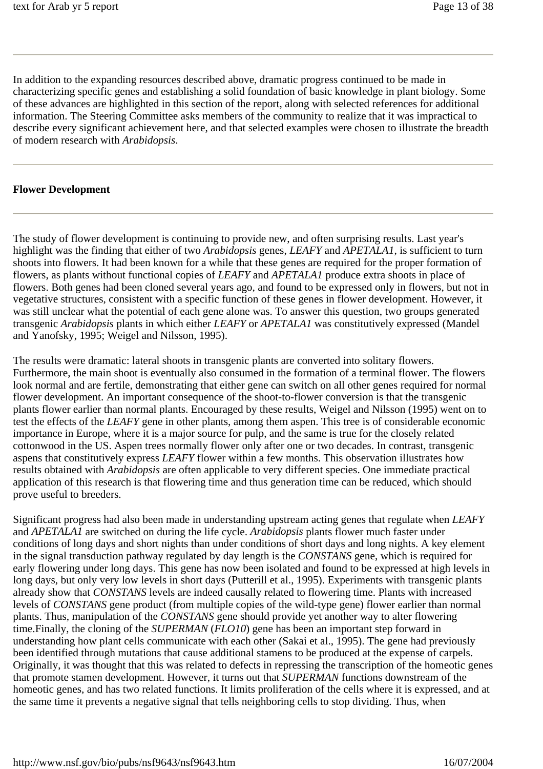In addition to the expanding resources described above, dramatic progress continued to be made in characterizing specific genes and establishing a solid foundation of basic knowledge in plant biology. Some of these advances are highlighted in this section of the report, along with selected references for additional information. The Steering Committee asks members of the community to realize that it was impractical to describe every significant achievement here, and that selected examples were chosen to illustrate the breadth of modern research with *Arabidopsis*.

---

**Flower Development**

---

The study of flower development is continuing to provide new, and often surprising results. Last year's highlight was the finding that either of two *Arabidopsis* genes, *LEAFY* and *APETALA1*, is sufficient to turn shoots into flowers. It had been known for a while that these genes are required for the proper formation of flowers, as plants without functional copies of *LEAFY* and *APETALA1* produce extra shoots in place of flowers. Both genes had been cloned several years ago, and found to be expressed only in flowers, but not in vegetative structures, consistent with a specific function of these genes in flower development. However, it was still unclear what the potential of each gene alone was. To answer this question, two groups generated transgenic *Arabidopsis* plants in which either *LEAFY* or *APETALA1* was constitutively expressed (Mandel and Yanofsky, 1995; Weigel and Nilsson, 1995).

The results were dramatic: lateral shoots in transgenic plants are converted into solitary flowers. Furthermore, the main shoot is eventually also consumed in the formation of a terminal flower. The flowers look normal and are fertile, demonstrating that either gene can switch on all other genes required for normal flower development. An important consequence of the shoot-to-flower conversion is that the transgenic plants flower earlier than normal plants. Encouraged by these results, Weigel and Nilsson (1995) went on to test the effects of the *LEAFY* gene in other plants, among them aspen. This tree is of considerable economic importance in Europe, where it is a major source for pulp, and the same is true for the closely related cottonwood in the US. Aspen trees normally flower only after one or two decades. In contrast, transgenic aspens that constitutively express *LEAFY* flower within a few months. This observation illustrates how results obtained with *Arabidopsis* are often applicable to very different species. One immediate practical application of this research is that flowering time and thus generation time can be reduced, which should prove useful to breeders.

Significant progress had also been made in understanding upstream acting genes that regulate when *LEAFY* and *APETALA1* are switched on during the life cycle. *Arabidopsis* plants flower much faster under conditions of long days and short nights than under conditions of short days and long nights. A key element in the signal transduction pathway regulated by day length is the *CONSTANS* gene, which is required for early flowering under long days. This gene has now been isolated and found to be expressed at high levels in long days, but only very low levels in short days (Putterill et al., 1995). Experiments with transgenic plants already show that *CONSTANS* levels are indeed causally related to flowering time. Plants with increased levels of *CONSTANS* gene product (from multiple copies of the wild-type gene) flower earlier than normal plants. Thus, manipulation of the *CONSTANS* gene should provide yet another way to alter flowering time.Finally, the cloning of the *SUPERMAN* (*FLO10*) gene has been an important step forward in understanding how plant cells communicate with each other (Sakai et al., 1995). The gene had previously been identified through mutations that cause additional stamens to be produced at the expense of carpels. Originally, it was thought that this was related to defects in repressing the transcription of the homeotic genes that promote stamen development. However, it turns out that *SUPERMAN* functions downstream of the homeotic genes, and has two related functions. It limits proliferation of the cells where it is expressed, and at the same time it prevents a negative signal that tells neighboring cells to stop dividing. Thus, when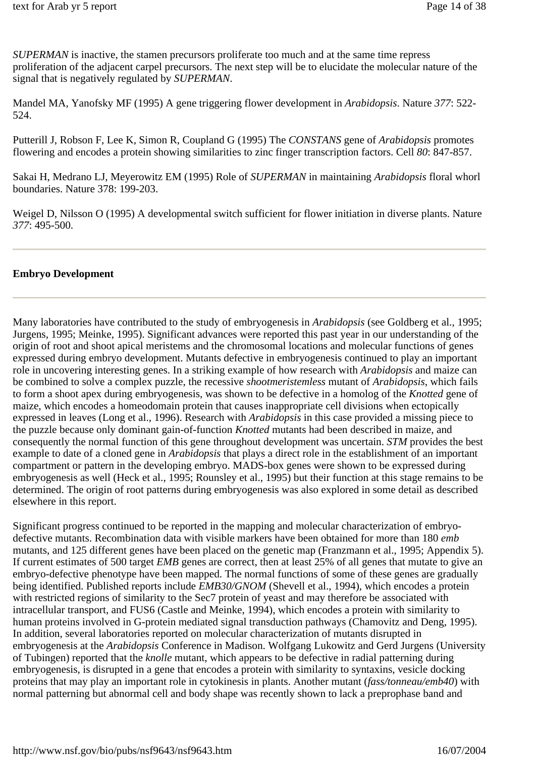*SUPERMAN* is inactive, the stamen precursors proliferate too much and at the same time repress proliferation of the adjacent carpel precursors. The next step will be to elucidate the molecular nature of the signal that is negatively regulated by *SUPERMAN*.

Mandel MA, Yanofsky MF (1995) A gene triggering flower development in *Arabidopsis*. Nature *377*: 522-524.

Putterill J, Robson F, Lee K, Simon R, Coupland G (1995) The *CONSTANS* gene of *Arabidopsis* promotes flowering and encodes a protein showing similarities to zinc finger transcription factors. Cell *80*: 847-857.

Sakai H, Medrano LJ, Meyerowitz EM (1995) Role of *SUPERMAN* in maintaining *Arabidopsis* floral whorl boundaries. Nature 378: 199-203.

Weigel D, Nilsson O (1995) A developmental switch sufficient for flower initiation in diverse plants. Nature *377*: 495-500.

---

**Embryo Development**

---

Many laboratories have contributed to the study of embryogenesis in *Arabidopsis* (see Goldberg et al., 1995; Jurgens, 1995; Meinke, 1995). Significant advances were reported this past year in our understanding of the origin of root and shoot apical meristems and the chromosomal locations and molecular functions of genes expressed during embryo development. Mutants defective in embryogenesis continued to play an important role in uncovering interesting genes. In a striking example of how research with *Arabidopsis* and maize can be combined to solve a complex puzzle, the recessive *shootmeristemless* mutant of *Arabidopsis*, which fails to form a shoot apex during embryogenesis, was shown to be defective in a homolog of the *Knotted* gene of maize, which encodes a homeodomain protein that causes inappropriate cell divisions when ectopically expressed in leaves (Long et al., 1996). Research with *Arabidopsis* in this case provided a missing piece to the puzzle because only dominant gain-of-function *Knotted* mutants had been described in maize, and consequently the normal function of this gene throughout development was uncertain. *STM* provides the best example to date of a cloned gene in *Arabidopsis* that plays a direct role in the establishment of an important compartment or pattern in the developing embryo. MADS-box genes were shown to be expressed during embryogenesis as well (Heck et al., 1995; Rounsley et al., 1995) but their function at this stage remains to be determined. The origin of root patterns during embryogenesis was also explored in some detail as described elsewhere in this report.

Significant progress continued to be reported in the mapping and molecular characterization of embryo-defective mutants. Recombination data with visible markers have been obtained for more than 180 *emb* mutants, and 125 different genes have been placed on the genetic map (Franzmann et al., 1995; Appendix 5). If current estimates of 500 target *EMB* genes are correct, then at least 25% of all genes that mutate to give an embryo-defective phenotype have been mapped. The normal functions of some of these genes are gradually being identified. Published reports include *EMB30/GNOM* (Shevell et al., 1994), which encodes a protein with restricted regions of similarity to the Sec7 protein of yeast and may therefore be associated with intracellular transport, and FUS6 (Castle and Meinke, 1994), which encodes a protein with similarity to human proteins involved in G-protein mediated signal transduction pathways (Chamovitz and Deng, 1995). In addition, several laboratories reported on molecular characterization of mutants disrupted in embryogenesis at the *Arabidopsis* Conference in Madison. Wolfgang Lukowitz and Gerd Jurgens (University of Tubingen) reported that the *knolle* mutant, which appears to be defective in radial patterning during embryogenesis, is disrupted in a gene that encodes a protein with similarity to syntaxins, vesicle docking proteins that may play an important role in cytokinesis in plants. Another mutant (*fass/tonneau/emb40*) with normal patterning but abnormal cell and body shape was recently shown to lack a preprophase band and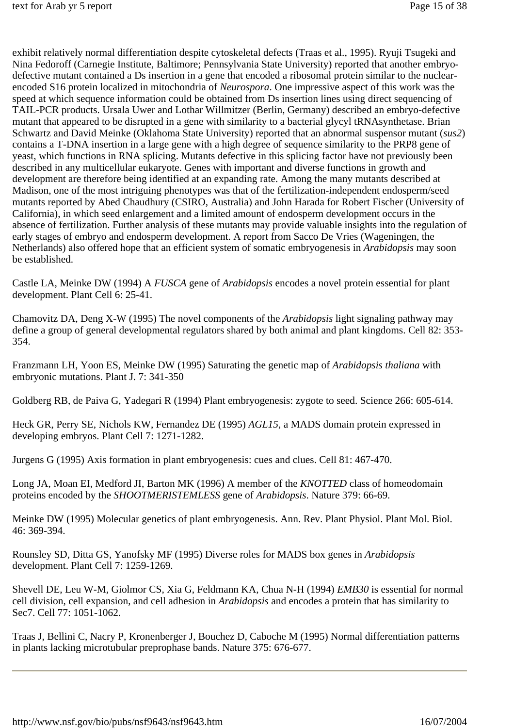exhibit relatively normal differentiation despite cytoskeletal defects (Traas et al., 1995). Ryuji Tsugeki and Nina Fedoroff (Carnegie Institute, Baltimore; Pennsylvania State University) reported that another embryo-defective mutant contained a Ds insertion in a gene that encoded a ribosomal protein similar to the nuclear-encoded S16 protein localized in mitochondria of *Neurospora*. One impressive aspect of this work was the speed at which sequence information could be obtained from Ds insertion lines using direct sequencing of TAIL-PCR products. Ursala Uwer and Lothar Willmitzer (Berlin, Germany) described an embryo-defective mutant that appeared to be disrupted in a gene with similarity to a bacterial glycyl tRNAsynthetase. Brian Schwartz and David Meinke (Oklahoma State University) reported that an abnormal suspensor mutant (*sus2*) contains a T-DNA insertion in a large gene with a high degree of sequence similarity to the PRP8 gene of yeast, which functions in RNA splicing. Mutants defective in this splicing factor have not previously been described in any multicellular eukaryote. Genes with important and diverse functions in growth and development are therefore being identified at an expanding rate. Among the many mutants described at Madison, one of the most intriguing phenotypes was that of the fertilization-independent endosperm/seed mutants reported by Abed Chaudhury (CSIRO, Australia) and John Harada for Robert Fischer (University of California), in which seed enlargement and a limited amount of endosperm development occurs in the absence of fertilization. Further analysis of these mutants may provide valuable insights into the regulation of early stages of embryo and endosperm development. A report from Sacco De Vries (Wageningen, the Netherlands) also offered hope that an efficient system of somatic embryogenesis in *Arabidopsis* may soon be established.

Castle LA, Meinke DW (1994) A *FUSCA* gene of *Arabidopsis* encodes a novel protein essential for plant development. Plant Cell 6: 25-41.

Chamovitz DA, Deng X-W (1995) The novel components of the *Arabidopsis* light signaling pathway may define a group of general developmental regulators shared by both animal and plant kingdoms. Cell 82: 353-354.

Franzmann LH, Yoon ES, Meinke DW (1995) Saturating the genetic map of *Arabidopsis thaliana* with embryonic mutations. Plant J. 7: 341-350

Goldberg RB, de Paiva G, Yadegari R (1994) Plant embryogenesis: zygote to seed. Science 266: 605-614.

Heck GR, Perry SE, Nichols KW, Fernandez DE (1995) *AGL15*, a MADS domain protein expressed in developing embryos. Plant Cell 7: 1271-1282.

Jurgens G (1995) Axis formation in plant embryogenesis: cues and clues. Cell 81: 467-470.

Long JA, Moan EI, Medford JI, Barton MK (1996) A member of the *KNOTTED* class of homeodomain proteins encoded by the *SHOOTMERISTEMLESS* gene of *Arabidopsis*. Nature 379: 66-69.

Meinke DW (1995) Molecular genetics of plant embryogenesis. Ann. Rev. Plant Physiol. Plant Mol. Biol. 46: 369-394.

Rounsley SD, Ditta GS, Yanofsky MF (1995) Diverse roles for MADS box genes in *Arabidopsis* development. Plant Cell 7: 1259-1269.

Shevell DE, Leu W-M, Giolmor CS, Xia G, Feldmann KA, Chua N-H (1994) *EMB30* is essential for normal cell division, cell expansion, and cell adhesion in *Arabidopsis* and encodes a protein that has similarity to Sec7. Cell 77: 1051-1062.

Traas J, Bellini C, Nacry P, Kronenberger J, Bouchez D, Caboche M (1995) Normal differentiation patterns in plants lacking microtubular preprophase bands. Nature 375: 676-677.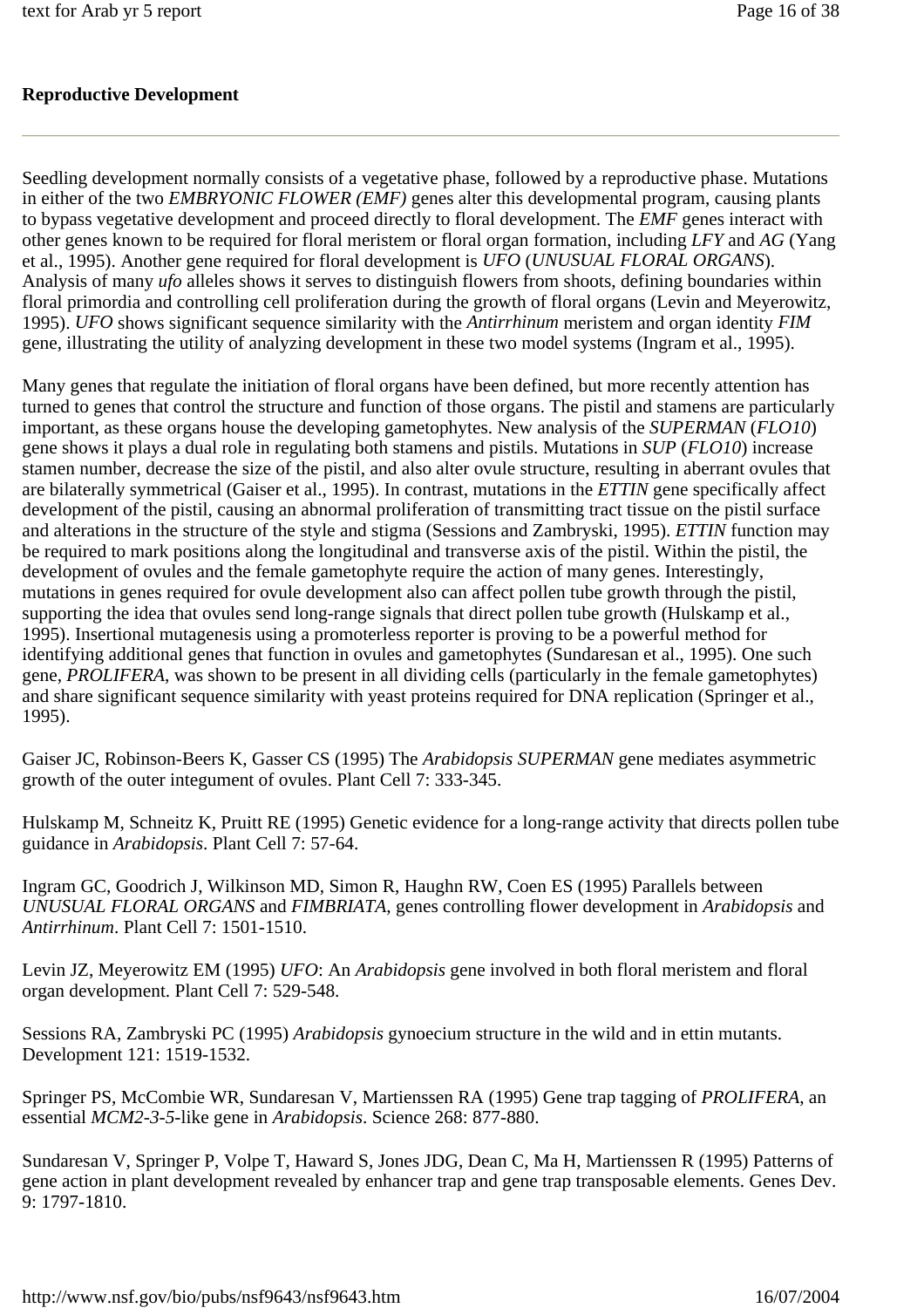## Reproductive Development

---

Seedling development normally consists of a vegetative phase, followed by a reproductive phase. Mutations in either of the two *EMBRYONIC FLOWER (EMF)* genes alter this developmental program, causing plants to bypass vegetative development and proceed directly to floral development. The *EMF* genes interact with other genes known to be required for floral meristem or floral organ formation, including *LFY* and *AG* (Yang et al., 1995). Another gene required for floral development is *UFO* (*UNUSUAL FLORAL ORGANS*). Analysis of many *ufo* alleles shows it serves to distinguish flowers from shoots, defining boundaries within floral primordia and controlling cell proliferation during the growth of floral organs (Levin and Meyerowitz, 1995). *UFO* shows significant sequence similarity with the *Antirrhinum* meristem and organ identity *FIM* gene, illustrating the utility of analyzing development in these two model systems (Ingram et al., 1995).

Many genes that regulate the initiation of floral organs have been defined, but more recently attention has turned to genes that control the structure and function of those organs. The pistil and stamens are particularly important, as these organs house the developing gametophytes. New analysis of the *SUPERMAN* (*FLO10*) gene shows it plays a dual role in regulating both stamens and pistils. Mutations in *SUP* (*FLO10*) increase stamen number, decrease the size of the pistil, and also alter ovule structure, resulting in aberrant ovules that are bilaterally symmetrical (Gaiser et al., 1995). In contrast, mutations in the *ETTIN* gene specifically affect development of the pistil, causing an abnormal proliferation of transmitting tract tissue on the pistil surface and alterations in the structure of the style and stigma (Sessions and Zambryski, 1995). *ETTIN* function may be required to mark positions along the longitudinal and transverse axis of the pistil. Within the pistil, the development of ovules and the female gametophyte require the action of many genes. Interestingly, mutations in genes required for ovule development also can affect pollen tube growth through the pistil, supporting the idea that ovules send long-range signals that direct pollen tube growth (Hulskamp et al., 1995). Insertional mutagenesis using a promoterless reporter is proving to be a powerful method for identifying additional genes that function in ovules and gametophytes (Sundaresan et al., 1995). One such gene, *PROLIFERA*, was shown to be present in all dividing cells (particularly in the female gametophytes) and share significant sequence similarity with yeast proteins required for DNA replication (Springer et al., 1995).

Gaiser JC, Robinson-Beers K, Gasser CS (1995) The *Arabidopsis SUPERMAN* gene mediates asymmetric growth of the outer integument of ovules. Plant Cell 7: 333-345.

Hulskamp M, Schneitz K, Pruitt RE (1995) Genetic evidence for a long-range activity that directs pollen tube guidance in *Arabidopsis*. Plant Cell 7: 57-64.

Ingram GC, Goodrich J, Wilkinson MD, Simon R, Haughn RW, Coen ES (1995) Parallels between *UNUSUAL FLORAL ORGANS* and *FIMBRIATA*, genes controlling flower development in *Arabidopsis* and *Antirrhinum*. Plant Cell 7: 1501-1510.

Levin JZ, Meyerowitz EM (1995) *UFO*: An *Arabidopsis* gene involved in both floral meristem and floral organ development. Plant Cell 7: 529-548.

Sessions RA, Zambryski PC (1995) *Arabidopsis* gynoecium structure in the wild and in ettin mutants. Development 121: 1519-1532.

Springer PS, McCombie WR, Sundaresan V, Martienssen RA (1995) Gene trap tagging of *PROLIFERA*, an essential *MCM2-3-5*-like gene in *Arabidopsis*. Science 268: 877-880.

Sundaresan V, Springer P, Volpe T, Haward S, Jones JDG, Dean C, Ma H, Martienssen R (1995) Patterns of gene action in plant development revealed by enhancer trap and gene trap transposable elements. Genes Dev. 9: 1797-1810.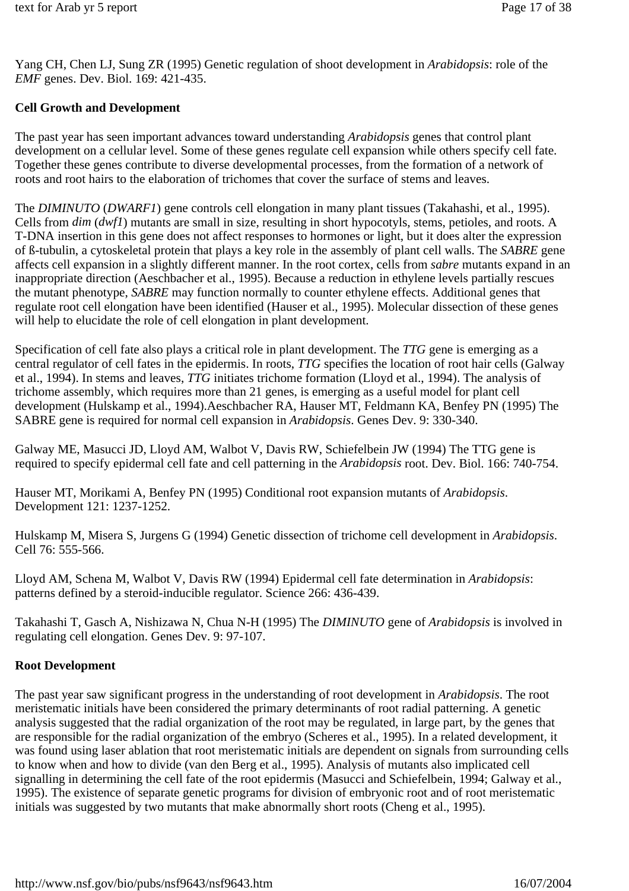Yang CH, Chen LJ, Sung ZR (1995) Genetic regulation of shoot development in *Arabidopsis*: role of the *EMF* genes. Dev. Biol. 169: 421-435.

**Cell Growth and Development**

The past year has seen important advances toward understanding *Arabidopsis* genes that control plant development on a cellular level. Some of these genes regulate cell expansion while others specify cell fate. Together these genes contribute to diverse developmental processes, from the formation of a network of roots and root hairs to the elaboration of trichomes that cover the surface of stems and leaves.

The *DIMINUTO* (*DWARF1*) gene controls cell elongation in many plant tissues (Takahashi, et al., 1995). Cells from *dim* (*dwf1*) mutants are small in size, resulting in short hypocotyls, stems, petioles, and roots. A T-DNA insertion in this gene does not affect responses to hormones or light, but it does alter the expression of ß-tubulin, a cytoskeletal protein that plays a key role in the assembly of plant cell walls. The *SABRE* gene affects cell expansion in a slightly different manner. In the root cortex, cells from *sabre* mutants expand in an inappropriate direction (Aeschbacher et al., 1995). Because a reduction in ethylene levels partially rescues the mutant phenotype, *SABRE* may function normally to counter ethylene effects. Additional genes that regulate root cell elongation have been identified (Hauser et al., 1995). Molecular dissection of these genes will help to elucidate the role of cell elongation in plant development.

Specification of cell fate also plays a critical role in plant development. The *TTG* gene is emerging as a central regulator of cell fates in the epidermis. In roots, *TTG* specifies the location of root hair cells (Galway et al., 1994). In stems and leaves, *TTG* initiates trichome formation (Lloyd et al., 1994). The analysis of trichome assembly, which requires more than 21 genes, is emerging as a useful model for plant cell development (Hulskamp et al., 1994).Aeschbacher RA, Hauser MT, Feldmann KA, Benfey PN (1995) The SABRE gene is required for normal cell expansion in *Arabidopsis*. Genes Dev. 9: 330-340.

Galway ME, Masucci JD, Lloyd AM, Walbot V, Davis RW, Schiefelbein JW (1994) The TTG gene is required to specify epidermal cell fate and cell patterning in the *Arabidopsis* root. Dev. Biol. 166: 740-754.

Hauser MT, Morikami A, Benfey PN (1995) Conditional root expansion mutants of *Arabidopsis*. Development 121: 1237-1252.

Hulskamp M, Misera S, Jurgens G (1994) Genetic dissection of trichome cell development in *Arabidopsis*. Cell 76: 555-566.

Lloyd AM, Schena M, Walbot V, Davis RW (1994) Epidermal cell fate determination in *Arabidopsis*: patterns defined by a steroid-inducible regulator. Science 266: 436-439.

Takahashi T, Gasch A, Nishizawa N, Chua N-H (1995) The *DIMINUTO* gene of *Arabidopsis* is involved in regulating cell elongation. Genes Dev. 9: 97-107.

**Root Development**

The past year saw significant progress in the understanding of root development in *Arabidopsis*. The root meristematic initials have been considered the primary determinants of root radial patterning. A genetic analysis suggested that the radial organization of the root may be regulated, in large part, by the genes that are responsible for the radial organization of the embryo (Scheres et al., 1995). In a related development, it was found using laser ablation that root meristematic initials are dependent on signals from surrounding cells to know when and how to divide (van den Berg et al., 1995). Analysis of mutants also implicated cell signalling in determining the cell fate of the root epidermis (Masucci and Schiefelbein, 1994; Galway et al., 1995). The existence of separate genetic programs for division of embryonic root and of root meristematic initials was suggested by two mutants that make abnormally short roots (Cheng et al., 1995).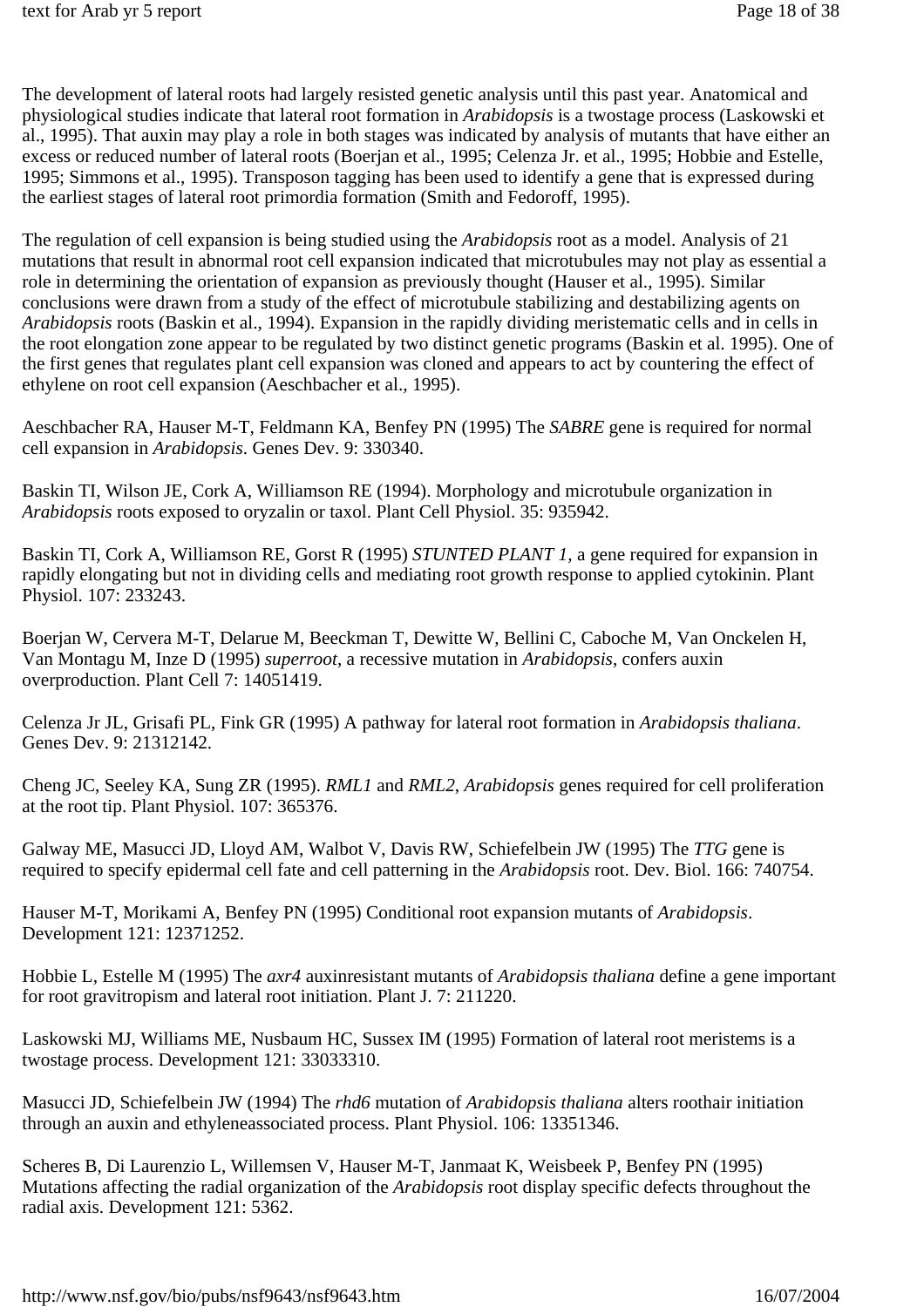The development of lateral roots had largely resisted genetic analysis until this past year. Anatomical and physiological studies indicate that lateral root formation in *Arabidopsis* is a twostage process (Laskowski et al., 1995). That auxin may play a role in both stages was indicated by analysis of mutants that have either an excess or reduced number of lateral roots (Boerjan et al., 1995; Celenza Jr. et al., 1995; Hobbie and Estelle, 1995; Simmons et al., 1995). Transposon tagging has been used to identify a gene that is expressed during the earliest stages of lateral root primordia formation (Smith and Fedoroff, 1995).

The regulation of cell expansion is being studied using the *Arabidopsis* root as a model. Analysis of 21 mutations that result in abnormal root cell expansion indicated that microtubules may not play as essential a role in determining the orientation of expansion as previously thought (Hauser et al., 1995). Similar conclusions were drawn from a study of the effect of microtubule stabilizing and destabilizing agents on *Arabidopsis* roots (Baskin et al., 1994). Expansion in the rapidly dividing meristematic cells and in cells in the root elongation zone appear to be regulated by two distinct genetic programs (Baskin et al. 1995). One of the first genes that regulates plant cell expansion was cloned and appears to act by countering the effect of ethylene on root cell expansion (Aeschbacher et al., 1995).

Aeschbacher RA, Hauser M-T, Feldmann KA, Benfey PN (1995) The *SABRE* gene is required for normal cell expansion in *Arabidopsis*. Genes Dev. 9: 330340.

Baskin TI, Wilson JE, Cork A, Williamson RE (1994). Morphology and microtubule organization in *Arabidopsis* roots exposed to oryzalin or taxol. Plant Cell Physiol. 35: 935942.

Baskin TI, Cork A, Williamson RE, Gorst R (1995) *STUNTED PLANT 1*, a gene required for expansion in rapidly elongating but not in dividing cells and mediating root growth response to applied cytokinin. Plant Physiol. 107: 233243.

Boerjan W, Cervera M-T, Delarue M, Beeckman T, Dewitte W, Bellini C, Caboche M, Van Onckelen H, Van Montagu M, Inze D (1995) *superroot*, a recessive mutation in *Arabidopsis*, confers auxin overproduction. Plant Cell 7: 14051419.

Celenza Jr JL, Grisafi PL, Fink GR (1995) A pathway for lateral root formation in *Arabidopsis thaliana*. Genes Dev. 9: 21312142.

Cheng JC, Seeley KA, Sung ZR (1995). *RML1* and *RML2*, *Arabidopsis* genes required for cell proliferation at the root tip. Plant Physiol. 107: 365376.

Galway ME, Masucci JD, Lloyd AM, Walbot V, Davis RW, Schiefelbein JW (1995) The *TTG* gene is required to specify epidermal cell fate and cell patterning in the *Arabidopsis* root. Dev. Biol. 166: 740754.

Hauser M-T, Morikami A, Benfey PN (1995) Conditional root expansion mutants of *Arabidopsis*. Development 121: 12371252.

Hobbie L, Estelle M (1995) The *axr4* auxinresistant mutants of *Arabidopsis thaliana* define a gene important for root gravitropism and lateral root initiation. Plant J. 7: 211220.

Laskowski MJ, Williams ME, Nusbaum HC, Sussex IM (1995) Formation of lateral root meristems is a twostage process. Development 121: 33033310.

Masucci JD, Schiefelbein JW (1994) The *rhd6* mutation of *Arabidopsis thaliana* alters roothair initiation through an auxin and ethyleneassociated process. Plant Physiol. 106: 13351346.

Scheres B, Di Laurenzio L, Willemsen V, Hauser M-T, Janmaat K, Weisbeek P, Benfey PN (1995) Mutations affecting the radial organization of the *Arabidopsis* root display specific defects throughout the radial axis. Development 121: 5362.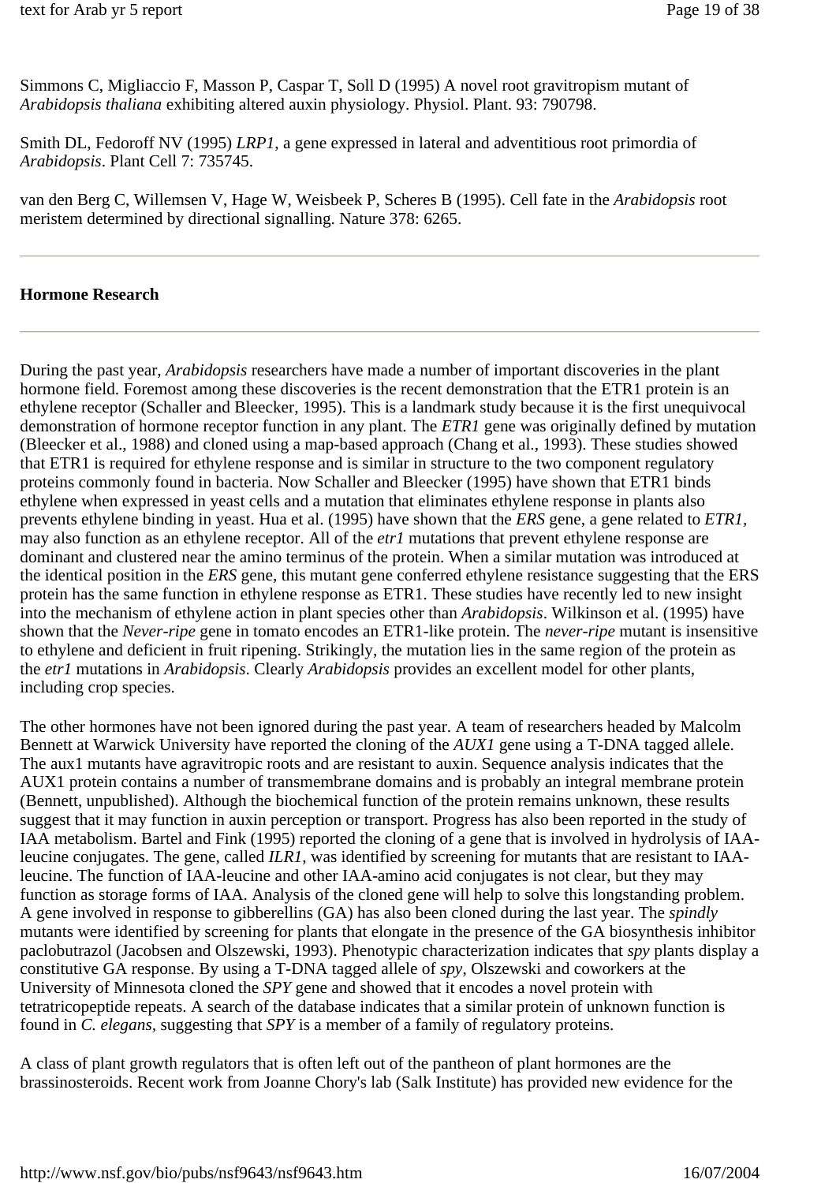Simmons C, Migliaccio F, Masson P, Caspar T, Soll D (1995) A novel root gravitropism mutant of *Arabidopsis thaliana* exhibiting altered auxin physiology. Physiol. Plant. 93: 790798.

Smith DL, Fedoroff NV (1995) *LRP1*, a gene expressed in lateral and adventitious root primordia of *Arabidopsis*. Plant Cell 7: 735745.

van den Berg C, Willemsen V, Hage W, Weisbeek P, Scheres B (1995). Cell fate in the *Arabidopsis* root meristem determined by directional signalling. Nature 378: 6265.

---

## Hormone Research

---

During the past year, *Arabidopsis* researchers have made a number of important discoveries in the plant hormone field. Foremost among these discoveries is the recent demonstration that the ETR1 protein is an ethylene receptor (Schaller and Bleecker, 1995). This is a landmark study because it is the first unequivocal demonstration of hormone receptor function in any plant. The *ETR1* gene was originally defined by mutation (Bleecker et al., 1988) and cloned using a map-based approach (Chang et al., 1993). These studies showed that ETR1 is required for ethylene response and is similar in structure to the two component regulatory proteins commonly found in bacteria. Now Schaller and Bleecker (1995) have shown that ETR1 binds ethylene when expressed in yeast cells and a mutation that eliminates ethylene response in plants also prevents ethylene binding in yeast. Hua et al. (1995) have shown that the *ERS* gene, a gene related to *ETR1*, may also function as an ethylene receptor. All of the *etr1* mutations that prevent ethylene response are dominant and clustered near the amino terminus of the protein. When a similar mutation was introduced at the identical position in the *ERS* gene, this mutant gene conferred ethylene resistance suggesting that the ERS protein has the same function in ethylene response as ETR1. These studies have recently led to new insight into the mechanism of ethylene action in plant species other than *Arabidopsis*. Wilkinson et al. (1995) have shown that the *Never-ripe* gene in tomato encodes an ETR1-like protein. The *never-ripe* mutant is insensitive to ethylene and deficient in fruit ripening. Strikingly, the mutation lies in the same region of the protein as the *etr1* mutations in *Arabidopsis*. Clearly *Arabidopsis* provides an excellent model for other plants, including crop species.

The other hormones have not been ignored during the past year. A team of researchers headed by Malcolm Bennett at Warwick University have reported the cloning of the *AUX1* gene using a T-DNA tagged allele. The aux1 mutants have agravitropic roots and are resistant to auxin. Sequence analysis indicates that the AUX1 protein contains a number of transmembrane domains and is probably an integral membrane protein (Bennett, unpublished). Although the biochemical function of the protein remains unknown, these results suggest that it may function in auxin perception or transport. Progress has also been reported in the study of IAA metabolism. Bartel and Fink (1995) reported the cloning of a gene that is involved in hydrolysis of IAA-leucine conjugates. The gene, called *ILR1*, was identified by screening for mutants that are resistant to IAA-leucine. The function of IAA-leucine and other IAA-amino acid conjugates is not clear, but they may function as storage forms of IAA. Analysis of the cloned gene will help to solve this longstanding problem. A gene involved in response to gibberellins (GA) has also been cloned during the last year. The *spindly* mutants were identified by screening for plants that elongate in the presence of the GA biosynthesis inhibitor paclobutrazol (Jacobsen and Olszewski, 1993). Phenotypic characterization indicates that *spy* plants display a constitutive GA response. By using a T-DNA tagged allele of *spy*, Olszewski and coworkers at the University of Minnesota cloned the *SPY* gene and showed that it encodes a novel protein with tetratricopeptide repeats. A search of the database indicates that a similar protein of unknown function is found in *C. elegans*, suggesting that *SPY* is a member of a family of regulatory proteins.

A class of plant growth regulators that is often left out of the pantheon of plant hormones are the brassinosteroids. Recent work from Joanne Chory's lab (Salk Institute) has provided new evidence for the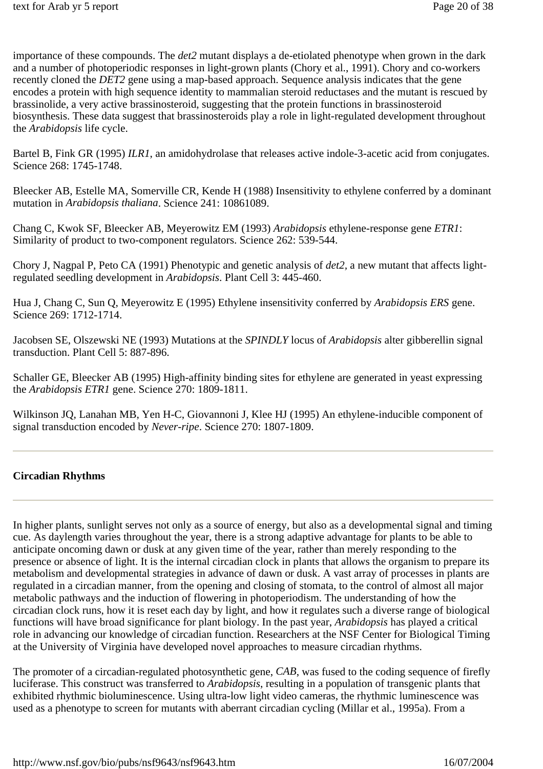importance of these compounds. The *det2* mutant displays a de-etiolated phenotype when grown in the dark and a number of photoperiodic responses in light-grown plants (Chory et al., 1991). Chory and co-workers recently cloned the *DET2* gene using a map-based approach. Sequence analysis indicates that the gene encodes a protein with high sequence identity to mammalian steroid reductases and the mutant is rescued by brassinolide, a very active brassinosteroid, suggesting that the protein functions in brassinosteroid biosynthesis. These data suggest that brassinosteroids play a role in light-regulated development throughout the *Arabidopsis* life cycle.

Bartel B, Fink GR (1995) *ILR1*, an amidohydrolase that releases active indole-3-acetic acid from conjugates. Science 268: 1745-1748.

Bleecker AB, Estelle MA, Somerville CR, Kende H (1988) Insensitivity to ethylene conferred by a dominant mutation in *Arabidopsis thaliana*. Science 241: 10861089.

Chang C, Kwok SF, Bleecker AB, Meyerowitz EM (1993) *Arabidopsis* ethylene-response gene *ETR1*: Similarity of product to two-component regulators. Science 262: 539-544.

Chory J, Nagpal P, Peto CA (1991) Phenotypic and genetic analysis of *det2*, a new mutant that affects light-regulated seedling development in *Arabidopsis*. Plant Cell 3: 445-460.

Hua J, Chang C, Sun Q, Meyerowitz E (1995) Ethylene insensitivity conferred by *Arabidopsis ERS* gene. Science 269: 1712-1714.

Jacobsen SE, Olszewski NE (1993) Mutations at the *SPINDLY* locus of *Arabidopsis* alter gibberellin signal transduction. Plant Cell 5: 887-896.

Schaller GE, Bleecker AB (1995) High-affinity binding sites for ethylene are generated in yeast expressing the *Arabidopsis ETR1* gene. Science 270: 1809-1811.

Wilkinson JQ, Lanahan MB, Yen H-C, Giovannoni J, Klee HJ (1995) An ethylene-inducible component of signal transduction encoded by *Never-ripe*. Science 270: 1807-1809.

---

## Circadian Rhythms

---

In higher plants, sunlight serves not only as a source of energy, but also as a developmental signal and timing cue. As daylength varies throughout the year, there is a strong adaptive advantage for plants to be able to anticipate oncoming dawn or dusk at any given time of the year, rather than merely responding to the presence or absence of light. It is the internal circadian clock in plants that allows the organism to prepare its metabolism and developmental strategies in advance of dawn or dusk. A vast array of processes in plants are regulated in a circadian manner, from the opening and closing of stomata, to the control of almost all major metabolic pathways and the induction of flowering in photoperiodism. The understanding of how the circadian clock runs, how it is reset each day by light, and how it regulates such a diverse range of biological functions will have broad significance for plant biology. In the past year, *Arabidopsis* has played a critical role in advancing our knowledge of circadian function. Researchers at the NSF Center for Biological Timing at the University of Virginia have developed novel approaches to measure circadian rhythms.

The promoter of a circadian-regulated photosynthetic gene, *CAB*, was fused to the coding sequence of firefly luciferase. This construct was transferred to *Arabidopsis*, resulting in a population of transgenic plants that exhibited rhythmic bioluminescence. Using ultra-low light video cameras, the rhythmic luminescence was used as a phenotype to screen for mutants with aberrant circadian cycling (Millar et al., 1995a). From a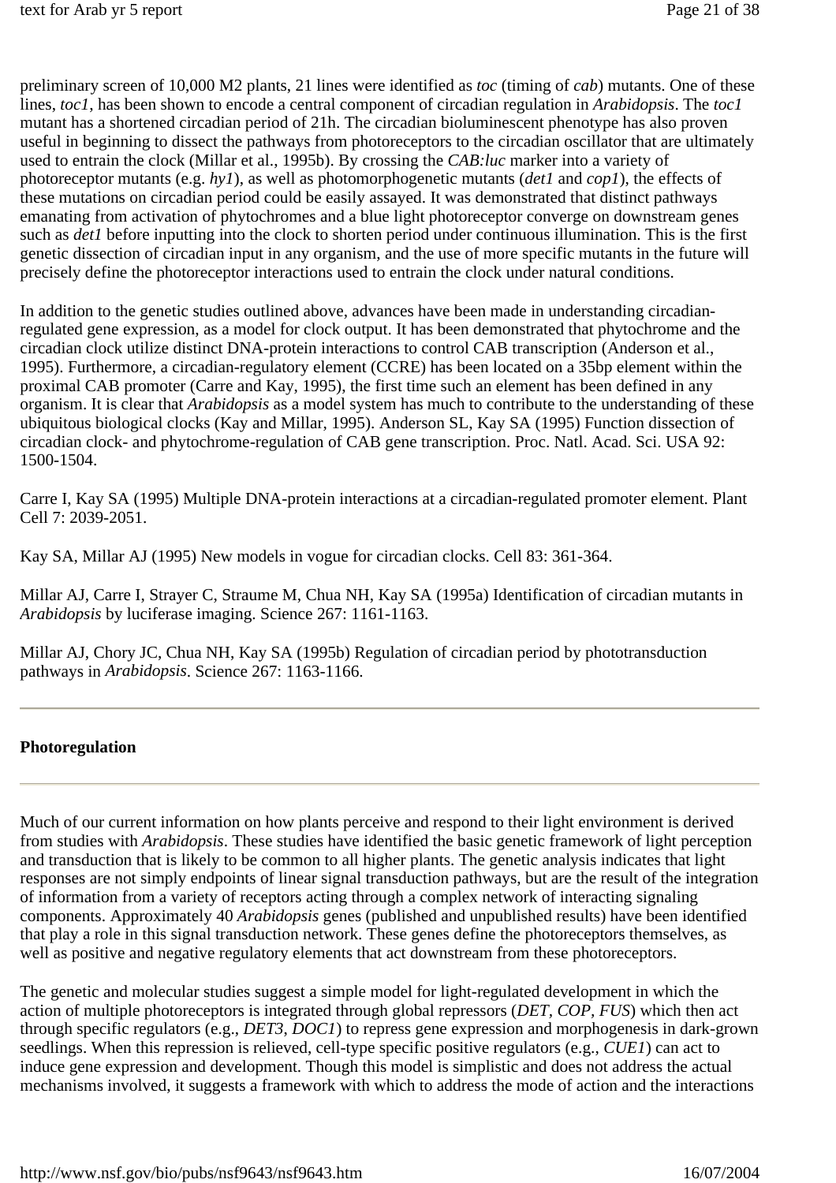preliminary screen of 10,000 M2 plants, 21 lines were identified as *toc* (timing of *cab*) mutants. One of these lines, *toc1*, has been shown to encode a central component of circadian regulation in *Arabidopsis*. The *toc1* mutant has a shortened circadian period of 21h. The circadian bioluminescent phenotype has also proven useful in beginning to dissect the pathways from photoreceptors to the circadian oscillator that are ultimately used to entrain the clock (Millar et al., 1995b). By crossing the *CAB:luc* marker into a variety of photoreceptor mutants (e.g. *hy1*), as well as photomorphogenetic mutants (*det1* and *cop1*), the effects of these mutations on circadian period could be easily assayed. It was demonstrated that distinct pathways emanating from activation of phytochromes and a blue light photoreceptor converge on downstream genes such as *det1* before inputting into the clock to shorten period under continuous illumination. This is the first genetic dissection of circadian input in any organism, and the use of more specific mutants in the future will precisely define the photoreceptor interactions used to entrain the clock under natural conditions.

In addition to the genetic studies outlined above, advances have been made in understanding circadian-regulated gene expression, as a model for clock output. It has been demonstrated that phytochrome and the circadian clock utilize distinct DNA-protein interactions to control CAB transcription (Anderson et al., 1995). Furthermore, a circadian-regulatory element (CCRE) has been located on a 35bp element within the proximal CAB promoter (Carre and Kay, 1995), the first time such an element has been defined in any organism. It is clear that *Arabidopsis* as a model system has much to contribute to the understanding of these ubiquitous biological clocks (Kay and Millar, 1995). Anderson SL, Kay SA (1995) Function dissection of circadian clock- and phytochrome-regulation of CAB gene transcription. Proc. Natl. Acad. Sci. USA 92: 1500-1504.

Carre I, Kay SA (1995) Multiple DNA-protein interactions at a circadian-regulated promoter element. Plant Cell 7: 2039-2051.

Kay SA, Millar AJ (1995) New models in vogue for circadian clocks. Cell 83: 361-364.

Millar AJ, Carre I, Strayer C, Straume M, Chua NH, Kay SA (1995a) Identification of circadian mutants in *Arabidopsis* by luciferase imaging. Science 267: 1161-1163.

Millar AJ, Chory JC, Chua NH, Kay SA (1995b) Regulation of circadian period by phototransduction pathways in *Arabidopsis*. Science 267: 1163-1166.

---

**Photoregulation**

---

Much of our current information on how plants perceive and respond to their light environment is derived from studies with *Arabidopsis*. These studies have identified the basic genetic framework of light perception and transduction that is likely to be common to all higher plants. The genetic analysis indicates that light responses are not simply endpoints of linear signal transduction pathways, but are the result of the integration of information from a variety of receptors acting through a complex network of interacting signaling components. Approximately 40 *Arabidopsis* genes (published and unpublished results) have been identified that play a role in this signal transduction network. These genes define the photoreceptors themselves, as well as positive and negative regulatory elements that act downstream from these photoreceptors.

The genetic and molecular studies suggest a simple model for light-regulated development in which the action of multiple photoreceptors is integrated through global repressors (*DET*, *COP*, *FUS*) which then act through specific regulators (e.g., *DET3*, *DOC1*) to repress gene expression and morphogenesis in dark-grown seedlings. When this repression is relieved, cell-type specific positive regulators (e.g., *CUE1*) can act to induce gene expression and development. Though this model is simplistic and does not address the actual mechanisms involved, it suggests a framework with which to address the mode of action and the interactions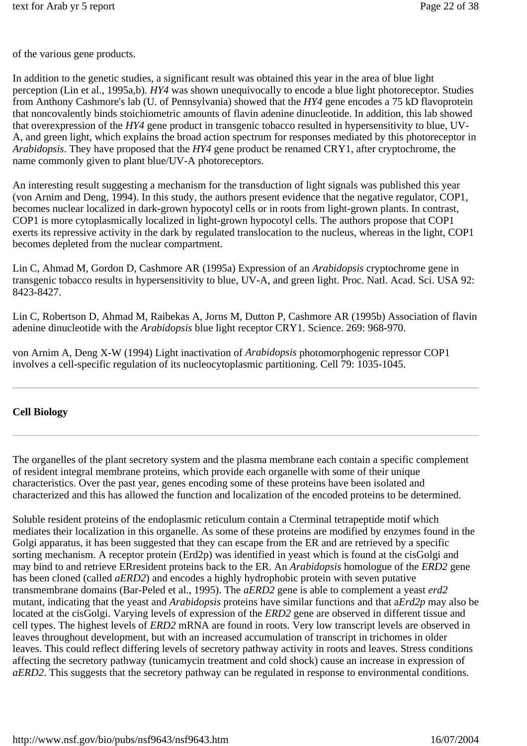of the various gene products.

In addition to the genetic studies, a significant result was obtained this year in the area of blue light perception (Lin et al., 1995a,b). *HY4* was shown unequivocally to encode a blue light photoreceptor. Studies from Anthony Cashmore's lab (U. of Pennsylvania) showed that the *HY4* gene encodes a 75 kD flavoprotein that noncovalently binds stoichiometric amounts of flavin adenine dinucleotide. In addition, this lab showed that overexpression of the *HY4* gene product in transgenic tobacco resulted in hypersensitivity to blue, UV-A, and green light, which explains the broad action spectrum for responses mediated by this photoreceptor in *Arabidopsis*. They have proposed that the *HY4* gene product be renamed CRY1, after cryptochrome, the name commonly given to plant blue/UV-A photoreceptors.

An interesting result suggesting a mechanism for the transduction of light signals was published this year (von Arnim and Deng, 1994). In this study, the authors present evidence that the negative regulator, COP1, becomes nuclear localized in dark-grown hypocotyl cells or in roots from light-grown plants. In contrast, COP1 is more cytoplasmically localized in light-grown hypocotyl cells. The authors propose that COP1 exerts its repressive activity in the dark by regulated translocation to the nucleus, whereas in the light, COP1 becomes depleted from the nuclear compartment.

Lin C, Ahmad M, Gordon D, Cashmore AR (1995a) Expression of an *Arabidopsis* cryptochrome gene in transgenic tobacco results in hypersensitivity to blue, UV-A, and green light. Proc. Natl. Acad. Sci. USA 92: 8423-8427.

Lin C, Robertson D, Ahmad M, Raibekas A, Jorns M, Dutton P, Cashmore AR (1995b) Association of flavin adenine dinucleotide with the *Arabidopsis* blue light receptor CRY1. Science. 269: 968-970.

von Arnim A, Deng X-W (1994) Light inactivation of *Arabidopsis* photomorphogenic repressor COP1 involves a cell-specific regulation of its nucleocytoplasmic partitioning. Cell 79: 1035-1045.

---

**Cell Biology**

---

The organelles of the plant secretory system and the plasma membrane each contain a specific complement of resident integral membrane proteins, which provide each organelle with some of their unique characteristics. Over the past year, genes encoding some of these proteins have been isolated and characterized and this has allowed the function and localization of the encoded proteins to be determined.

Soluble resident proteins of the endoplasmic reticulum contain a Cterminal tetrapeptide motif which mediates their localization in this organelle. As some of these proteins are modified by enzymes found in the Golgi apparatus, it has been suggested that they can escape from the ER and are retrieved by a specific sorting mechanism. A receptor protein (Erd2p) was identified in yeast which is found at the cisGolgi and may bind to and retrieve ERresident proteins back to the ER. An *Arabidopsis* homologue of the *ERD2* gene has been cloned (called *aERD2*) and encodes a highly hydrophobic protein with seven putative transmembrane domains (Bar-Peled et al., 1995). The *aERD2* gene is able to complement a yeast *erd2* mutant, indicating that the yeast and *Arabidopsis* proteins have similar functions and that a*Erd2p* may also be located at the cisGolgi. Varying levels of expression of the *ERD2* gene are observed in different tissue and cell types. The highest levels of *ERD2* mRNA are found in roots. Very low transcript levels are observed in leaves throughout development, but with an increased accumulation of transcript in trichomes in older leaves. This could reflect differing levels of secretory pathway activity in roots and leaves. Stress conditions affecting the secretory pathway (tunicamycin treatment and cold shock) cause an increase in expression of *aERD2*. This suggests that the secretory pathway can be regulated in response to environmental conditions.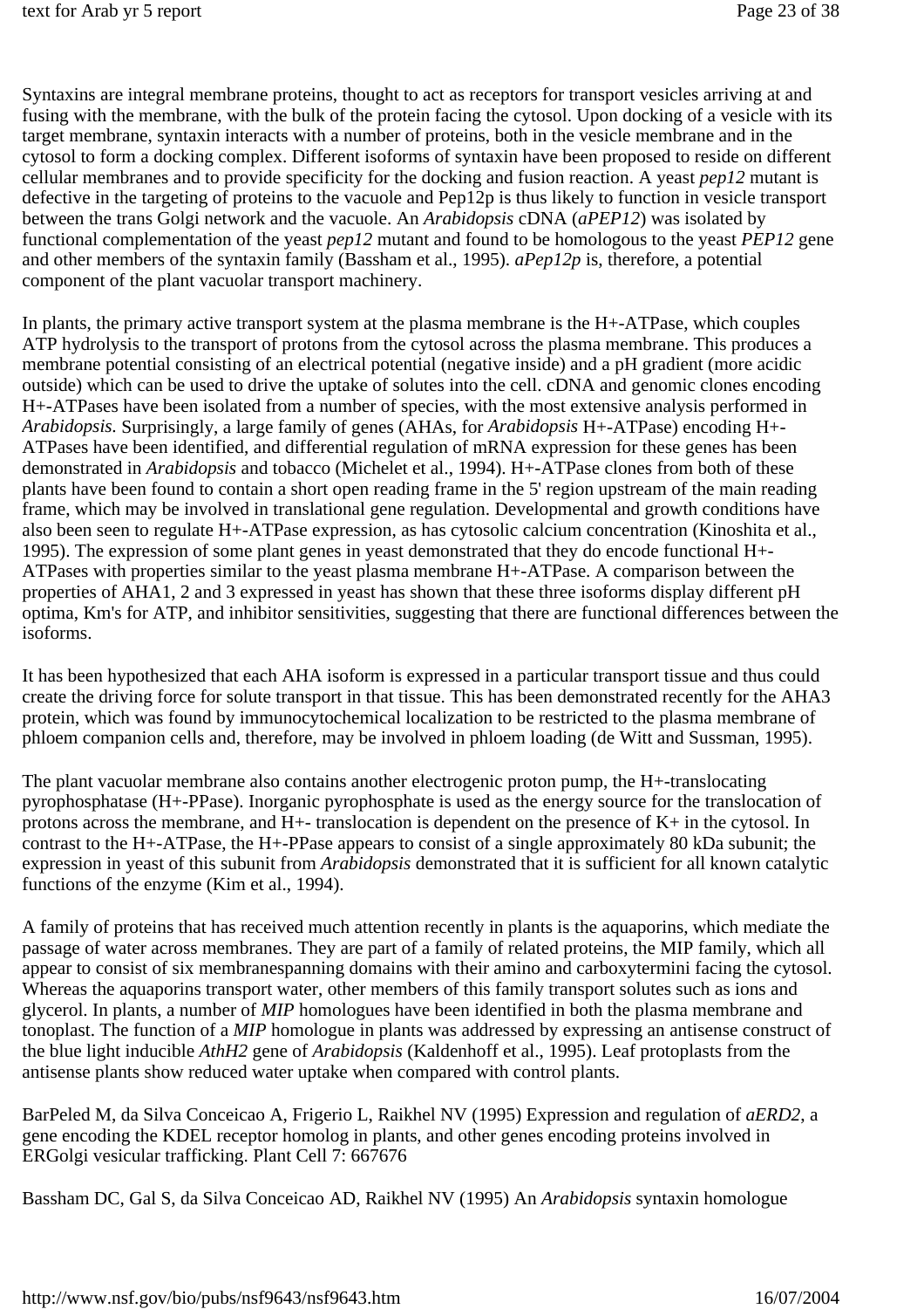Syntaxins are integral membrane proteins, thought to act as receptors for transport vesicles arriving at and fusing with the membrane, with the bulk of the protein facing the cytosol. Upon docking of a vesicle with its target membrane, syntaxin interacts with a number of proteins, both in the vesicle membrane and in the cytosol to form a docking complex. Different isoforms of syntaxin have been proposed to reside on different cellular membranes and to provide specificity for the docking and fusion reaction. A yeast *pep12* mutant is defective in the targeting of proteins to the vacuole and Pep12p is thus likely to function in vesicle transport between the trans Golgi network and the vacuole. An *Arabidopsis* cDNA (*aPEP12*) was isolated by functional complementation of the yeast *pep12* mutant and found to be homologous to the yeast *PEP12* gene and other members of the syntaxin family (Bassham et al., 1995). *aPep12p* is, therefore, a potential component of the plant vacuolar transport machinery.

In plants, the primary active transport system at the plasma membrane is the H+-ATPase, which couples ATP hydrolysis to the transport of protons from the cytosol across the plasma membrane. This produces a membrane potential consisting of an electrical potential (negative inside) and a pH gradient (more acidic outside) which can be used to drive the uptake of solutes into the cell. cDNA and genomic clones encoding H+-ATPases have been isolated from a number of species, with the most extensive analysis performed in *Arabidopsis.* Surprisingly, a large family of genes (AHAs, for *Arabidopsis* H+-ATPase) encoding H+-ATPases have been identified, and differential regulation of mRNA expression for these genes has been demonstrated in *Arabidopsis* and tobacco (Michelet et al., 1994). H+-ATPase clones from both of these plants have been found to contain a short open reading frame in the 5' region upstream of the main reading frame, which may be involved in translational gene regulation. Developmental and growth conditions have also been seen to regulate H+-ATPase expression, as has cytosolic calcium concentration (Kinoshita et al., 1995). The expression of some plant genes in yeast demonstrated that they do encode functional H+-ATPases with properties similar to the yeast plasma membrane H+-ATPase. A comparison between the properties of AHA1, 2 and 3 expressed in yeast has shown that these three isoforms display different pH optima, Km's for ATP, and inhibitor sensitivities, suggesting that there are functional differences between the isoforms.

It has been hypothesized that each AHA isoform is expressed in a particular transport tissue and thus could create the driving force for solute transport in that tissue. This has been demonstrated recently for the AHA3 protein, which was found by immunocytochemical localization to be restricted to the plasma membrane of phloem companion cells and, therefore, may be involved in phloem loading (de Witt and Sussman, 1995).

The plant vacuolar membrane also contains another electrogenic proton pump, the H+-translocating pyrophosphatase (H+-PPase). Inorganic pyrophosphate is used as the energy source for the translocation of protons across the membrane, and H+- translocation is dependent on the presence of K+ in the cytosol. In contrast to the H+-ATPase, the H+-PPase appears to consist of a single approximately 80 kDa subunit; the expression in yeast of this subunit from *Arabidopsis* demonstrated that it is sufficient for all known catalytic functions of the enzyme (Kim et al., 1994).

A family of proteins that has received much attention recently in plants is the aquaporins, which mediate the passage of water across membranes. They are part of a family of related proteins, the MIP family, which all appear to consist of six membranespanning domains with their amino and carboxytermini facing the cytosol. Whereas the aquaporins transport water, other members of this family transport solutes such as ions and glycerol. In plants, a number of *MIP* homologues have been identified in both the plasma membrane and tonoplast. The function of a *MIP* homologue in plants was addressed by expressing an antisense construct of the blue light inducible *AthH2* gene of *Arabidopsis* (Kaldenhoff et al., 1995). Leaf protoplasts from the antisense plants show reduced water uptake when compared with control plants.

BarPeled M, da Silva Conceicao A, Frigerio L, Raikhel NV (1995) Expression and regulation of *aERD2*, a gene encoding the KDEL receptor homolog in plants, and other genes encoding proteins involved in ERGolgi vesicular trafficking. Plant Cell 7: 667676

Bassham DC, Gal S, da Silva Conceicao AD, Raikhel NV (1995) An *Arabidopsis* syntaxin homologue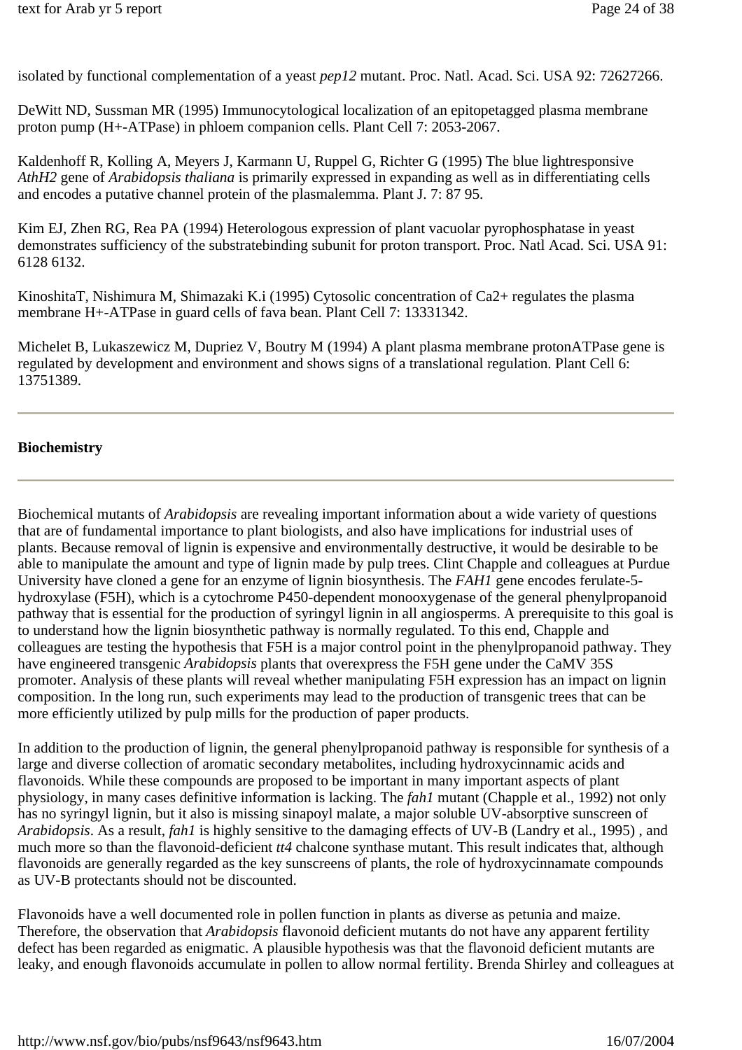isolated by functional complementation of a yeast *pep12* mutant. Proc. Natl. Acad. Sci. USA 92: 72627266.

DeWitt ND, Sussman MR (1995) Immunocytological localization of an epitopetagged plasma membrane proton pump (H+-ATPase) in phloem companion cells. Plant Cell 7: 2053-2067.

Kaldenhoff R, Kolling A, Meyers J, Karmann U, Ruppel G, Richter G (1995) The blue lightresponsive *AthH2* gene of *Arabidopsis thaliana* is primarily expressed in expanding as well as in differentiating cells and encodes a putative channel protein of the plasmalemma. Plant J. 7: 87 95.

Kim EJ, Zhen RG, Rea PA (1994) Heterologous expression of plant vacuolar pyrophosphatase in yeast demonstrates sufficiency of the substratebinding subunit for proton transport. Proc. Natl Acad. Sci. USA 91: 6128 6132.

KinoshitaT, Nishimura M, Shimazaki K.i (1995) Cytosolic concentration of Ca2+ regulates the plasma membrane H+-ATPase in guard cells of fava bean. Plant Cell 7: 13331342.

Michelet B, Lukaszewicz M, Dupriez V, Boutry M (1994) A plant plasma membrane protonATPase gene is regulated by development and environment and shows signs of a translational regulation. Plant Cell 6: 13751389.

---

**Biochemistry**

---

Biochemical mutants of *Arabidopsis* are revealing important information about a wide variety of questions that are of fundamental importance to plant biologists, and also have implications for industrial uses of plants. Because removal of lignin is expensive and environmentally destructive, it would be desirable to be able to manipulate the amount and type of lignin made by pulp trees. Clint Chapple and colleagues at Purdue University have cloned a gene for an enzyme of lignin biosynthesis. The *FAH1* gene encodes ferulate-5-hydroxylase (F5H), which is a cytochrome P450-dependent monooxygenase of the general phenylpropanoid pathway that is essential for the production of syringyl lignin in all angiosperms. A prerequisite to this goal is to understand how the lignin biosynthetic pathway is normally regulated. To this end, Chapple and colleagues are testing the hypothesis that F5H is a major control point in the phenylpropanoid pathway. They have engineered transgenic *Arabidopsis* plants that overexpress the F5H gene under the CaMV 35S promoter. Analysis of these plants will reveal whether manipulating F5H expression has an impact on lignin composition. In the long run, such experiments may lead to the production of transgenic trees that can be more efficiently utilized by pulp mills for the production of paper products.

In addition to the production of lignin, the general phenylpropanoid pathway is responsible for synthesis of a large and diverse collection of aromatic secondary metabolites, including hydroxycinnamic acids and flavonoids. While these compounds are proposed to be important in many important aspects of plant physiology, in many cases definitive information is lacking. The *fah1* mutant (Chapple et al., 1992) not only has no syringyl lignin, but it also is missing sinapoyl malate, a major soluble UV-absorptive sunscreen of *Arabidopsis*. As a result, *fah1* is highly sensitive to the damaging effects of UV-B (Landry et al., 1995) , and much more so than the flavonoid-deficient *tt4* chalcone synthase mutant. This result indicates that, although flavonoids are generally regarded as the key sunscreens of plants, the role of hydroxycinnamate compounds as UV-B protectants should not be discounted.

Flavonoids have a well documented role in pollen function in plants as diverse as petunia and maize. Therefore, the observation that *Arabidopsis* flavonoid deficient mutants do not have any apparent fertility defect has been regarded as enigmatic. A plausible hypothesis was that the flavonoid deficient mutants are leaky, and enough flavonoids accumulate in pollen to allow normal fertility. Brenda Shirley and colleagues at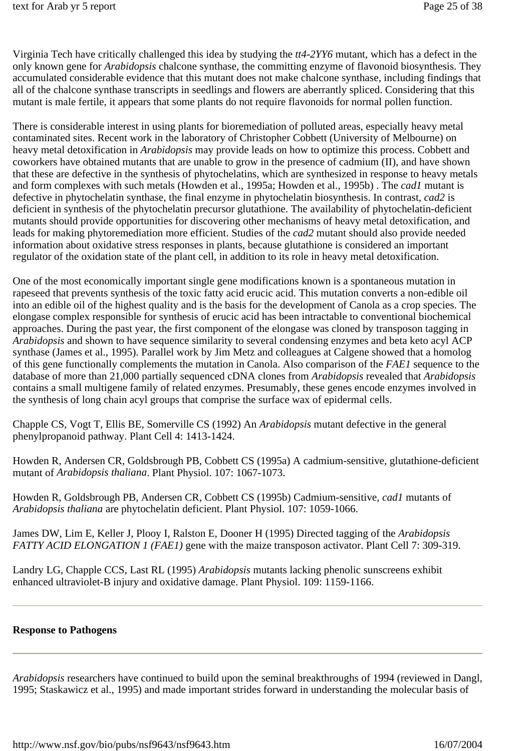Virginia Tech have critically challenged this idea by studying the *tt4-2YY6* mutant, which has a defect in the only known gene for *Arabidopsis* chalcone synthase, the committing enzyme of flavonoid biosynthesis. They accumulated considerable evidence that this mutant does not make chalcone synthase, including findings that all of the chalcone synthase transcripts in seedlings and flowers are aberrantly spliced. Considering that this mutant is male fertile, it appears that some plants do not require flavonoids for normal pollen function.

There is considerable interest in using plants for bioremediation of polluted areas, especially heavy metal contaminated sites. Recent work in the laboratory of Christopher Cobbett (University of Melbourne) on heavy metal detoxification in *Arabidopsis* may provide leads on how to optimize this process. Cobbett and coworkers have obtained mutants that are unable to grow in the presence of cadmium (II), and have shown that these are defective in the synthesis of phytochelatins, which are synthesized in response to heavy metals and form complexes with such metals (Howden et al., 1995a; Howden et al., 1995b) . The *cad1* mutant is defective in phytochelatin synthase, the final enzyme in phytochelatin biosynthesis. In contrast, *cad2* is deficient in synthesis of the phytochelatin precursor glutathione. The availability of phytochelatin-deficient mutants should provide opportunities for discovering other mechanisms of heavy metal detoxification, and leads for making phytoremediation more efficient. Studies of the *cad2* mutant should also provide needed information about oxidative stress responses in plants, because glutathione is considered an important regulator of the oxidation state of the plant cell, in addition to its role in heavy metal detoxification.

One of the most economically important single gene modifications known is a spontaneous mutation in rapeseed that prevents synthesis of the toxic fatty acid erucic acid. This mutation converts a non-edible oil into an edible oil of the highest quality and is the basis for the development of Canola as a crop species. The elongase complex responsible for synthesis of erucic acid has been intractable to conventional biochemical approaches. During the past year, the first component of the elongase was cloned by transposon tagging in *Arabidopsis* and shown to have sequence similarity to several condensing enzymes and beta keto acyl ACP synthase (James et al., 1995). Parallel work by Jim Metz and colleagues at Calgene showed that a homolog of this gene functionally complements the mutation in Canola. Also comparison of the *FAE1* sequence to the database of more than 21,000 partially sequenced cDNA clones from *Arabidopsis* revealed that *Arabidopsis* contains a small multigene family of related enzymes. Presumably, these genes encode enzymes involved in the synthesis of long chain acyl groups that comprise the surface wax of epidermal cells.

Chapple CS, Vogt T, Ellis BE, Somerville CS (1992) An *Arabidopsis* mutant defective in the general phenylpropanoid pathway. Plant Cell 4: 1413-1424.

Howden R, Andersen CR, Goldsbrough PB, Cobbett CS (1995a) A cadmium-sensitive, glutathione-deficient mutant of *Arabidopsis thaliana*. Plant Physiol. 107: 1067-1073.

Howden R, Goldsbrough PB, Andersen CR, Cobbett CS (1995b) Cadmium-sensitive, *cad1* mutants of *Arabidopsis thaliana* are phytochelatin deficient. Plant Physiol. 107: 1059-1066.

James DW, Lim E, Keller J, Plooy I, Ralston E, Dooner H (1995) Directed tagging of the *Arabidopsis FATTY ACID ELONGATION 1 (FAE1)* gene with the maize transposon activator. Plant Cell 7: 309-319.

Landry LG, Chapple CCS, Last RL (1995) *Arabidopsis* mutants lacking phenolic sunscreens exhibit enhanced ultraviolet-B injury and oxidative damage. Plant Physiol. 109: 1159-1166.

---

**Response to Pathogens**

---

*Arabidopsis* researchers have continued to build upon the seminal breakthroughs of 1994 (reviewed in Dangl, 1995; Staskawicz et al., 1995) and made important strides forward in understanding the molecular basis of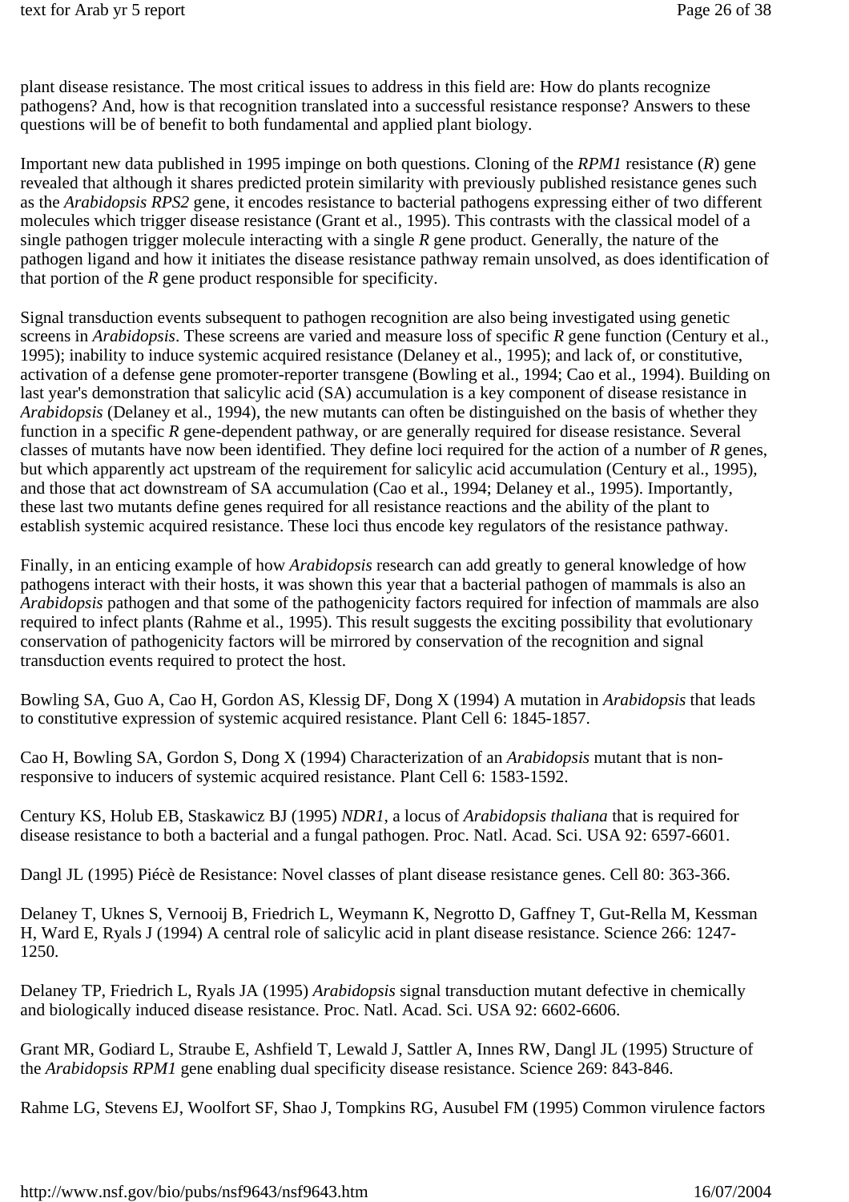plant disease resistance. The most critical issues to address in this field are: How do plants recognize pathogens? And, how is that recognition translated into a successful resistance response? Answers to these questions will be of benefit to both fundamental and applied plant biology.

Important new data published in 1995 impinge on both questions. Cloning of the *RPM1* resistance (*R*) gene revealed that although it shares predicted protein similarity with previously published resistance genes such as the *Arabidopsis RPS2* gene, it encodes resistance to bacterial pathogens expressing either of two different molecules which trigger disease resistance (Grant et al., 1995). This contrasts with the classical model of a single pathogen trigger molecule interacting with a single *R* gene product. Generally, the nature of the pathogen ligand and how it initiates the disease resistance pathway remain unsolved, as does identification of that portion of the *R* gene product responsible for specificity.

Signal transduction events subsequent to pathogen recognition are also being investigated using genetic screens in *Arabidopsis*. These screens are varied and measure loss of specific *R* gene function (Century et al., 1995); inability to induce systemic acquired resistance (Delaney et al., 1995); and lack of, or constitutive, activation of a defense gene promoter-reporter transgene (Bowling et al., 1994; Cao et al., 1994). Building on last year's demonstration that salicylic acid (SA) accumulation is a key component of disease resistance in *Arabidopsis* (Delaney et al., 1994), the new mutants can often be distinguished on the basis of whether they function in a specific *R* gene-dependent pathway, or are generally required for disease resistance. Several classes of mutants have now been identified. They define loci required for the action of a number of *R* genes, but which apparently act upstream of the requirement for salicylic acid accumulation (Century et al., 1995), and those that act downstream of SA accumulation (Cao et al., 1994; Delaney et al., 1995). Importantly, these last two mutants define genes required for all resistance reactions and the ability of the plant to establish systemic acquired resistance. These loci thus encode key regulators of the resistance pathway.

Finally, in an enticing example of how *Arabidopsis* research can add greatly to general knowledge of how pathogens interact with their hosts, it was shown this year that a bacterial pathogen of mammals is also an *Arabidopsis* pathogen and that some of the pathogenicity factors required for infection of mammals are also required to infect plants (Rahme et al., 1995). This result suggests the exciting possibility that evolutionary conservation of pathogenicity factors will be mirrored by conservation of the recognition and signal transduction events required to protect the host.

Bowling SA, Guo A, Cao H, Gordon AS, Klessig DF, Dong X (1994) A mutation in *Arabidopsis* that leads to constitutive expression of systemic acquired resistance. Plant Cell 6: 1845-1857.

Cao H, Bowling SA, Gordon S, Dong X (1994) Characterization of an *Arabidopsis* mutant that is non-responsive to inducers of systemic acquired resistance. Plant Cell 6: 1583-1592.

Century KS, Holub EB, Staskawicz BJ (1995) *NDR1*, a locus of *Arabidopsis thaliana* that is required for disease resistance to both a bacterial and a fungal pathogen. Proc. Natl. Acad. Sci. USA 92: 6597-6601.

Dangl JL (1995) Piécè de Resistance: Novel classes of plant disease resistance genes. Cell 80: 363-366.

Delaney T, Uknes S, Vernooij B, Friedrich L, Weymann K, Negrotto D, Gaffney T, Gut-Rella M, Kessman H, Ward E, Ryals J (1994) A central role of salicylic acid in plant disease resistance. Science 266: 1247-1250.

Delaney TP, Friedrich L, Ryals JA (1995) *Arabidopsis* signal transduction mutant defective in chemically and biologically induced disease resistance. Proc. Natl. Acad. Sci. USA 92: 6602-6606.

Grant MR, Godiard L, Straube E, Ashfield T, Lewald J, Sattler A, Innes RW, Dangl JL (1995) Structure of the *Arabidopsis RPM1* gene enabling dual specificity disease resistance. Science 269: 843-846.

Rahme LG, Stevens EJ, Woolfort SF, Shao J, Tompkins RG, Ausubel FM (1995) Common virulence factors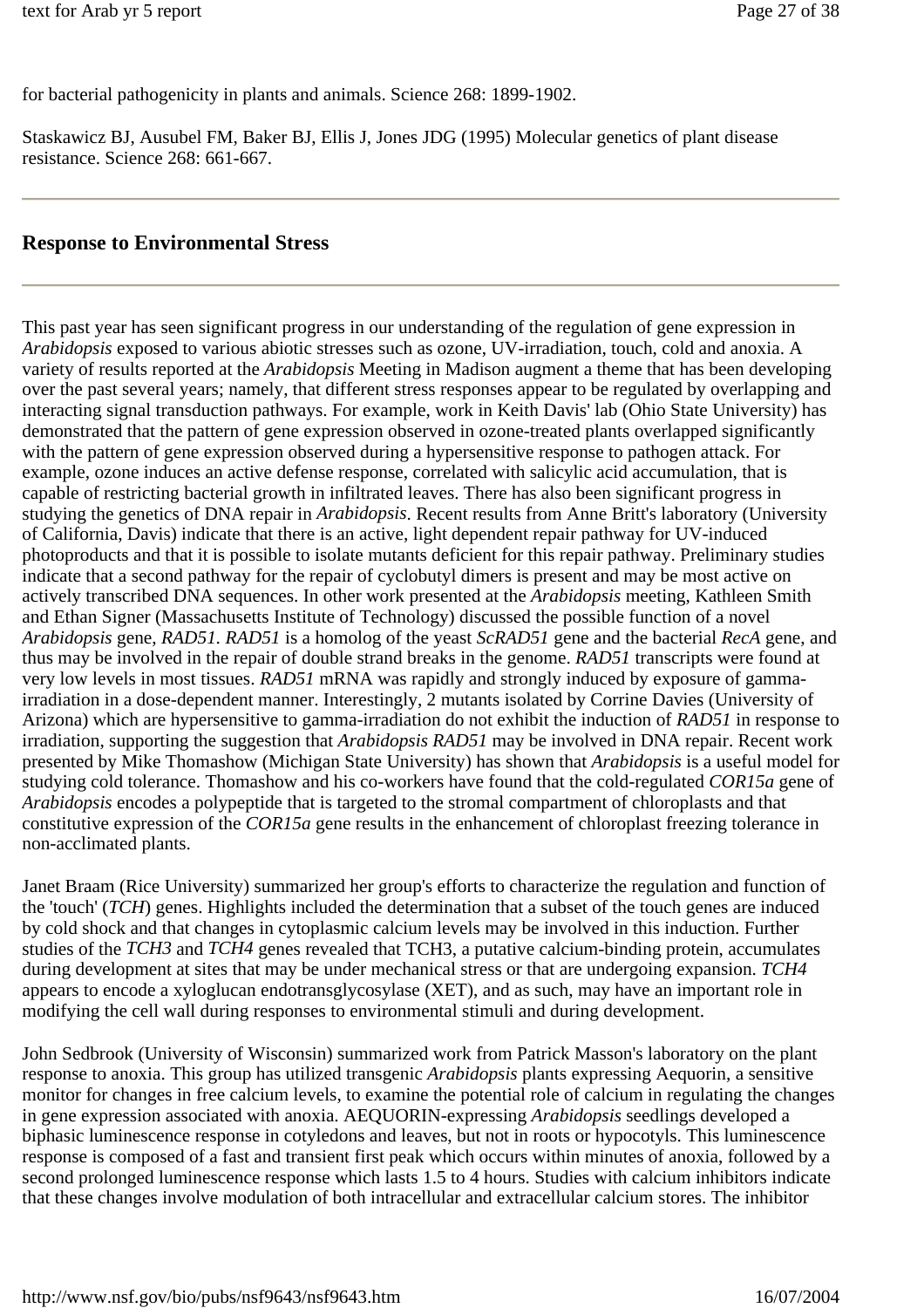for bacterial pathogenicity in plants and animals. Science 268: 1899-1902.

Staskawicz BJ, Ausubel FM, Baker BJ, Ellis J, Jones JDG (1995) Molecular genetics of plant disease resistance. Science 268: 661-667.

---

## Response to Environmental Stress

---

This past year has seen significant progress in our understanding of the regulation of gene expression in *Arabidopsis* exposed to various abiotic stresses such as ozone, UV-irradiation, touch, cold and anoxia. A variety of results reported at the *Arabidopsis* Meeting in Madison augment a theme that has been developing over the past several years; namely, that different stress responses appear to be regulated by overlapping and interacting signal transduction pathways. For example, work in Keith Davis' lab (Ohio State University) has demonstrated that the pattern of gene expression observed in ozone-treated plants overlapped significantly with the pattern of gene expression observed during a hypersensitive response to pathogen attack. For example, ozone induces an active defense response, correlated with salicylic acid accumulation, that is capable of restricting bacterial growth in infiltrated leaves. There has also been significant progress in studying the genetics of DNA repair in *Arabidopsis*. Recent results from Anne Britt's laboratory (University of California, Davis) indicate that there is an active, light dependent repair pathway for UV-induced photoproducts and that it is possible to isolate mutants deficient for this repair pathway. Preliminary studies indicate that a second pathway for the repair of cyclobutyl dimers is present and may be most active on actively transcribed DNA sequences. In other work presented at the *Arabidopsis* meeting, Kathleen Smith and Ethan Signer (Massachusetts Institute of Technology) discussed the possible function of a novel *Arabidopsis* gene, *RAD51*. *RAD51* is a homolog of the yeast *ScRAD51* gene and the bacterial *RecA* gene, and thus may be involved in the repair of double strand breaks in the genome. *RAD51* transcripts were found at very low levels in most tissues. *RAD51* mRNA was rapidly and strongly induced by exposure of gamma-irradiation in a dose-dependent manner. Interestingly, 2 mutants isolated by Corrine Davies (University of Arizona) which are hypersensitive to gamma-irradiation do not exhibit the induction of *RAD51* in response to irradiation, supporting the suggestion that *Arabidopsis RAD51* may be involved in DNA repair. Recent work presented by Mike Thomashow (Michigan State University) has shown that *Arabidopsis* is a useful model for studying cold tolerance. Thomashow and his co-workers have found that the cold-regulated *COR15a* gene of *Arabidopsis* encodes a polypeptide that is targeted to the stromal compartment of chloroplasts and that constitutive expression of the *COR15a* gene results in the enhancement of chloroplast freezing tolerance in non-acclimated plants.

Janet Braam (Rice University) summarized her group's efforts to characterize the regulation and function of the 'touch' (*TCH*) genes. Highlights included the determination that a subset of the touch genes are induced by cold shock and that changes in cytoplasmic calcium levels may be involved in this induction. Further studies of the *TCH3* and *TCH4* genes revealed that TCH3, a putative calcium-binding protein, accumulates during development at sites that may be under mechanical stress or that are undergoing expansion. *TCH4* appears to encode a xyloglucan endotransglycosylase (XET), and as such, may have an important role in modifying the cell wall during responses to environmental stimuli and during development.

John Sedbrook (University of Wisconsin) summarized work from Patrick Masson's laboratory on the plant response to anoxia. This group has utilized transgenic *Arabidopsis* plants expressing Aequorin, a sensitive monitor for changes in free calcium levels, to examine the potential role of calcium in regulating the changes in gene expression associated with anoxia. AEQUORIN-expressing *Arabidopsis* seedlings developed a biphasic luminescence response in cotyledons and leaves, but not in roots or hypocotyls. This luminescence response is composed of a fast and transient first peak which occurs within minutes of anoxia, followed by a second prolonged luminescence response which lasts 1.5 to 4 hours. Studies with calcium inhibitors indicate that these changes involve modulation of both intracellular and extracellular calcium stores. The inhibitor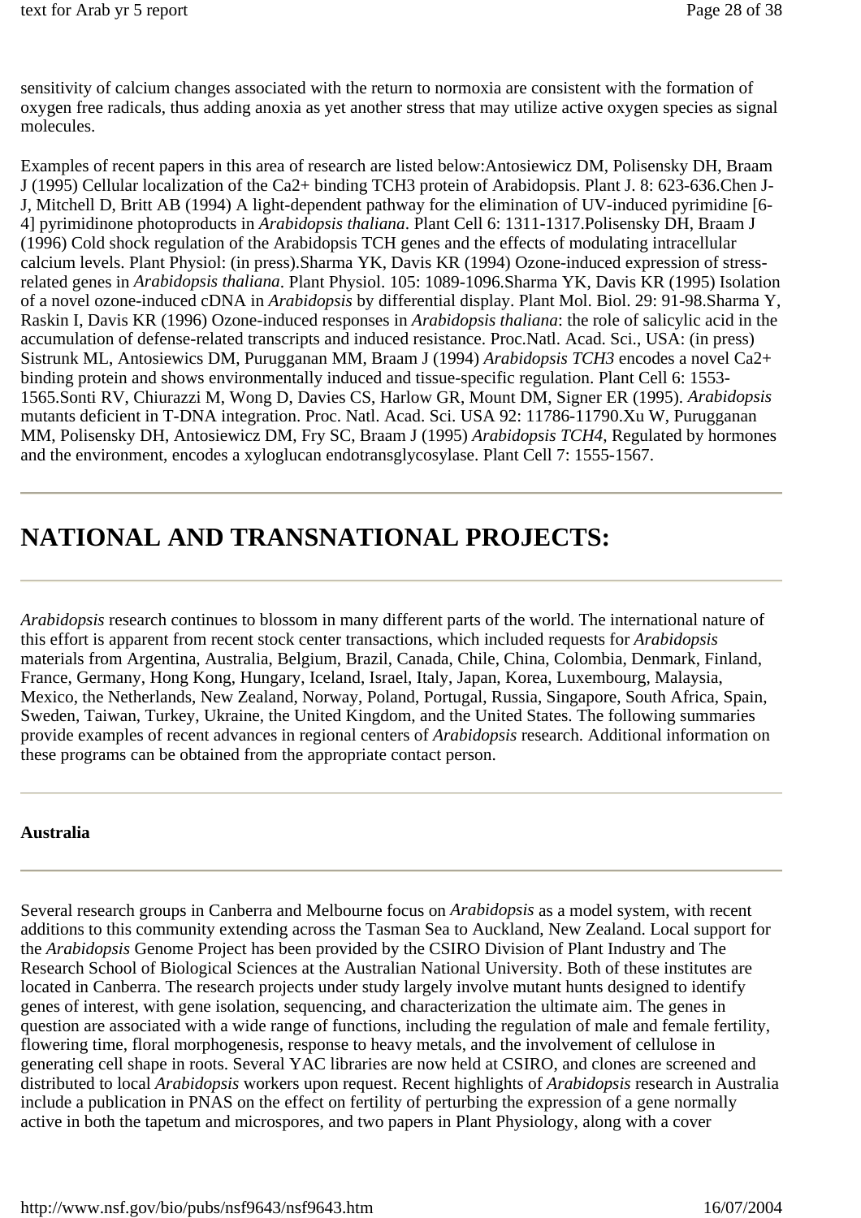sensitivity of calcium changes associated with the return to normoxia are consistent with the formation of oxygen free radicals, thus adding anoxia as yet another stress that may utilize active oxygen species as signal molecules.

Examples of recent papers in this area of research are listed below:Antosiewicz DM, Polisensky DH, Braam J (1995) Cellular localization of the Ca2+ binding TCH3 protein of Arabidopsis. Plant J. 8: 623-636.Chen J-J, Mitchell D, Britt AB (1994) A light-dependent pathway for the elimination of UV-induced pyrimidine [6-4] pyrimidinone photoproducts in *Arabidopsis thaliana*. Plant Cell 6: 1311-1317.Polisensky DH, Braam J (1996) Cold shock regulation of the Arabidopsis TCH genes and the effects of modulating intracellular calcium levels. Plant Physiol: (in press).Sharma YK, Davis KR (1994) Ozone-induced expression of stress-related genes in *Arabidopsis thaliana*. Plant Physiol. 105: 1089-1096.Sharma YK, Davis KR (1995) Isolation of a novel ozone-induced cDNA in *Arabidopsis* by differential display. Plant Mol. Biol. 29: 91-98.Sharma Y, Raskin I, Davis KR (1996) Ozone-induced responses in *Arabidopsis thaliana*: the role of salicylic acid in the accumulation of defense-related transcripts and induced resistance. Proc.Natl. Acad. Sci., USA: (in press) Sistrunk ML, Antosiewics DM, Purugganan MM, Braam J (1994) *Arabidopsis TCH3* encodes a novel Ca2+ binding protein and shows environmentally induced and tissue-specific regulation. Plant Cell 6: 1553-1565.Sonti RV, Chiurazzi M, Wong D, Davies CS, Harlow GR, Mount DM, Signer ER (1995). *Arabidopsis* mutants deficient in T-DNA integration. Proc. Natl. Acad. Sci. USA 92: 11786-11790.Xu W, Purugganan MM, Polisensky DH, Antosiewicz DM, Fry SC, Braam J (1995) *Arabidopsis TCH4*, Regulated by hormones and the environment, encodes a xyloglucan endotransglycosylase. Plant Cell 7: 1555-1567.

---

# NATIONAL AND TRANSNATIONAL PROJECTS:

---

*Arabidopsis* research continues to blossom in many different parts of the world. The international nature of this effort is apparent from recent stock center transactions, which included requests for *Arabidopsis* materials from Argentina, Australia, Belgium, Brazil, Canada, Chile, China, Colombia, Denmark, Finland, France, Germany, Hong Kong, Hungary, Iceland, Israel, Italy, Japan, Korea, Luxembourg, Malaysia, Mexico, the Netherlands, New Zealand, Norway, Poland, Portugal, Russia, Singapore, South Africa, Spain, Sweden, Taiwan, Turkey, Ukraine, the United Kingdom, and the United States. The following summaries provide examples of recent advances in regional centers of *Arabidopsis* research. Additional information on these programs can be obtained from the appropriate contact person.

---

**Australia**

---

Several research groups in Canberra and Melbourne focus on *Arabidopsis* as a model system, with recent additions to this community extending across the Tasman Sea to Auckland, New Zealand. Local support for the *Arabidopsis* Genome Project has been provided by the CSIRO Division of Plant Industry and The Research School of Biological Sciences at the Australian National University. Both of these institutes are located in Canberra. The research projects under study largely involve mutant hunts designed to identify genes of interest, with gene isolation, sequencing, and characterization the ultimate aim. The genes in question are associated with a wide range of functions, including the regulation of male and female fertility, flowering time, floral morphogenesis, response to heavy metals, and the involvement of cellulose in generating cell shape in roots. Several YAC libraries are now held at CSIRO, and clones are screened and distributed to local *Arabidopsis* workers upon request. Recent highlights of *Arabidopsis* research in Australia include a publication in PNAS on the effect on fertility of perturbing the expression of a gene normally active in both the tapetum and microspores, and two papers in Plant Physiology, along with a cover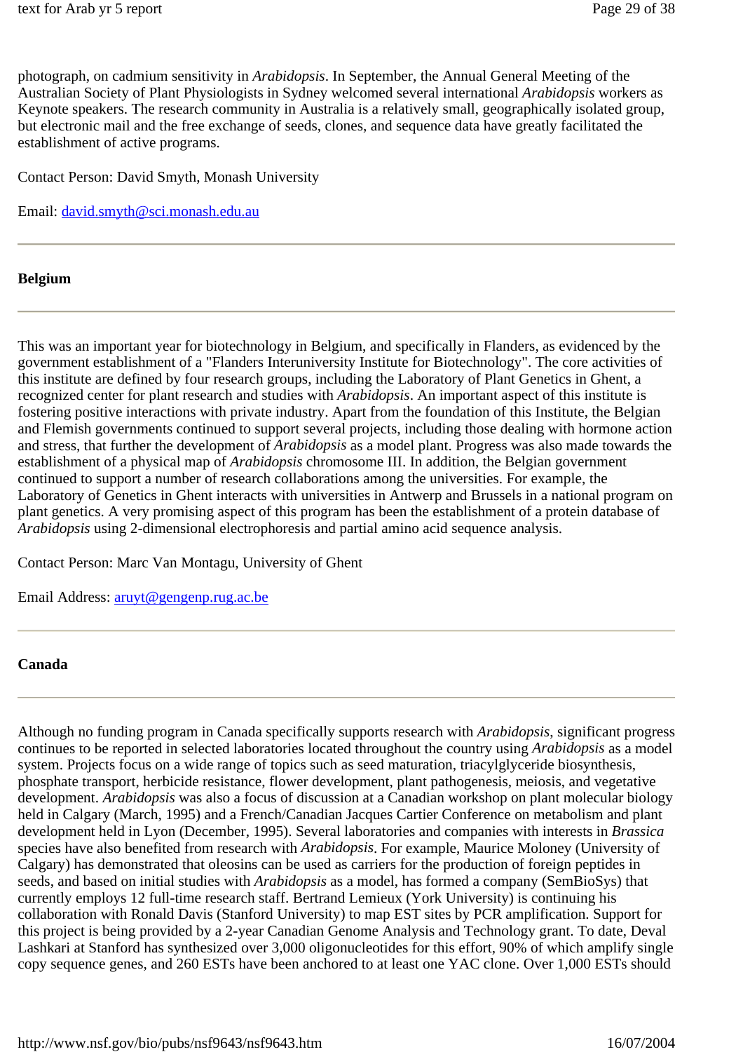photograph, on cadmium sensitivity in *Arabidopsis*. In September, the Annual General Meeting of the Australian Society of Plant Physiologists in Sydney welcomed several international *Arabidopsis* workers as Keynote speakers. The research community in Australia is a relatively small, geographically isolated group, but electronic mail and the free exchange of seeds, clones, and sequence data have greatly facilitated the establishment of active programs.

Contact Person: David Smyth, Monash University

Email: david.smyth@sci.monash.edu.au

---

### Belgium

---

This was an important year for biotechnology in Belgium, and specifically in Flanders, as evidenced by the government establishment of a "Flanders Interuniversity Institute for Biotechnology". The core activities of this institute are defined by four research groups, including the Laboratory of Plant Genetics in Ghent, a recognized center for plant research and studies with *Arabidopsis*. An important aspect of this institute is fostering positive interactions with private industry. Apart from the foundation of this Institute, the Belgian and Flemish governments continued to support several projects, including those dealing with hormone action and stress, that further the development of *Arabidopsis* as a model plant. Progress was also made towards the establishment of a physical map of *Arabidopsis* chromosome III. In addition, the Belgian government continued to support a number of research collaborations among the universities. For example, the Laboratory of Genetics in Ghent interacts with universities in Antwerp and Brussels in a national program on plant genetics. A very promising aspect of this program has been the establishment of a protein database of *Arabidopsis* using 2-dimensional electrophoresis and partial amino acid sequence analysis.

Contact Person: Marc Van Montagu, University of Ghent

Email Address: aruyt@gengenp.rug.ac.be

---

### Canada

---

Although no funding program in Canada specifically supports research with *Arabidopsis*, significant progress continues to be reported in selected laboratories located throughout the country using *Arabidopsis* as a model system. Projects focus on a wide range of topics such as seed maturation, triacylglyceride biosynthesis, phosphate transport, herbicide resistance, flower development, plant pathogenesis, meiosis, and vegetative development. *Arabidopsis* was also a focus of discussion at a Canadian workshop on plant molecular biology held in Calgary (March, 1995) and a French/Canadian Jacques Cartier Conference on metabolism and plant development held in Lyon (December, 1995). Several laboratories and companies with interests in *Brassica* species have also benefited from research with *Arabidopsis*. For example, Maurice Moloney (University of Calgary) has demonstrated that oleosins can be used as carriers for the production of foreign peptides in seeds, and based on initial studies with *Arabidopsis* as a model, has formed a company (SemBioSys) that currently employs 12 full-time research staff. Bertrand Lemieux (York University) is continuing his collaboration with Ronald Davis (Stanford University) to map EST sites by PCR amplification. Support for this project is being provided by a 2-year Canadian Genome Analysis and Technology grant. To date, Deval Lashkari at Stanford has synthesized over 3,000 oligonucleotides for this effort, 90% of which amplify single copy sequence genes, and 260 ESTs have been anchored to at least one YAC clone. Over 1,000 ESTs should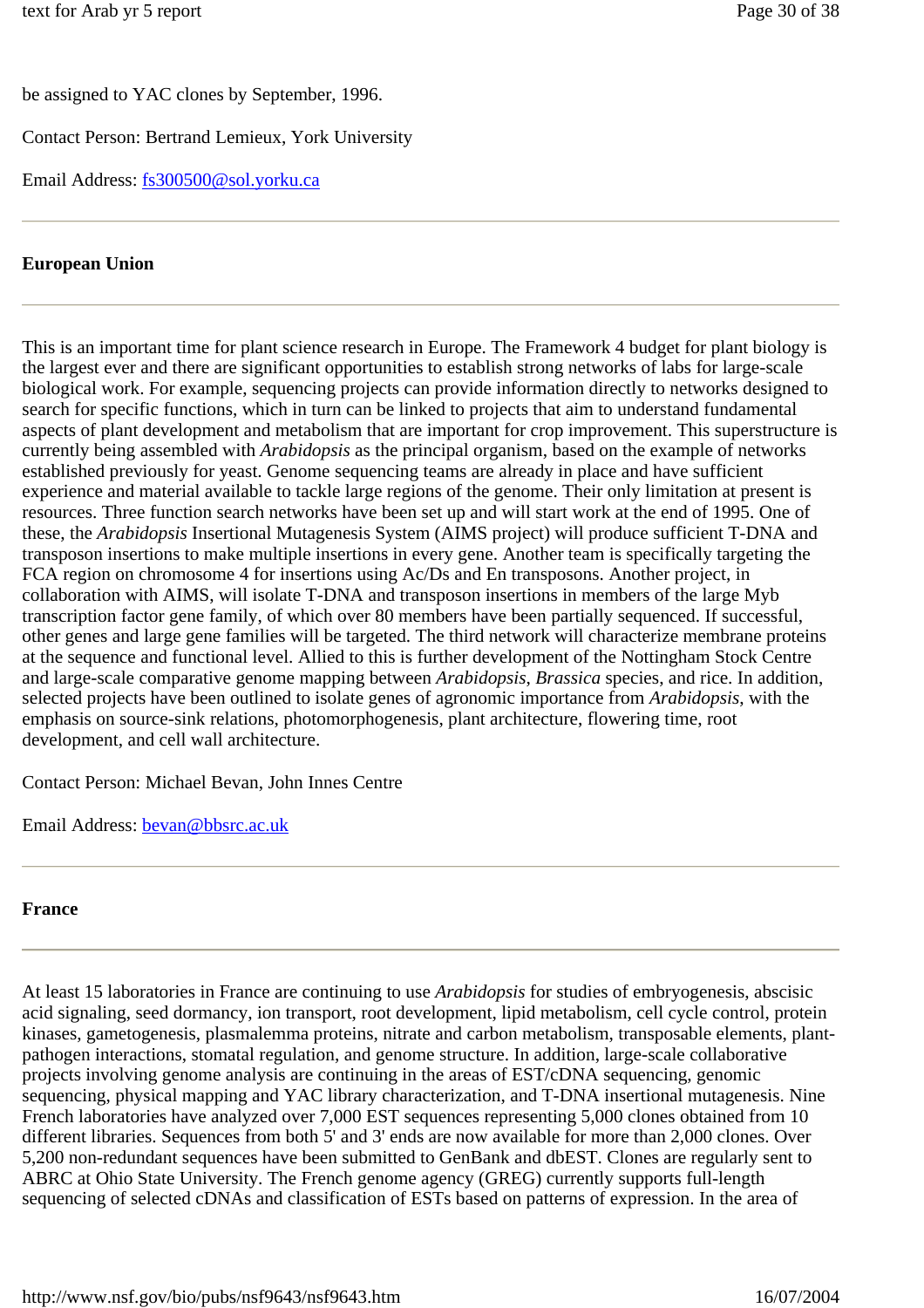be assigned to YAC clones by September, 1996.

Contact Person: Bertrand Lemieux, York University

Email Address: fs300500@sol.yorku.ca

---

**European Union**

---

This is an important time for plant science research in Europe. The Framework 4 budget for plant biology is the largest ever and there are significant opportunities to establish strong networks of labs for large-scale biological work. For example, sequencing projects can provide information directly to networks designed to search for specific functions, which in turn can be linked to projects that aim to understand fundamental aspects of plant development and metabolism that are important for crop improvement. This superstructure is currently being assembled with *Arabidopsis* as the principal organism, based on the example of networks established previously for yeast. Genome sequencing teams are already in place and have sufficient experience and material available to tackle large regions of the genome. Their only limitation at present is resources. Three function search networks have been set up and will start work at the end of 1995. One of these, the *Arabidopsis* Insertional Mutagenesis System (AIMS project) will produce sufficient T-DNA and transposon insertions to make multiple insertions in every gene. Another team is specifically targeting the FCA region on chromosome 4 for insertions using Ac/Ds and En transposons. Another project, in collaboration with AIMS, will isolate T-DNA and transposon insertions in members of the large Myb transcription factor gene family, of which over 80 members have been partially sequenced. If successful, other genes and large gene families will be targeted. The third network will characterize membrane proteins at the sequence and functional level. Allied to this is further development of the Nottingham Stock Centre and large-scale comparative genome mapping between *Arabidopsis*, *Brassica* species, and rice. In addition, selected projects have been outlined to isolate genes of agronomic importance from *Arabidopsis*, with the emphasis on source-sink relations, photomorphogenesis, plant architecture, flowering time, root development, and cell wall architecture.

Contact Person: Michael Bevan, John Innes Centre

Email Address: bevan@bbsrc.ac.uk

---

**France**

---

At least 15 laboratories in France are continuing to use *Arabidopsis* for studies of embryogenesis, abscisic acid signaling, seed dormancy, ion transport, root development, lipid metabolism, cell cycle control, protein kinases, gametogenesis, plasmalemma proteins, nitrate and carbon metabolism, transposable elements, plant-pathogen interactions, stomatal regulation, and genome structure. In addition, large-scale collaborative projects involving genome analysis are continuing in the areas of EST/cDNA sequencing, genomic sequencing, physical mapping and YAC library characterization, and T-DNA insertional mutagenesis. Nine French laboratories have analyzed over 7,000 EST sequences representing 5,000 clones obtained from 10 different libraries. Sequences from both 5' and 3' ends are now available for more than 2,000 clones. Over 5,200 non-redundant sequences have been submitted to GenBank and dbEST. Clones are regularly sent to ABRC at Ohio State University. The French genome agency (GREG) currently supports full-length sequencing of selected cDNAs and classification of ESTs based on patterns of expression. In the area of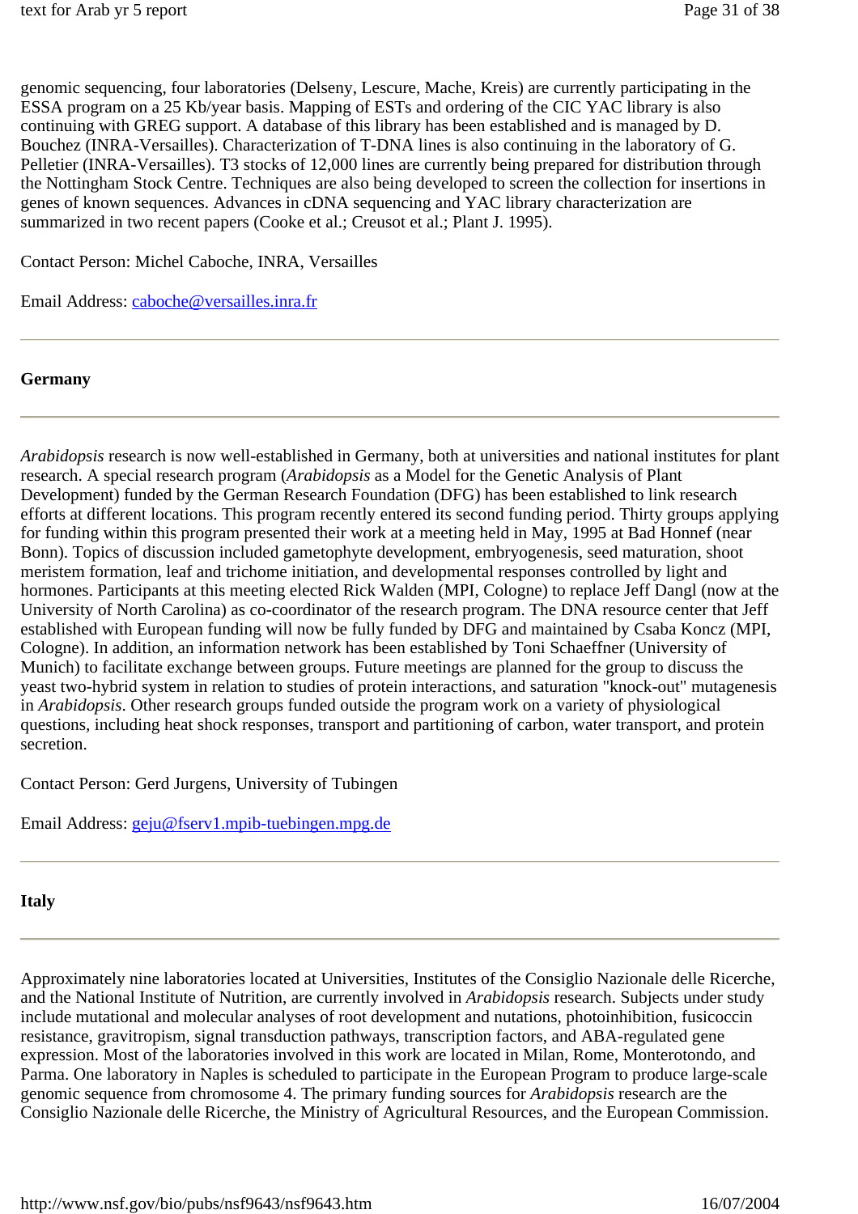genomic sequencing, four laboratories (Delseny, Lescure, Mache, Kreis) are currently participating in the ESSA program on a 25 Kb/year basis. Mapping of ESTs and ordering of the CIC YAC library is also continuing with GREG support. A database of this library has been established and is managed by D. Bouchez (INRA-Versailles). Characterization of T-DNA lines is also continuing in the laboratory of G. Pelletier (INRA-Versailles). T3 stocks of 12,000 lines are currently being prepared for distribution through the Nottingham Stock Centre. Techniques are also being developed to screen the collection for insertions in genes of known sequences. Advances in cDNA sequencing and YAC library characterization are summarized in two recent papers (Cooke et al.; Creusot et al.; Plant J. 1995).

Contact Person: Michel Caboche, INRA, Versailles

Email Address: caboche@versailles.inra.fr

---

## Germany

---

*Arabidopsis* research is now well-established in Germany, both at universities and national institutes for plant research. A special research program (*Arabidopsis* as a Model for the Genetic Analysis of Plant Development) funded by the German Research Foundation (DFG) has been established to link research efforts at different locations. This program recently entered its second funding period. Thirty groups applying for funding within this program presented their work at a meeting held in May, 1995 at Bad Honnef (near Bonn). Topics of discussion included gametophyte development, embryogenesis, seed maturation, shoot meristem formation, leaf and trichome initiation, and developmental responses controlled by light and hormones. Participants at this meeting elected Rick Walden (MPI, Cologne) to replace Jeff Dangl (now at the University of North Carolina) as co-coordinator of the research program. The DNA resource center that Jeff established with European funding will now be fully funded by DFG and maintained by Csaba Koncz (MPI, Cologne). In addition, an information network has been established by Toni Schaeffner (University of Munich) to facilitate exchange between groups. Future meetings are planned for the group to discuss the yeast two-hybrid system in relation to studies of protein interactions, and saturation "knock-out" mutagenesis in *Arabidopsis*. Other research groups funded outside the program work on a variety of physiological questions, including heat shock responses, transport and partitioning of carbon, water transport, and protein secretion.

Contact Person: Gerd Jurgens, University of Tubingen

Email Address: geju@fserv1.mpib-tuebingen.mpg.de

---

## Italy

---

Approximately nine laboratories located at Universities, Institutes of the Consiglio Nazionale delle Ricerche, and the National Institute of Nutrition, are currently involved in *Arabidopsis* research. Subjects under study include mutational and molecular analyses of root development and nutations, photoinhibition, fusicoccin resistance, gravitropism, signal transduction pathways, transcription factors, and ABA-regulated gene expression. Most of the laboratories involved in this work are located in Milan, Rome, Monterotondo, and Parma. One laboratory in Naples is scheduled to participate in the European Program to produce large-scale genomic sequence from chromosome 4. The primary funding sources for *Arabidopsis* research are the Consiglio Nazionale delle Ricerche, the Ministry of Agricultural Resources, and the European Commission.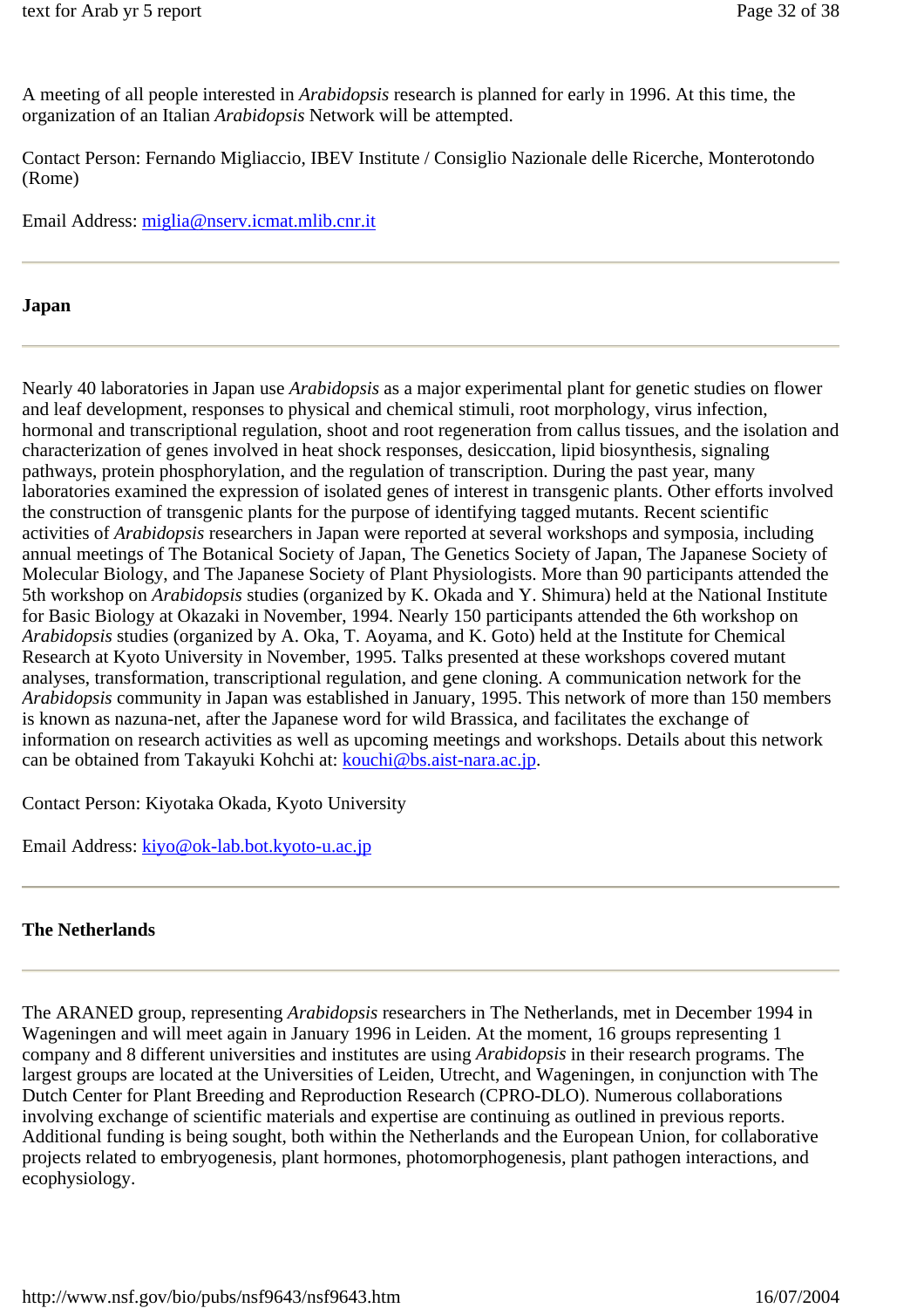A meeting of all people interested in *Arabidopsis* research is planned for early in 1996. At this time, the organization of an Italian *Arabidopsis* Network will be attempted.

Contact Person: Fernando Migliaccio, IBEV Institute / Consiglio Nazionale delle Ricerche, Monterotondo (Rome)

Email Address: miglia@nserv.icmat.mlib.cnr.it

---

### Japan

---

Nearly 40 laboratories in Japan use *Arabidopsis* as a major experimental plant for genetic studies on flower and leaf development, responses to physical and chemical stimuli, root morphology, virus infection, hormonal and transcriptional regulation, shoot and root regeneration from callus tissues, and the isolation and characterization of genes involved in heat shock responses, desiccation, lipid biosynthesis, signaling pathways, protein phosphorylation, and the regulation of transcription. During the past year, many laboratories examined the expression of isolated genes of interest in transgenic plants. Other efforts involved the construction of transgenic plants for the purpose of identifying tagged mutants. Recent scientific activities of *Arabidopsis* researchers in Japan were reported at several workshops and symposia, including annual meetings of The Botanical Society of Japan, The Genetics Society of Japan, The Japanese Society of Molecular Biology, and The Japanese Society of Plant Physiologists. More than 90 participants attended the 5th workshop on *Arabidopsis* studies (organized by K. Okada and Y. Shimura) held at the National Institute for Basic Biology at Okazaki in November, 1994. Nearly 150 participants attended the 6th workshop on *Arabidopsis* studies (organized by A. Oka, T. Aoyama, and K. Goto) held at the Institute for Chemical Research at Kyoto University in November, 1995. Talks presented at these workshops covered mutant analyses, transformation, transcriptional regulation, and gene cloning. A communication network for the *Arabidopsis* community in Japan was established in January, 1995. This network of more than 150 members is known as nazuna-net, after the Japanese word for wild Brassica, and facilitates the exchange of information on research activities as well as upcoming meetings and workshops. Details about this network can be obtained from Takayuki Kohchi at: kouchi@bs.aist-nara.ac.jp.

Contact Person: Kiyotaka Okada, Kyoto University

Email Address: kiyo@ok-lab.bot.kyoto-u.ac.jp

---

### The Netherlands

---

The ARANED group, representing *Arabidopsis* researchers in The Netherlands, met in December 1994 in Wageningen and will meet again in January 1996 in Leiden. At the moment, 16 groups representing 1 company and 8 different universities and institutes are using *Arabidopsis* in their research programs. The largest groups are located at the Universities of Leiden, Utrecht, and Wageningen, in conjunction with The Dutch Center for Plant Breeding and Reproduction Research (CPRO-DLO). Numerous collaborations involving exchange of scientific materials and expertise are continuing as outlined in previous reports. Additional funding is being sought, both within the Netherlands and the European Union, for collaborative projects related to embryogenesis, plant hormones, photomorphogenesis, plant pathogen interactions, and ecophysiology.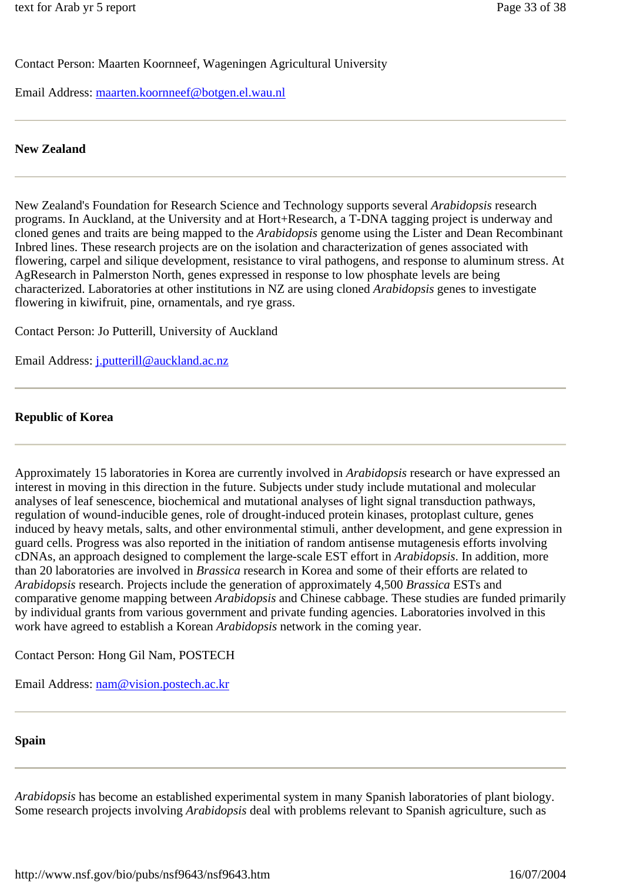Contact Person: Maarten Koornneef, Wageningen Agricultural University

Email Address: maarten.koornneef@botgen.el.wau.nl

---

## New Zealand

---

New Zealand's Foundation for Research Science and Technology supports several *Arabidopsis* research programs. In Auckland, at the University and at Hort+Research, a T-DNA tagging project is underway and cloned genes and traits are being mapped to the *Arabidopsis* genome using the Lister and Dean Recombinant Inbred lines. These research projects are on the isolation and characterization of genes associated with flowering, carpel and silique development, resistance to viral pathogens, and response to aluminum stress. At AgResearch in Palmerston North, genes expressed in response to low phosphate levels are being characterized. Laboratories at other institutions in NZ are using cloned *Arabidopsis* genes to investigate flowering in kiwifruit, pine, ornamentals, and rye grass.

Contact Person: Jo Putterill, University of Auckland

Email Address: j.putterill@auckland.ac.nz

---

## Republic of Korea

---

Approximately 15 laboratories in Korea are currently involved in *Arabidopsis* research or have expressed an interest in moving in this direction in the future. Subjects under study include mutational and molecular analyses of leaf senescence, biochemical and mutational analyses of light signal transduction pathways, regulation of wound-inducible genes, role of drought-induced protein kinases, protoplast culture, genes induced by heavy metals, salts, and other environmental stimuli, anther development, and gene expression in guard cells. Progress was also reported in the initiation of random antisense mutagenesis efforts involving cDNAs, an approach designed to complement the large-scale EST effort in *Arabidopsis*. In addition, more than 20 laboratories are involved in *Brassica* research in Korea and some of their efforts are related to *Arabidopsis* research. Projects include the generation of approximately 4,500 *Brassica* ESTs and comparative genome mapping between *Arabidopsis* and Chinese cabbage. These studies are funded primarily by individual grants from various government and private funding agencies. Laboratories involved in this work have agreed to establish a Korean *Arabidopsis* network in the coming year.

Contact Person: Hong Gil Nam, POSTECH

Email Address: nam@vision.postech.ac.kr

---

## Spain

---

*Arabidopsis* has become an established experimental system in many Spanish laboratories of plant biology. Some research projects involving *Arabidopsis* deal with problems relevant to Spanish agriculture, such as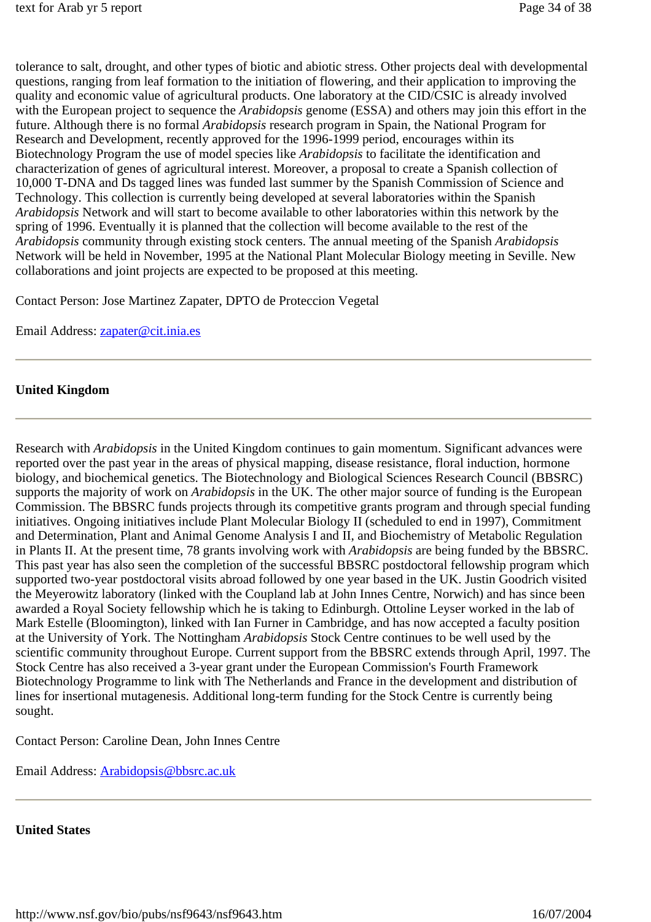tolerance to salt, drought, and other types of biotic and abiotic stress. Other projects deal with developmental questions, ranging from leaf formation to the initiation of flowering, and their application to improving the quality and economic value of agricultural products. One laboratory at the CID/CSIC is already involved with the European project to sequence the *Arabidopsis* genome (ESSA) and others may join this effort in the future. Although there is no formal *Arabidopsis* research program in Spain, the National Program for Research and Development, recently approved for the 1996-1999 period, encourages within its Biotechnology Program the use of model species like *Arabidopsis* to facilitate the identification and characterization of genes of agricultural interest. Moreover, a proposal to create a Spanish collection of 10,000 T-DNA and Ds tagged lines was funded last summer by the Spanish Commission of Science and Technology. This collection is currently being developed at several laboratories within the Spanish *Arabidopsis* Network and will start to become available to other laboratories within this network by the spring of 1996. Eventually it is planned that the collection will become available to the rest of the *Arabidopsis* community through existing stock centers. The annual meeting of the Spanish *Arabidopsis* Network will be held in November, 1995 at the National Plant Molecular Biology meeting in Seville. New collaborations and joint projects are expected to be proposed at this meeting.

Contact Person: Jose Martinez Zapater, DPTO de Proteccion Vegetal

Email Address: zapater@cit.inia.es

---

**United Kingdom**

---

Research with *Arabidopsis* in the United Kingdom continues to gain momentum. Significant advances were reported over the past year in the areas of physical mapping, disease resistance, floral induction, hormone biology, and biochemical genetics. The Biotechnology and Biological Sciences Research Council (BBSRC) supports the majority of work on *Arabidopsis* in the UK. The other major source of funding is the European Commission. The BBSRC funds projects through its competitive grants program and through special funding initiatives. Ongoing initiatives include Plant Molecular Biology II (scheduled to end in 1997), Commitment and Determination, Plant and Animal Genome Analysis I and II, and Biochemistry of Metabolic Regulation in Plants II. At the present time, 78 grants involving work with *Arabidopsis* are being funded by the BBSRC. This past year has also seen the completion of the successful BBSRC postdoctoral fellowship program which supported two-year postdoctoral visits abroad followed by one year based in the UK. Justin Goodrich visited the Meyerowitz laboratory (linked with the Coupland lab at John Innes Centre, Norwich) and has since been awarded a Royal Society fellowship which he is taking to Edinburgh. Ottoline Leyser worked in the lab of Mark Estelle (Bloomington), linked with Ian Furner in Cambridge, and has now accepted a faculty position at the University of York. The Nottingham *Arabidopsis* Stock Centre continues to be well used by the scientific community throughout Europe. Current support from the BBSRC extends through April, 1997. The Stock Centre has also received a 3-year grant under the European Commission's Fourth Framework Biotechnology Programme to link with The Netherlands and France in the development and distribution of lines for insertional mutagenesis. Additional long-term funding for the Stock Centre is currently being sought.

Contact Person: Caroline Dean, John Innes Centre

Email Address: Arabidopsis@bbsrc.ac.uk

---

**United States**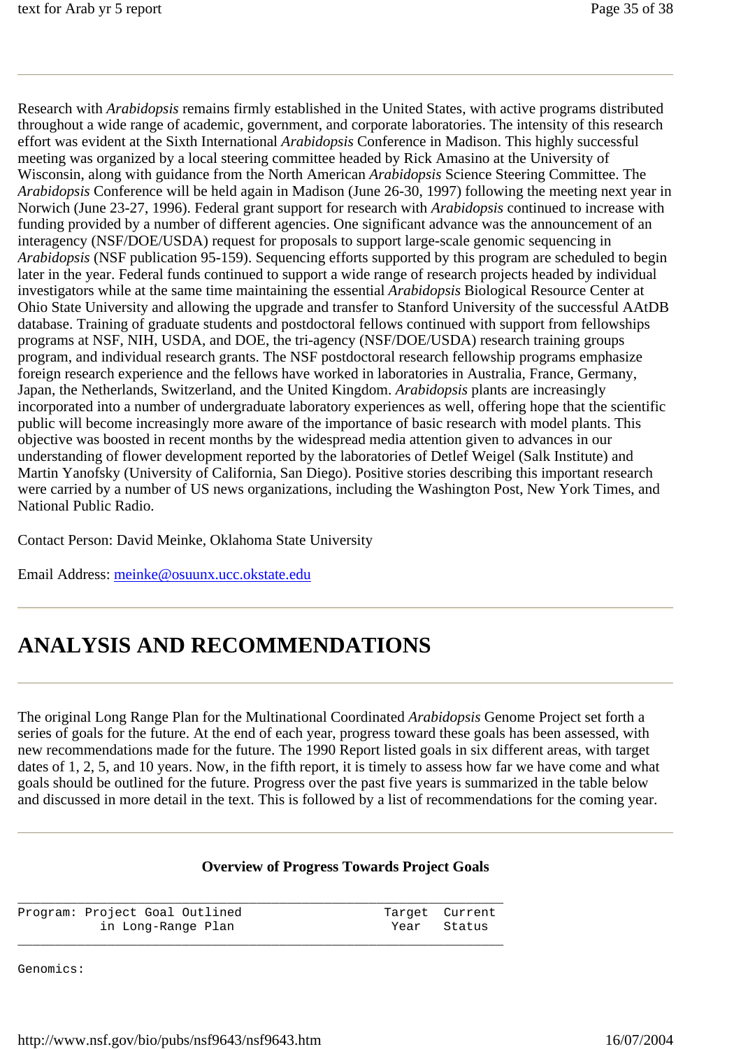Research with *Arabidopsis* remains firmly established in the United States, with active programs distributed throughout a wide range of academic, government, and corporate laboratories. The intensity of this research effort was evident at the Sixth International *Arabidopsis* Conference in Madison. This highly successful meeting was organized by a local steering committee headed by Rick Amasino at the University of Wisconsin, along with guidance from the North American *Arabidopsis* Science Steering Committee. The *Arabidopsis* Conference will be held again in Madison (June 26-30, 1997) following the meeting next year in Norwich (June 23-27, 1996). Federal grant support for research with *Arabidopsis* continued to increase with funding provided by a number of different agencies. One significant advance was the announcement of an interagency (NSF/DOE/USDA) request for proposals to support large-scale genomic sequencing in *Arabidopsis* (NSF publication 95-159). Sequencing efforts supported by this program are scheduled to begin later in the year. Federal funds continued to support a wide range of research projects headed by individual investigators while at the same time maintaining the essential *Arabidopsis* Biological Resource Center at Ohio State University and allowing the upgrade and transfer to Stanford University of the successful AAtDB database. Training of graduate students and postdoctoral fellows continued with support from fellowships programs at NSF, NIH, USDA, and DOE, the tri-agency (NSF/DOE/USDA) research training groups program, and individual research grants. The NSF postdoctoral research fellowship programs emphasize foreign research experience and the fellows have worked in laboratories in Australia, France, Germany, Japan, the Netherlands, Switzerland, and the United Kingdom. *Arabidopsis* plants are increasingly incorporated into a number of undergraduate laboratory experiences as well, offering hope that the scientific public will become increasingly more aware of the importance of basic research with model plants. This objective was boosted in recent months by the widespread media attention given to advances in our understanding of flower development reported by the laboratories of Detlef Weigel (Salk Institute) and Martin Yanofsky (University of California, San Diego). Positive stories describing this important research were carried by a number of US news organizations, including the Washington Post, New York Times, and National Public Radio.

Contact Person: David Meinke, Oklahoma State University

Email Address: meinke@osuunx.ucc.okstate.edu

---

# ANALYSIS AND RECOMMENDATIONS

---

The original Long Range Plan for the Multinational Coordinated *Arabidopsis* Genome Project set forth a series of goals for the future. At the end of each year, progress toward these goals has been assessed, with new recommendations made for the future. The 1990 Report listed goals in six different areas, with target dates of 1, 2, 5, and 10 years. Now, in the fifth report, it is timely to assess how far we have come and what goals should be outlined for the future. Progress over the past five years is summarized in the table below and discussed in more detail in the text. This is followed by a list of recommendations for the coming year.

---

**Overview of Progress Towards Project Goals**

| Program: Project Goal Outlined in Long-Range Plan | Target Year | Current Status |
|---|---|---|
| Genomics: | | |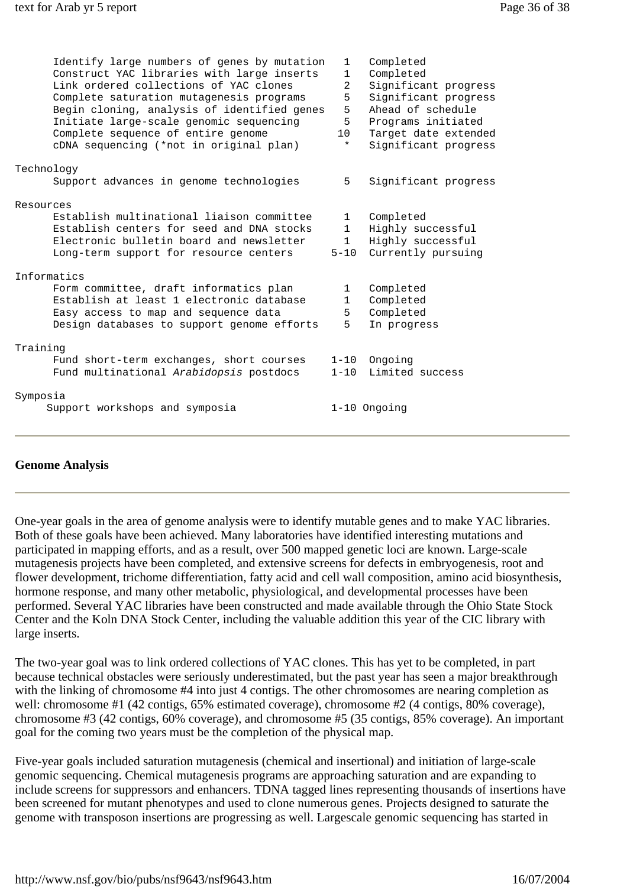| Goal | Year | Status |
|---|---|---|
| Identify large numbers of genes by mutation | 1 | Completed |
| Construct YAC libraries with large inserts | 1 | Completed |
| Link ordered collections of YAC clones | 2 | Significant progress |
| Complete saturation mutagenesis programs | 5 | Significant progress |
| Begin cloning, analysis of identified genes | 5 | Ahead of schedule |
| Initiate large-scale genomic sequencing | 5 | Programs initiated |
| Complete sequence of entire genome | 10 | Target date extended |
| cDNA sequencing (*not in original plan) | * | Significant progress |
| **Technology** | | |
| Support advances in genome technologies | 5 | Significant progress |
| **Resources** | | |
| Establish multinational liaison committee | 1 | Completed |
| Establish centers for seed and DNA stocks | 1 | Highly successful |
| Electronic bulletin board and newsletter | 1 | Highly successful |
| Long-term support for resource centers | 5-10 | Currently pursuing |
| **Informatics** | | |
| Form committee, draft informatics plan | 1 | Completed |
| Establish at least 1 electronic database | 1 | Completed |
| Easy access to map and sequence data | 5 | Completed |
| Design databases to support genome efforts | 5 | In progress |
| **Training** | | |
| Fund short-term exchanges, short courses | 1-10 | Ongoing |
| Fund multinational *Arabidopsis* postdocs | 1-10 | Limited success |
| **Symposia** | | |
| Support workshops and symposia | 1-10 | Ongoing |

---

**Genome Analysis**

---

One-year goals in the area of genome analysis were to identify mutable genes and to make YAC libraries. Both of these goals have been achieved. Many laboratories have identified interesting mutations and participated in mapping efforts, and as a result, over 500 mapped genetic loci are known. Large-scale mutagenesis projects have been completed, and extensive screens for defects in embryogenesis, root and flower development, trichome differentiation, fatty acid and cell wall composition, amino acid biosynthesis, hormone response, and many other metabolic, physiological, and developmental processes have been performed. Several YAC libraries have been constructed and made available through the Ohio State Stock Center and the Koln DNA Stock Center, including the valuable addition this year of the CIC library with large inserts.

The two-year goal was to link ordered collections of YAC clones. This has yet to be completed, in part because technical obstacles were seriously underestimated, but the past year has seen a major breakthrough with the linking of chromosome #4 into just 4 contigs. The other chromosomes are nearing completion as well: chromosome #1 (42 contigs, 65% estimated coverage), chromosome #2 (4 contigs, 80% coverage), chromosome #3 (42 contigs, 60% coverage), and chromosome #5 (35 contigs, 85% coverage). An important goal for the coming two years must be the completion of the physical map.

Five-year goals included saturation mutagenesis (chemical and insertional) and initiation of large-scale genomic sequencing. Chemical mutagenesis programs are approaching saturation and are expanding to include screens for suppressors and enhancers. TDNA tagged lines representing thousands of insertions have been screened for mutant phenotypes and used to clone numerous genes. Projects designed to saturate the genome with transposon insertions are progressing as well. Largescale genomic sequencing has started in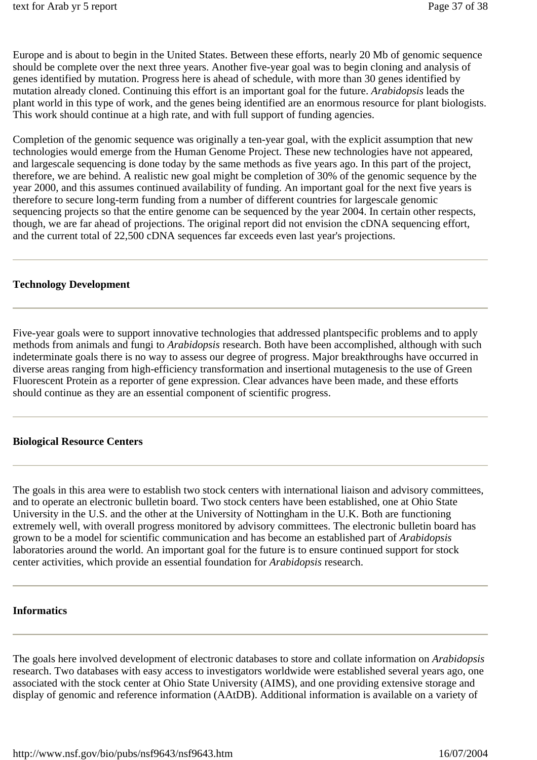Europe and is about to begin in the United States. Between these efforts, nearly 20 Mb of genomic sequence should be complete over the next three years. Another five-year goal was to begin cloning and analysis of genes identified by mutation. Progress here is ahead of schedule, with more than 30 genes identified by mutation already cloned. Continuing this effort is an important goal for the future. *Arabidopsis* leads the plant world in this type of work, and the genes being identified are an enormous resource for plant biologists. This work should continue at a high rate, and with full support of funding agencies.

Completion of the genomic sequence was originally a ten-year goal, with the explicit assumption that new technologies would emerge from the Human Genome Project. These new technologies have not appeared, and largescale sequencing is done today by the same methods as five years ago. In this part of the project, therefore, we are behind. A realistic new goal might be completion of 30% of the genomic sequence by the year 2000, and this assumes continued availability of funding. An important goal for the next five years is therefore to secure long-term funding from a number of different countries for largescale genomic sequencing projects so that the entire genome can be sequenced by the year 2004. In certain other respects, though, we are far ahead of projections. The original report did not envision the cDNA sequencing effort, and the current total of 22,500 cDNA sequences far exceeds even last year's projections.

---

**Technology Development**

---

Five-year goals were to support innovative technologies that addressed plantspecific problems and to apply methods from animals and fungi to *Arabidopsis* research. Both have been accomplished, although with such indeterminate goals there is no way to assess our degree of progress. Major breakthroughs have occurred in diverse areas ranging from high-efficiency transformation and insertional mutagenesis to the use of Green Fluorescent Protein as a reporter of gene expression. Clear advances have been made, and these efforts should continue as they are an essential component of scientific progress.

---

**Biological Resource Centers**

---

The goals in this area were to establish two stock centers with international liaison and advisory committees, and to operate an electronic bulletin board. Two stock centers have been established, one at Ohio State University in the U.S. and the other at the University of Nottingham in the U.K. Both are functioning extremely well, with overall progress monitored by advisory committees. The electronic bulletin board has grown to be a model for scientific communication and has become an established part of *Arabidopsis* laboratories around the world. An important goal for the future is to ensure continued support for stock center activities, which provide an essential foundation for *Arabidopsis* research.

---

**Informatics**

---

The goals here involved development of electronic databases to store and collate information on *Arabidopsis* research. Two databases with easy access to investigators worldwide were established several years ago, one associated with the stock center at Ohio State University (AIMS), and one providing extensive storage and display of genomic and reference information (AAtDB). Additional information is available on a variety of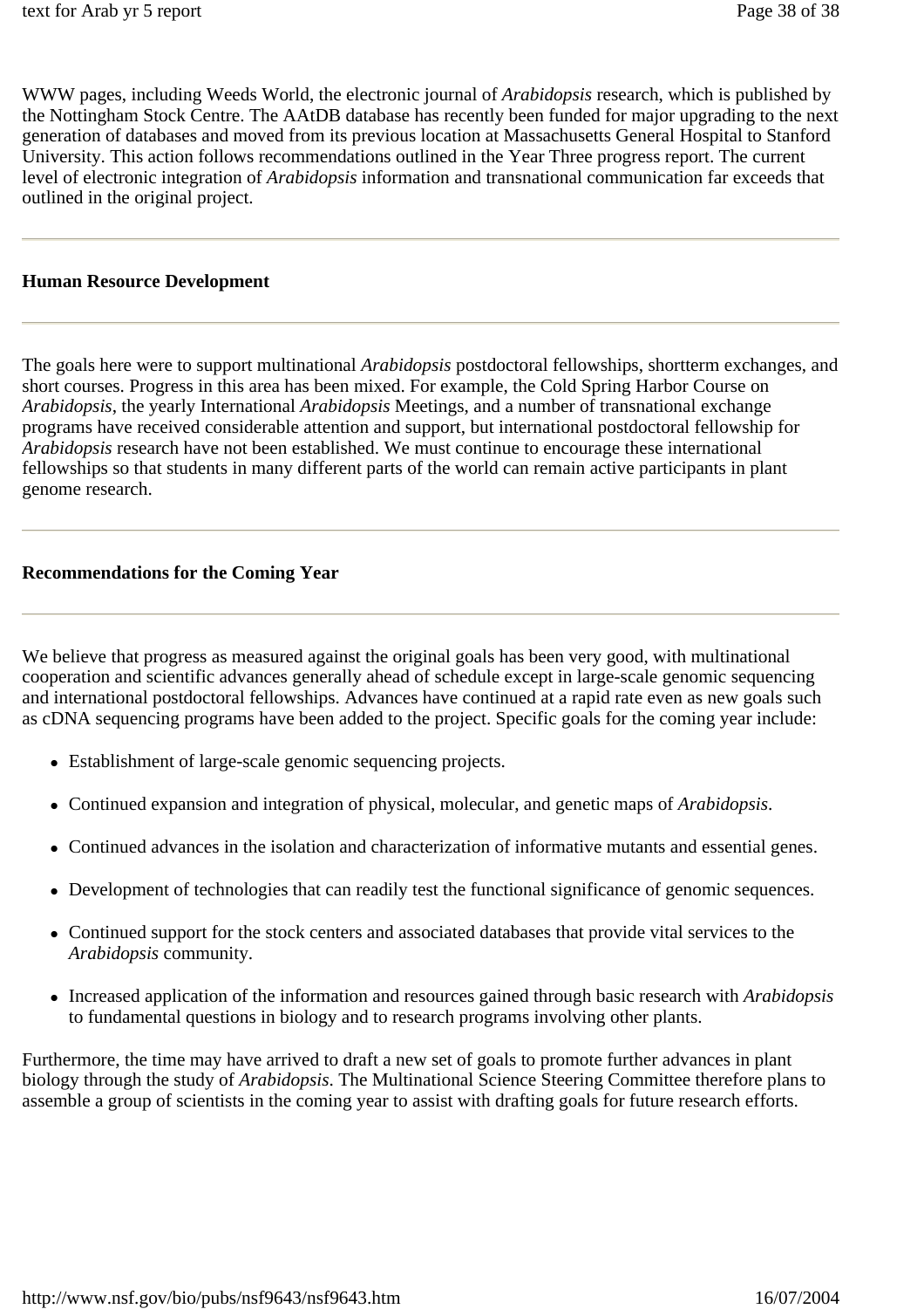WWW pages, including Weeds World, the electronic journal of *Arabidopsis* research, which is published by the Nottingham Stock Centre. The AAtDB database has recently been funded for major upgrading to the next generation of databases and moved from its previous location at Massachusetts General Hospital to Stanford University. This action follows recommendations outlined in the Year Three progress report. The current level of electronic integration of *Arabidopsis* information and transnational communication far exceeds that outlined in the original project.

---

**Human Resource Development**

---

The goals here were to support multinational *Arabidopsis* postdoctoral fellowships, shortterm exchanges, and short courses. Progress in this area has been mixed. For example, the Cold Spring Harbor Course on *Arabidopsis*, the yearly International *Arabidopsis* Meetings, and a number of transnational exchange programs have received considerable attention and support, but international postdoctoral fellowship for *Arabidopsis* research have not been established. We must continue to encourage these international fellowships so that students in many different parts of the world can remain active participants in plant genome research.

---

**Recommendations for the Coming Year**

---

We believe that progress as measured against the original goals has been very good, with multinational cooperation and scientific advances generally ahead of schedule except in large-scale genomic sequencing and international postdoctoral fellowships. Advances have continued at a rapid rate even as new goals such as cDNA sequencing programs have been added to the project. Specific goals for the coming year include:

- Establishment of large-scale genomic sequencing projects.
- Continued expansion and integration of physical, molecular, and genetic maps of *Arabidopsis*.
- Continued advances in the isolation and characterization of informative mutants and essential genes.
- Development of technologies that can readily test the functional significance of genomic sequences.
- Continued support for the stock centers and associated databases that provide vital services to the *Arabidopsis* community.
- Increased application of the information and resources gained through basic research with *Arabidopsis* to fundamental questions in biology and to research programs involving other plants.

Furthermore, the time may have arrived to draft a new set of goals to promote further advances in plant biology through the study of *Arabidopsis*. The Multinational Science Steering Committee therefore plans to assemble a group of scientists in the coming year to assist with drafting goals for future research efforts.